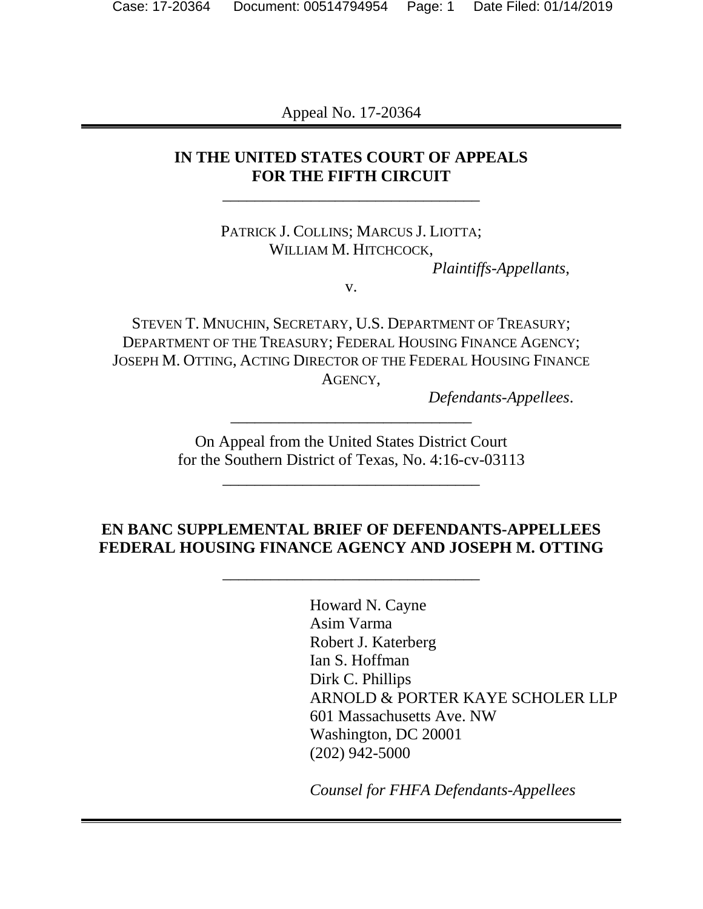Appeal No. 17-20364

---

**IN THE UNITED STATES COURT OF APPEALS**
**FOR THE FIFTH CIRCUIT**

---

PATRICK J. COLLINS; MARCUS J. LIOTTA;
WILLIAM M. HITCHCOCK,

*Plaintiffs-Appellants*,

v.

STEVEN T. MNUCHIN, SECRETARY, U.S. DEPARTMENT OF TREASURY; DEPARTMENT OF THE TREASURY; FEDERAL HOUSING FINANCE AGENCY; JOSEPH M. OTTING, ACTING DIRECTOR OF THE FEDERAL HOUSING FINANCE AGENCY,

*Defendants-Appellees*.

---

On Appeal from the United States District Court
for the Southern District of Texas, No. 4:16-cv-03113

---

**EN BANC SUPPLEMENTAL BRIEF OF DEFENDANTS-APPELLEES FEDERAL HOUSING FINANCE AGENCY AND JOSEPH M. OTTING**

---

Howard N. Cayne
Asim Varma
Robert J. Katerberg
Ian S. Hoffman
Dirk C. Phillips
ARNOLD & PORTER KAYE SCHOLER LLP
601 Massachusetts Ave. NW
Washington, DC 20001
(202) 942-5000

*Counsel for FHFA Defendants-Appellees*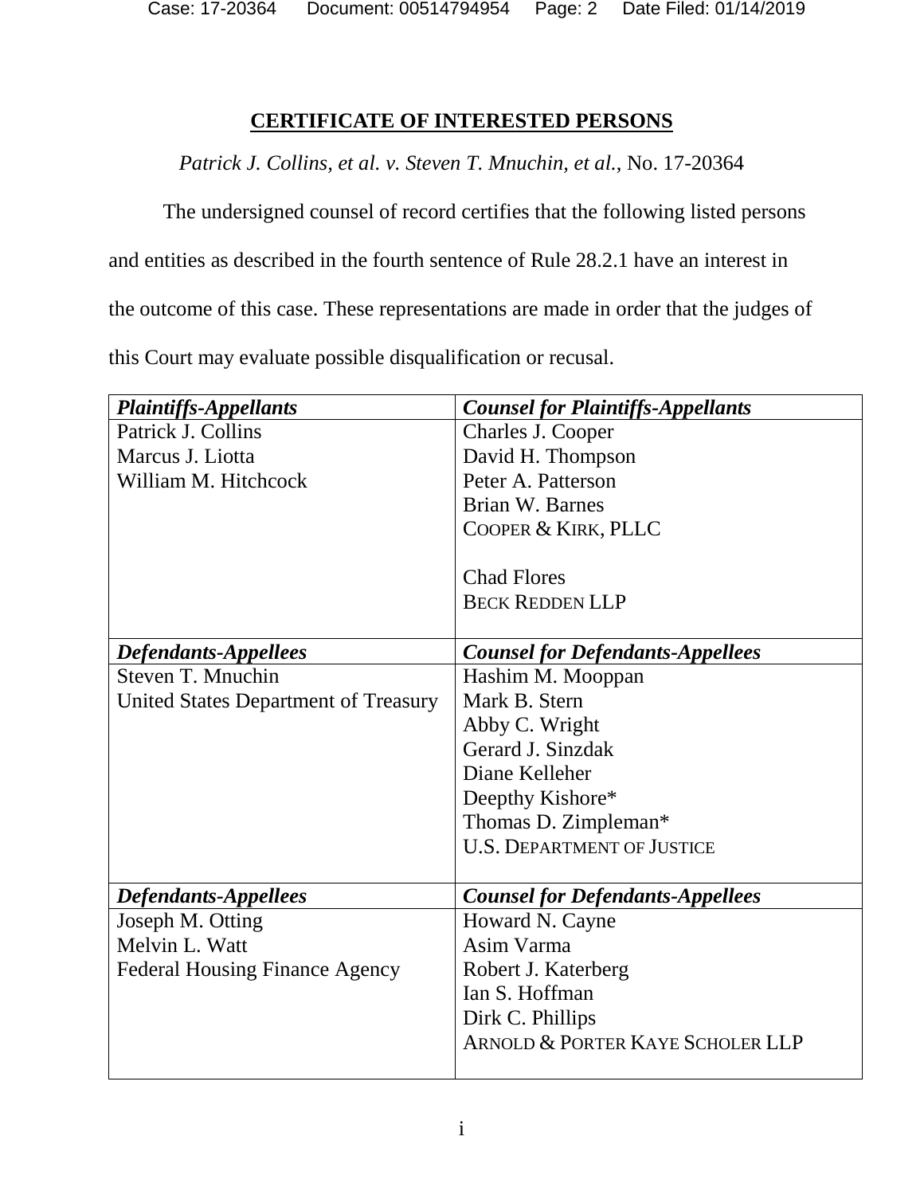# CERTIFICATE OF INTERESTED PERSONS

*Patrick J. Collins, et al. v. Steven T. Mnuchin, et al.*, No. 17-20364

The undersigned counsel of record certifies that the following listed persons and entities as described in the fourth sentence of Rule 28.2.1 have an interest in the outcome of this case. These representations are made in order that the judges of this Court may evaluate possible disqualification or recusal.

| ***Plaintiffs-Appellants*** | ***Counsel for Plaintiffs-Appellants*** |
|---|---|
| Patrick J. Collins<br>Marcus J. Liotta<br>William M. Hitchcock | Charles J. Cooper<br>David H. Thompson<br>Peter A. Patterson<br>Brian W. Barnes<br>COOPER & KIRK, PLLC<br><br>Chad Flores<br>BECK REDDEN LLP |
| ***Defendants-Appellees*** | ***Counsel for Defendants-Appellees*** |
| Steven T. Mnuchin<br>United States Department of Treasury | Hashim M. Mooppan<br>Mark B. Stern<br>Abby C. Wright<br>Gerard J. Sinzdak<br>Diane Kelleher<br>Deepthy Kishore*<br>Thomas D. Zimpleman*<br>U.S. DEPARTMENT OF JUSTICE |
| ***Defendants-Appellees*** | ***Counsel for Defendants-Appellees*** |
| Joseph M. Otting<br>Melvin L. Watt<br>Federal Housing Finance Agency | Howard N. Cayne<br>Asim Varma<br>Robert J. Katerberg<br>Ian S. Hoffman<br>Dirk C. Phillips<br>ARNOLD & PORTER KAYE SCHOLER LLP |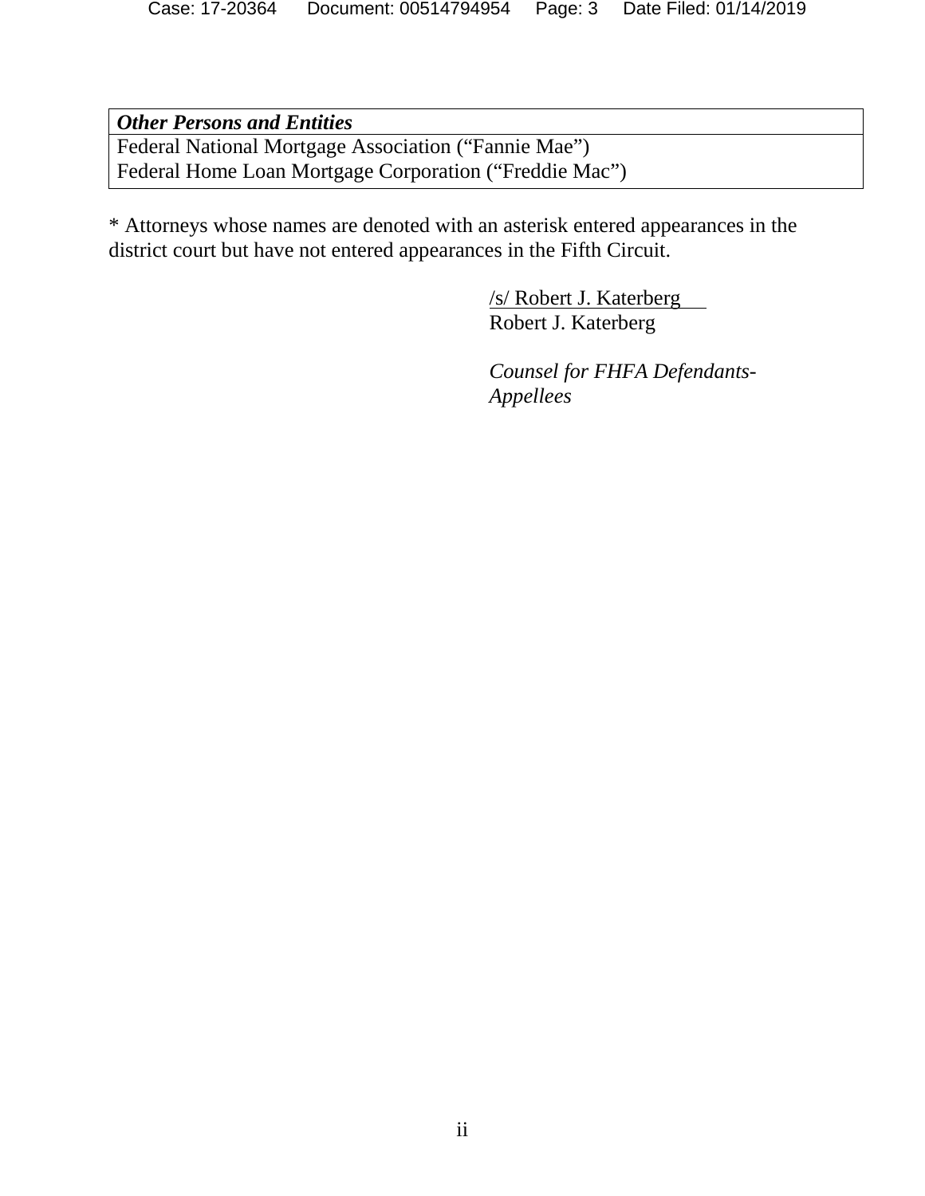| ***Other Persons and Entities*** |
| --- |
| Federal National Mortgage Association (“Fannie Mae”)<br>Federal Home Loan Mortgage Corporation (“Freddie Mac”) |

* Attorneys whose names are denoted with an asterisk entered appearances in the district court but have not entered appearances in the Fifth Circuit.

/s/ Robert J. Katerberg
Robert J. Katerberg

*Counsel for FHFA Defendants-Appellees*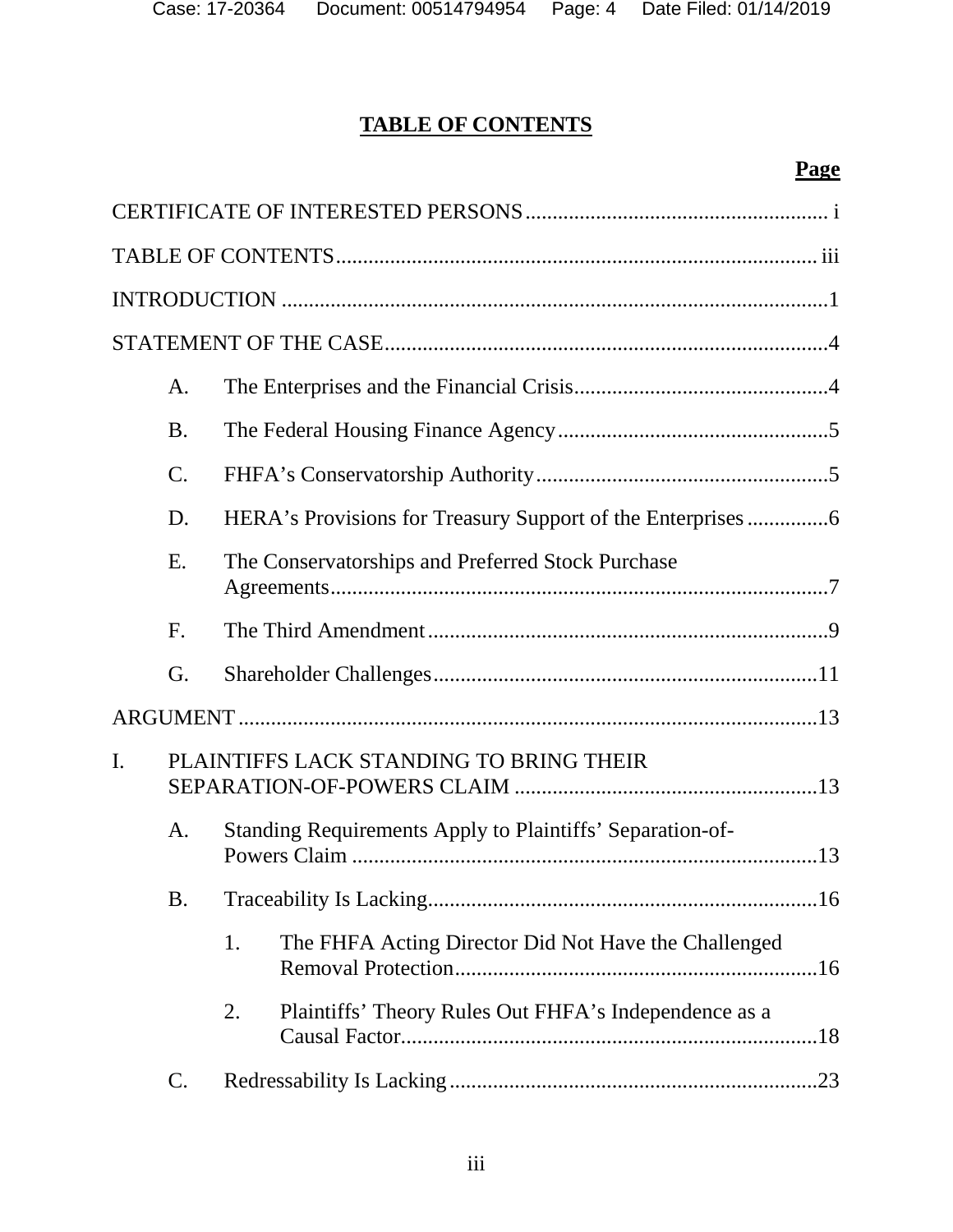# TABLE OF CONTENTS

**Page**

CERTIFICATE OF INTERESTED PERSONS ........................................................ i

TABLE OF CONTENTS ........................................................................................ iii

INTRODUCTION ................................................................................................... 1

STATEMENT OF THE CASE ................................................................................. 4

A. The Enterprises and the Financial Crisis ............................................... 4

B. The Federal Housing Finance Agency .................................................. 5

C. FHFA's Conservatorship Authority ...................................................... 5

D. HERA's Provisions for Treasury Support of the Enterprises ............... 6

E. The Conservatorships and Preferred Stock Purchase Agreements ........................................................................................... 7

F. The Third Amendment ......................................................................... 9

G. Shareholder Challenges ....................................................................... 11

ARGUMENT .......................................................................................................... 13

I. PLAINTIFFS LACK STANDING TO BRING THEIR SEPARATION-OF-POWERS CLAIM ........................................................ 13

A. Standing Requirements Apply to Plaintiffs' Separation-of-Powers Claim ...................................................................................... 13

B. Traceability Is Lacking ........................................................................ 16

1. The FHFA Acting Director Did Not Have the Challenged Removal Protection ................................................................... 16

2. Plaintiffs' Theory Rules Out FHFA's Independence as a Causal Factor ............................................................................. 18

C. Redressability Is Lacking .................................................................... 23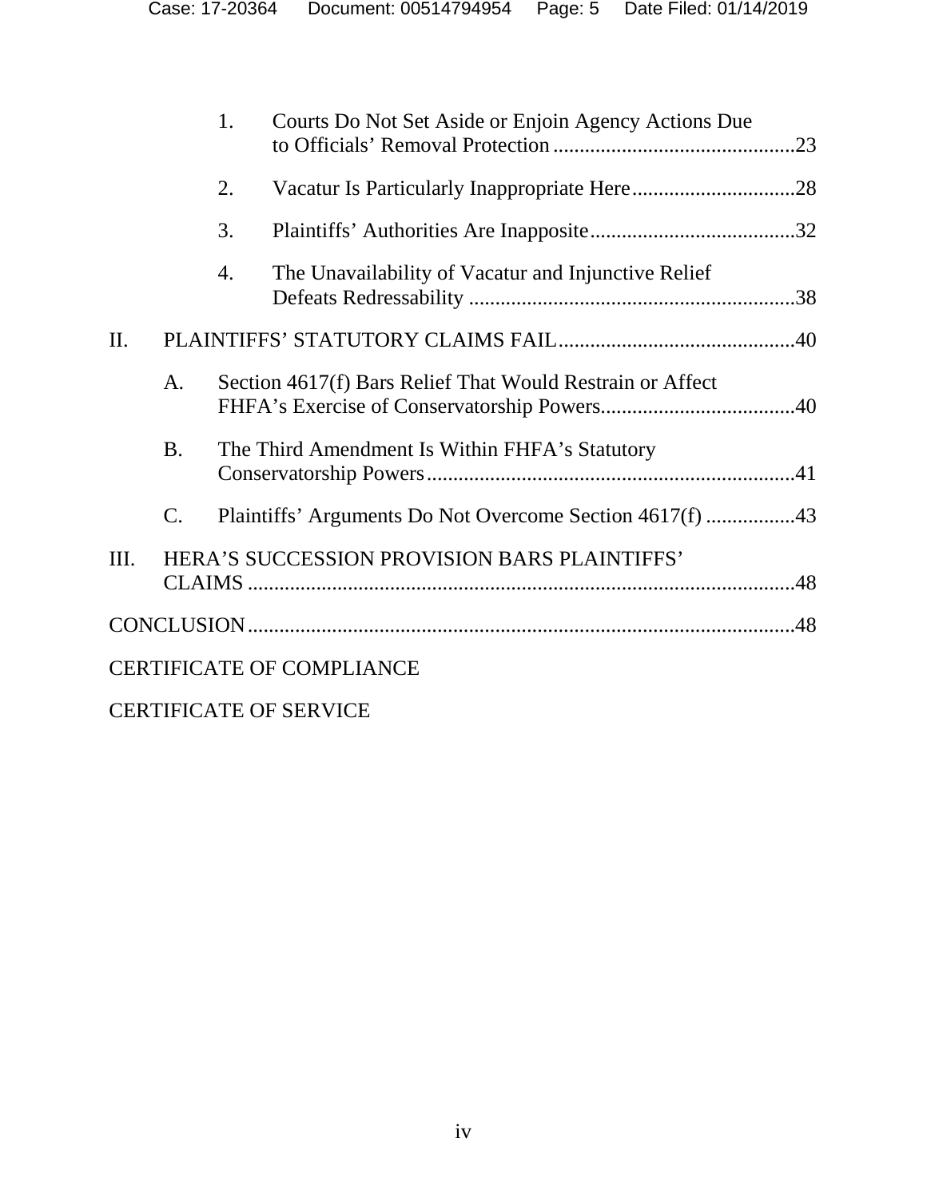1. Courts Do Not Set Aside or Enjoin Agency Actions Due to Officials' Removal Protection ..............................................23

2. Vacatur Is Particularly Inappropriate Here ...............................28

3. Plaintiffs' Authorities Are Inapposite .......................................32

4. The Unavailability of Vacatur and Injunctive Relief Defeats Redressability ..............................................................38

II. PLAINTIFFS' STATUTORY CLAIMS FAIL .............................................40

A. Section 4617(f) Bars Relief That Would Restrain or Affect FHFA's Exercise of Conservatorship Powers.....................................40

B. The Third Amendment Is Within FHFA's Statutory Conservatorship Powers......................................................................41

C. Plaintiffs' Arguments Do Not Overcome Section 4617(f) .................43

III. HERA'S SUCCESSION PROVISION BARS PLAINTIFFS' CLAIMS .......................................................................................................48

CONCLUSION.......................................................................................................48

CERTIFICATE OF COMPLIANCE

CERTIFICATE OF SERVICE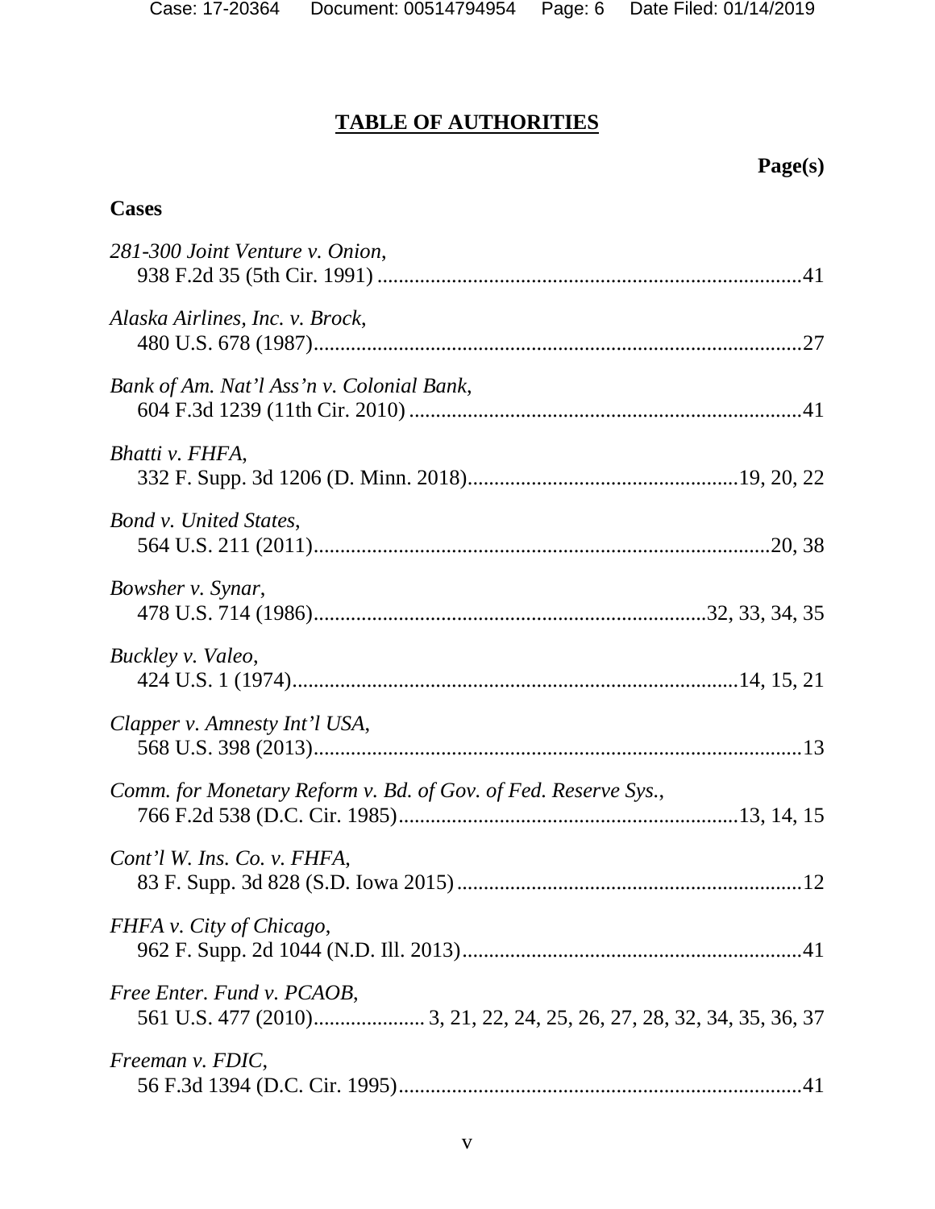# TABLE OF AUTHORITIES

**Page(s)**

**Cases**

*281-300 Joint Venture v. Onion*,
938 F.2d 35 (5th Cir. 1991) ............................................................................41

*Alaska Airlines, Inc. v. Brock*,
480 U.S. 678 (1987).........................................................................................27

*Bank of Am. Nat'l Ass'n v. Colonial Bank*,
604 F.3d 1239 (11th Cir. 2010) .......................................................................41

*Bhatti v. FHFA*,
332 F. Supp. 3d 1206 (D. Minn. 2018)..................................................19, 20, 22

*Bond v. United States*,
564 U.S. 211 (2011)...................................................................................20, 38

*Bowsher v. Synar*,
478 U.S. 714 (1986).........................................................................32, 33, 34, 35

*Buckley v. Valeo*,
424 U.S. 1 (1974)...................................................................................14, 15, 21

*Clapper v. Amnesty Int'l USA*,
568 U.S. 398 (2013).........................................................................................13

*Comm. for Monetary Reform v. Bd. of Gov. of Fed. Reserve Sys.*,
766 F.2d 538 (D.C. Cir. 1985)...............................................................13, 14, 15

*Cont'l W. Ins. Co. v. FHFA*,
83 F. Supp. 3d 828 (S.D. Iowa 2015) .................................................................12

*FHFA v. City of Chicago*,
962 F. Supp. 2d 1044 (N.D. Ill. 2013)................................................................41

*Free Enter. Fund v. PCAOB*,
561 U.S. 477 (2010)..................... 3, 21, 22, 24, 25, 26, 27, 28, 32, 34, 35, 36, 37

*Freeman v. FDIC*,
56 F.3d 1394 (D.C. Cir. 1995)...........................................................................41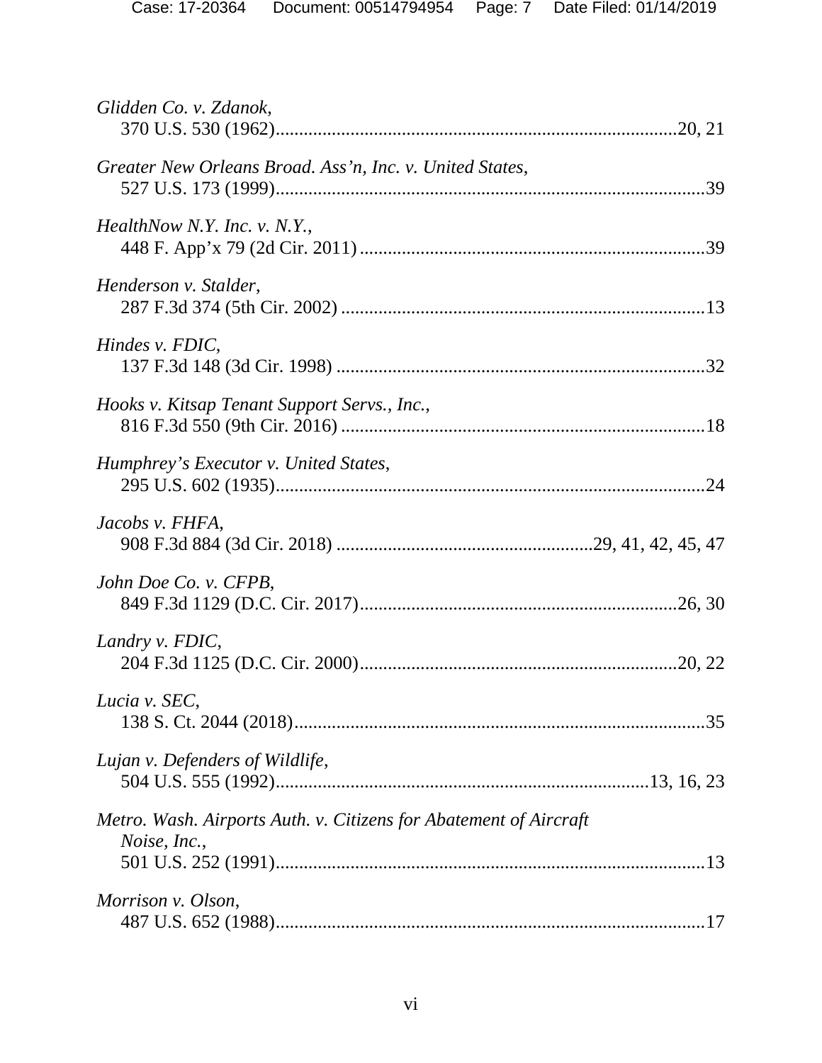*Glidden Co. v. Zdanok*,
370 U.S. 530 (1962)....................................................................................20, 21

*Greater New Orleans Broad. Ass'n, Inc. v. United States*,
527 U.S. 173 (1999)........................................................................................39

*HealthNow N.Y. Inc. v. N.Y.*,
448 F. App'x 79 (2d Cir. 2011)........................................................................39

*Henderson v. Stalder*,
287 F.3d 374 (5th Cir. 2002)...........................................................................13

*Hindes v. FDIC*,
137 F.3d 148 (3d Cir. 1998)............................................................................32

*Hooks v. Kitsap Tenant Support Servs., Inc.*,
816 F.3d 550 (9th Cir. 2016)...........................................................................18

*Humphrey's Executor v. United States*,
295 U.S. 602 (1935)........................................................................................24

*Jacobs v. FHFA*,
908 F.3d 884 (3d Cir. 2018) .....................................................29, 41, 42, 45, 47

*John Doe Co. v. CFPB*,
849 F.3d 1129 (D.C. Cir. 2017)...................................................................26, 30

*Landry v. FDIC*,
204 F.3d 1125 (D.C. Cir. 2000)...................................................................20, 22

*Lucia v. SEC*,
138 S. Ct. 2044 (2018)......................................................................................35

*Lujan v. Defenders of Wildlife*,
504 U.S. 555 (1992)............................................................................13, 16, 23

*Metro. Wash. Airports Auth. v. Citizens for Abatement of Aircraft Noise, Inc.*,
501 U.S. 252 (1991)........................................................................................13

*Morrison v. Olson*,
487 U.S. 652 (1988)........................................................................................17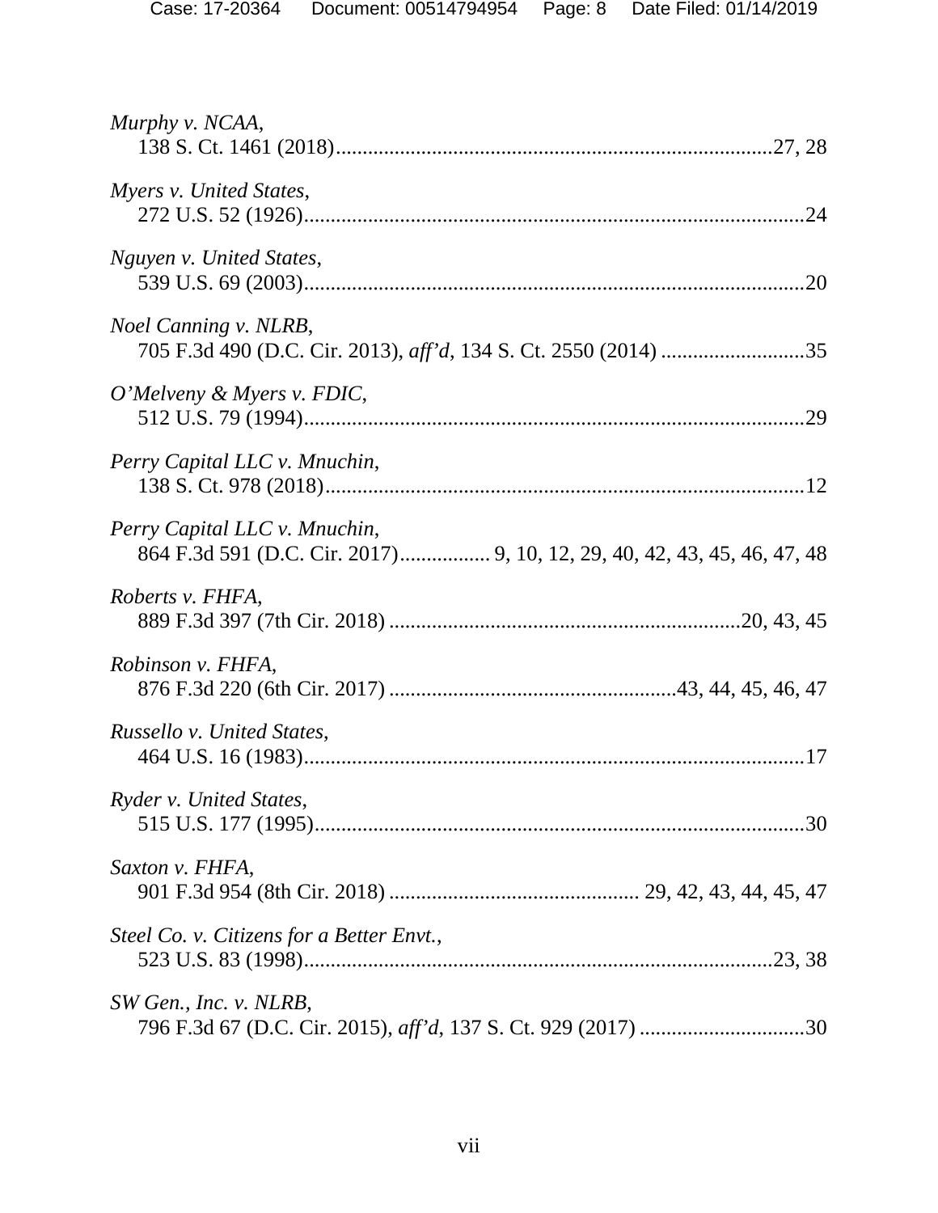*Murphy v. NCAA*,
138 S. Ct. 1461 (2018)................................................................................27, 28

*Myers v. United States*,
272 U.S. 52 (1926)...........................................................................................24

*Nguyen v. United States*,
539 U.S. 69 (2003)...........................................................................................20

*Noel Canning v. NLRB*,
705 F.3d 490 (D.C. Cir. 2013), *aff'd*, 134 S. Ct. 2550 (2014) ..........................35

*O'Melveny & Myers v. FDIC*,
512 U.S. 79 (1994)...........................................................................................29

*Perry Capital LLC v. Mnuchin*,
138 S. Ct. 978 (2018).......................................................................................12

*Perry Capital LLC v. Mnuchin*,
864 F.3d 591 (D.C. Cir. 2017)................ 9, 10, 12, 29, 40, 42, 43, 45, 46, 47, 48

*Roberts v. FHFA*,
889 F.3d 397 (7th Cir. 2018) ...............................................................20, 43, 45

*Robinson v. FHFA*,
876 F.3d 220 (6th Cir. 2017) ...................................................43, 44, 45, 46, 47

*Russello v. United States*,
464 U.S. 16 (1983)...........................................................................................17

*Ryder v. United States*,
515 U.S. 177 (1995).........................................................................................30

*Saxton v. FHFA*,
901 F.3d 954 (8th Cir. 2018) .............................................. 29, 42, 43, 44, 45, 47

*Steel Co. v. Citizens for a Better Envt.*,
523 U.S. 83 (1998).....................................................................................23, 38

*SW Gen., Inc. v. NLRB*,
796 F.3d 67 (D.C. Cir. 2015), *aff'd*, 137 S. Ct. 929 (2017) ...............................30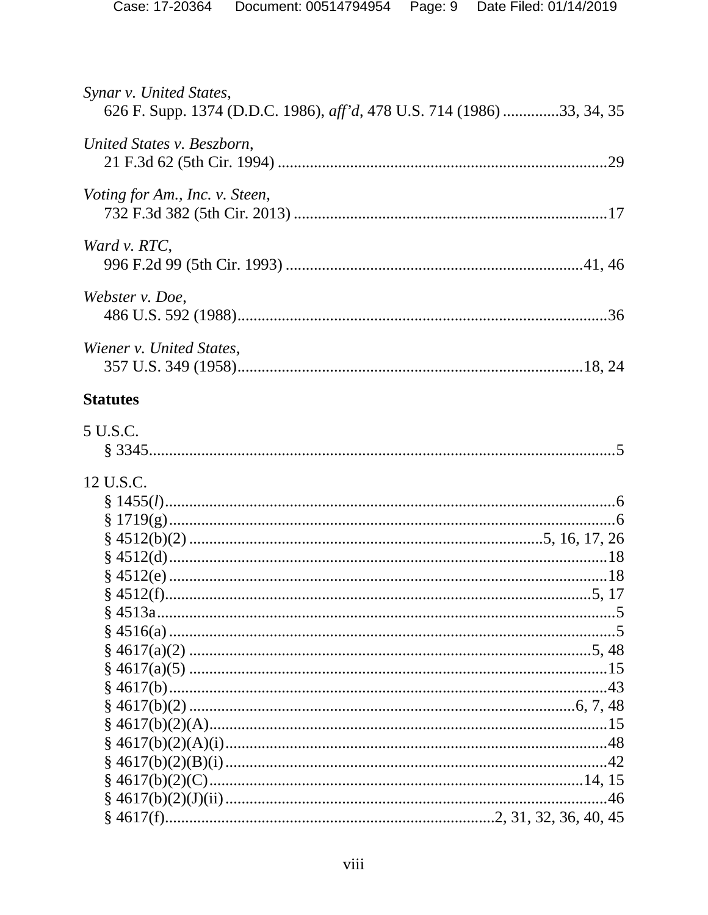*Synar v. United States*,
626 F. Supp. 1374 (D.D.C. 1986), *aff'd*, 478 U.S. 714 (1986) .............33, 34, 35

*United States v. Beszborn*,
21 F.3d 62 (5th Cir. 1994) ................................................................................29

*Voting for Am., Inc. v. Steen*,
732 F.3d 382 (5th Cir. 2013) ............................................................................17

*Ward v. RTC*,
996 F.2d 99 (5th Cir. 1993) .........................................................................41, 46

*Webster v. Doe*,
486 U.S. 592 (1988)..........................................................................................36

*Wiener v. United States*,
357 U.S. 349 (1958)......................................................................................18, 24

**Statutes**

5 U.S.C.
§ 3345..................................................................................................................5

12 U.S.C.
§ 1455(*l*)..............................................................................................................6
§ 1719(g)..............................................................................................................6
§ 4512(b)(2) .....................................................................................5, 16, 17, 26
§ 4512(d)............................................................................................................18
§ 4512(e) ............................................................................................................18
§ 4512(f).........................................................................................................5, 17
§ 4513a.................................................................................................................5
§ 4516(a) ..............................................................................................................5
§ 4617(a)(2) ....................................................................................................5, 48
§ 4617(a)(5) .......................................................................................................15
§ 4617(b)............................................................................................................43
§ 4617(b)(2) ..........................................................................................6, 7, 48
§ 4617(b)(2)(A)..................................................................................................15
§ 4617(b)(2)(A)(i)..............................................................................................48
§ 4617(b)(2)(B)(i) ..............................................................................................42
§ 4617(b)(2)(C)..............................................................................................14, 15
§ 4617(b)(2)(J)(ii)..............................................................................................46
§ 4617(f)................................................................................2, 31, 32, 36, 40, 45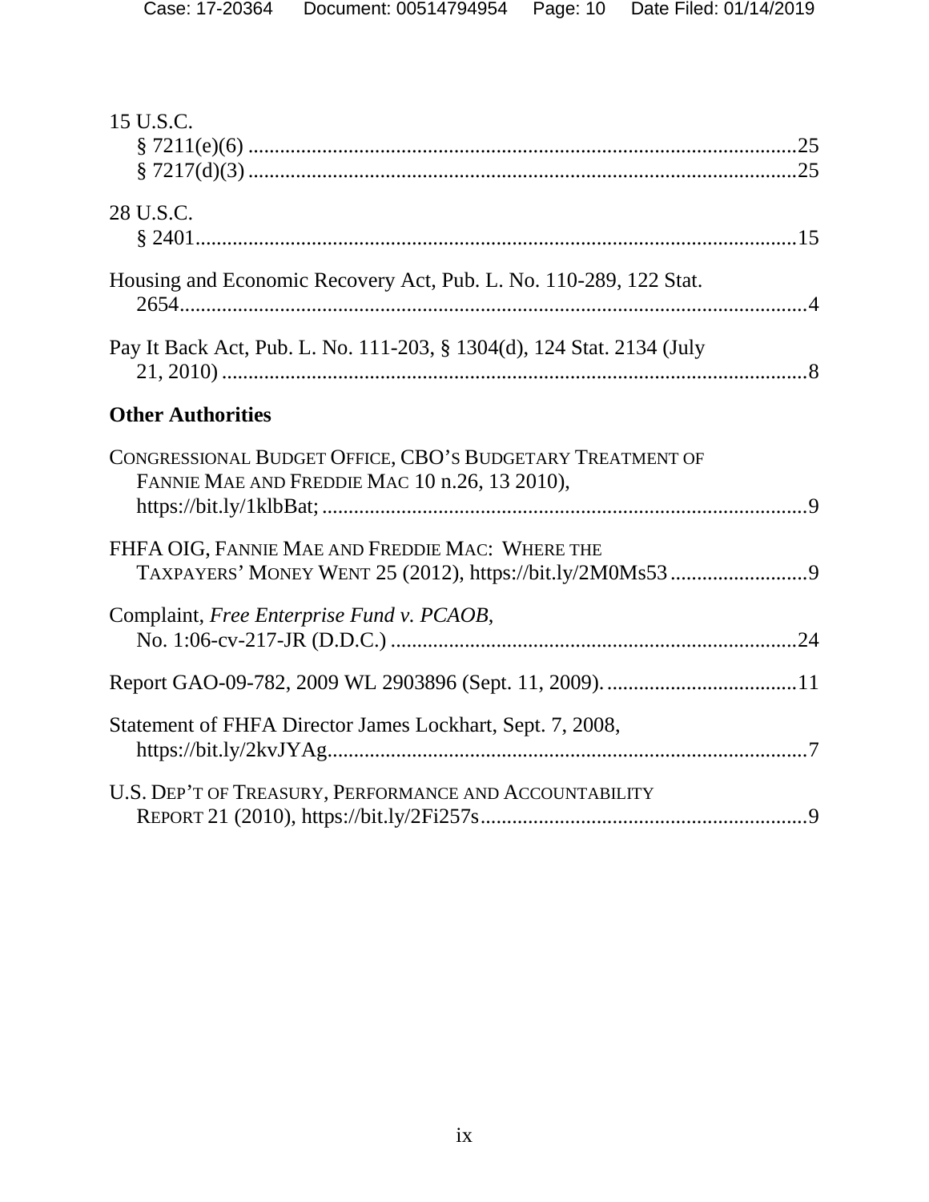15 U.S.C.
§ 7211(e)(6) .......................................................................................................25
§ 7217(d)(3) .......................................................................................................25

28 U.S.C.
§ 2401..................................................................................................................15

Housing and Economic Recovery Act, Pub. L. No. 110-289, 122 Stat. 2654.......................................................................................................................4

Pay It Back Act, Pub. L. No. 111-203, § 1304(d), 124 Stat. 2134 (July 21, 2010) ..............................................................................................................8

**Other Authorities**

CONGRESSIONAL BUDGET OFFICE, CBO'S BUDGETARY TREATMENT OF FANNIE MAE AND FREDDIE MAC 10 n.26, 13 2010), https://bit.ly/1klbBat; ...........................................................................................9

FHFA OIG, FANNIE MAE AND FREDDIE MAC: WHERE THE TAXPAYERS' MONEY WENT 25 (2012), https://bit.ly/2M0Ms53 ..........................9

Complaint, *Free Enterprise Fund v. PCAOB*, No. 1:06-cv-217-JR (D.D.C.) ............................................................................24

Report GAO-09-782, 2009 WL 2903896 (Sept. 11, 2009). ....................................11

Statement of FHFA Director James Lockhart, Sept. 7, 2008, https://bit.ly/2kvJYAg...........................................................................................7

U.S. DEP'T OF TREASURY, PERFORMANCE AND ACCOUNTABILITY REPORT 21 (2010), https://bit.ly/2Fi257s..............................................................9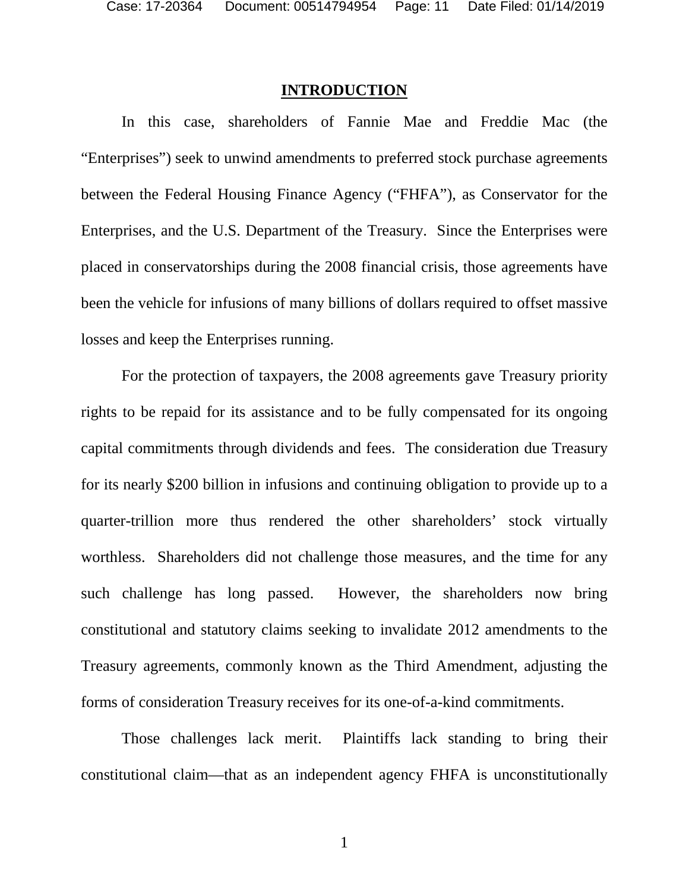## INTRODUCTION

In this case, shareholders of Fannie Mae and Freddie Mac (the "Enterprises") seek to unwind amendments to preferred stock purchase agreements between the Federal Housing Finance Agency ("FHFA"), as Conservator for the Enterprises, and the U.S. Department of the Treasury. Since the Enterprises were placed in conservatorships during the 2008 financial crisis, those agreements have been the vehicle for infusions of many billions of dollars required to offset massive losses and keep the Enterprises running.

For the protection of taxpayers, the 2008 agreements gave Treasury priority rights to be repaid for its assistance and to be fully compensated for its ongoing capital commitments through dividends and fees. The consideration due Treasury for its nearly $200 billion in infusions and continuing obligation to provide up to a quarter-trillion more thus rendered the other shareholders' stock virtually worthless. Shareholders did not challenge those measures, and the time for any such challenge has long passed. However, the shareholders now bring constitutional and statutory claims seeking to invalidate 2012 amendments to the Treasury agreements, commonly known as the Third Amendment, adjusting the forms of consideration Treasury receives for its one-of-a-kind commitments.

Those challenges lack merit. Plaintiffs lack standing to bring their constitutional claim—that as an independent agency FHFA is unconstitutionally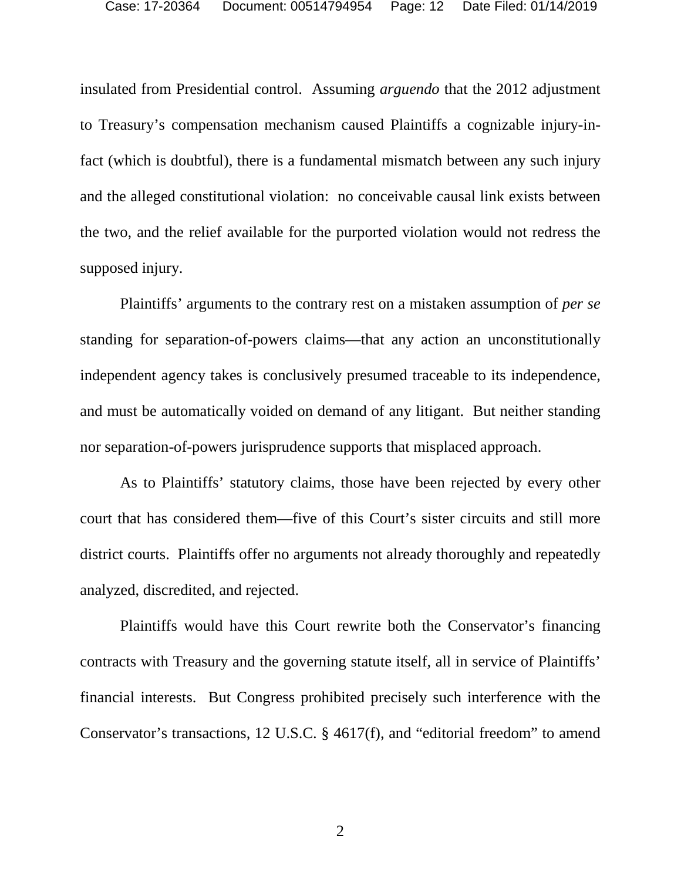insulated from Presidential control. Assuming *arguendo* that the 2012 adjustment to Treasury's compensation mechanism caused Plaintiffs a cognizable injury-in-fact (which is doubtful), there is a fundamental mismatch between any such injury and the alleged constitutional violation: no conceivable causal link exists between the two, and the relief available for the purported violation would not redress the supposed injury.

Plaintiffs' arguments to the contrary rest on a mistaken assumption of *per se* standing for separation-of-powers claims—that any action an unconstitutionally independent agency takes is conclusively presumed traceable to its independence, and must be automatically voided on demand of any litigant. But neither standing nor separation-of-powers jurisprudence supports that misplaced approach.

As to Plaintiffs' statutory claims, those have been rejected by every other court that has considered them—five of this Court's sister circuits and still more district courts. Plaintiffs offer no arguments not already thoroughly and repeatedly analyzed, discredited, and rejected.

Plaintiffs would have this Court rewrite both the Conservator's financing contracts with Treasury and the governing statute itself, all in service of Plaintiffs' financial interests. But Congress prohibited precisely such interference with the Conservator's transactions, 12 U.S.C. § 4617(f), and "editorial freedom" to amend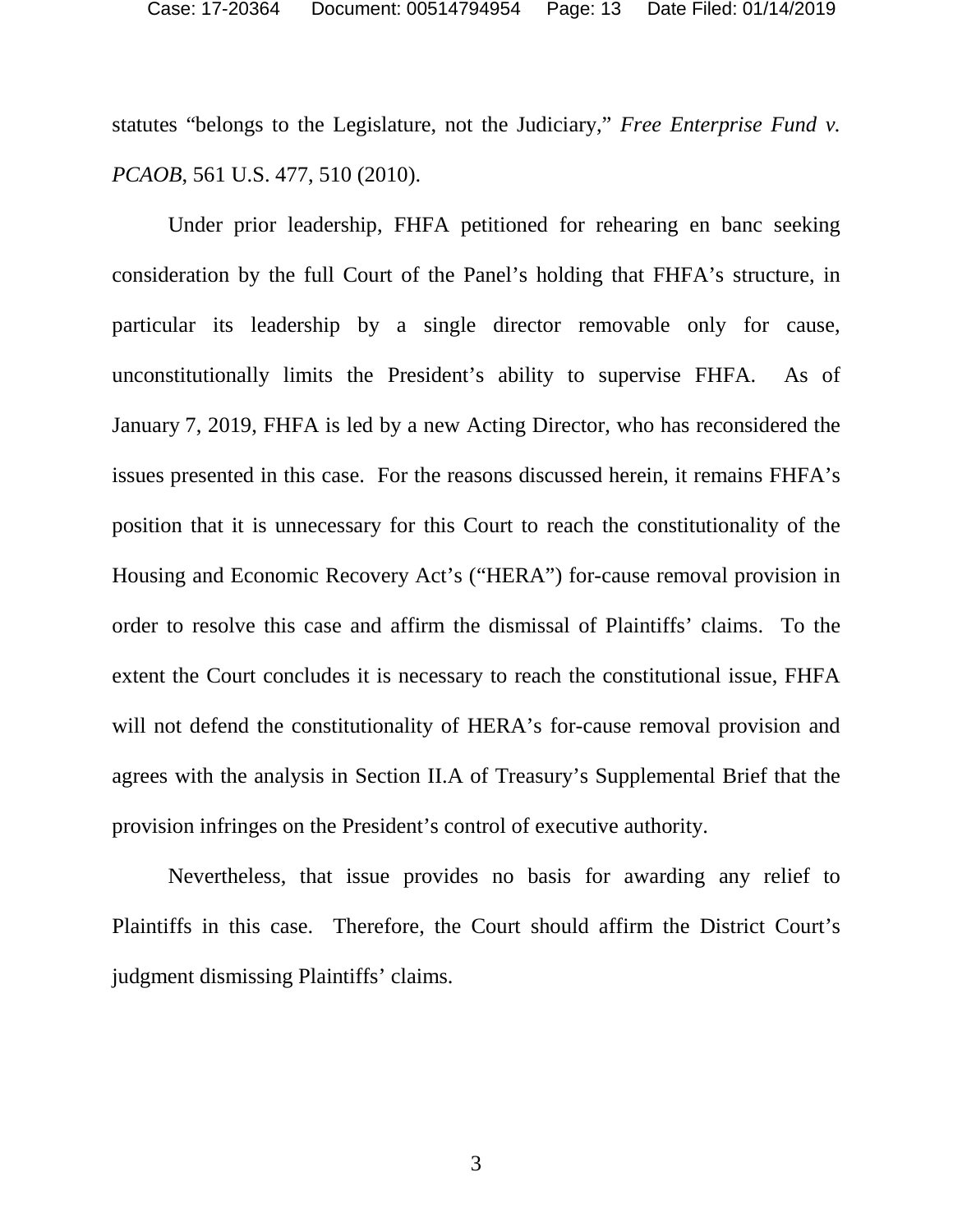statutes "belongs to the Legislature, not the Judiciary," *Free Enterprise Fund v. PCAOB*, 561 U.S. 477, 510 (2010).

Under prior leadership, FHFA petitioned for rehearing en banc seeking consideration by the full Court of the Panel's holding that FHFA's structure, in particular its leadership by a single director removable only for cause, unconstitutionally limits the President's ability to supervise FHFA. As of January 7, 2019, FHFA is led by a new Acting Director, who has reconsidered the issues presented in this case. For the reasons discussed herein, it remains FHFA's position that it is unnecessary for this Court to reach the constitutionality of the Housing and Economic Recovery Act's ("HERA") for-cause removal provision in order to resolve this case and affirm the dismissal of Plaintiffs' claims. To the extent the Court concludes it is necessary to reach the constitutional issue, FHFA will not defend the constitutionality of HERA's for-cause removal provision and agrees with the analysis in Section II.A of Treasury's Supplemental Brief that the provision infringes on the President's control of executive authority.

Nevertheless, that issue provides no basis for awarding any relief to Plaintiffs in this case. Therefore, the Court should affirm the District Court's judgment dismissing Plaintiffs' claims.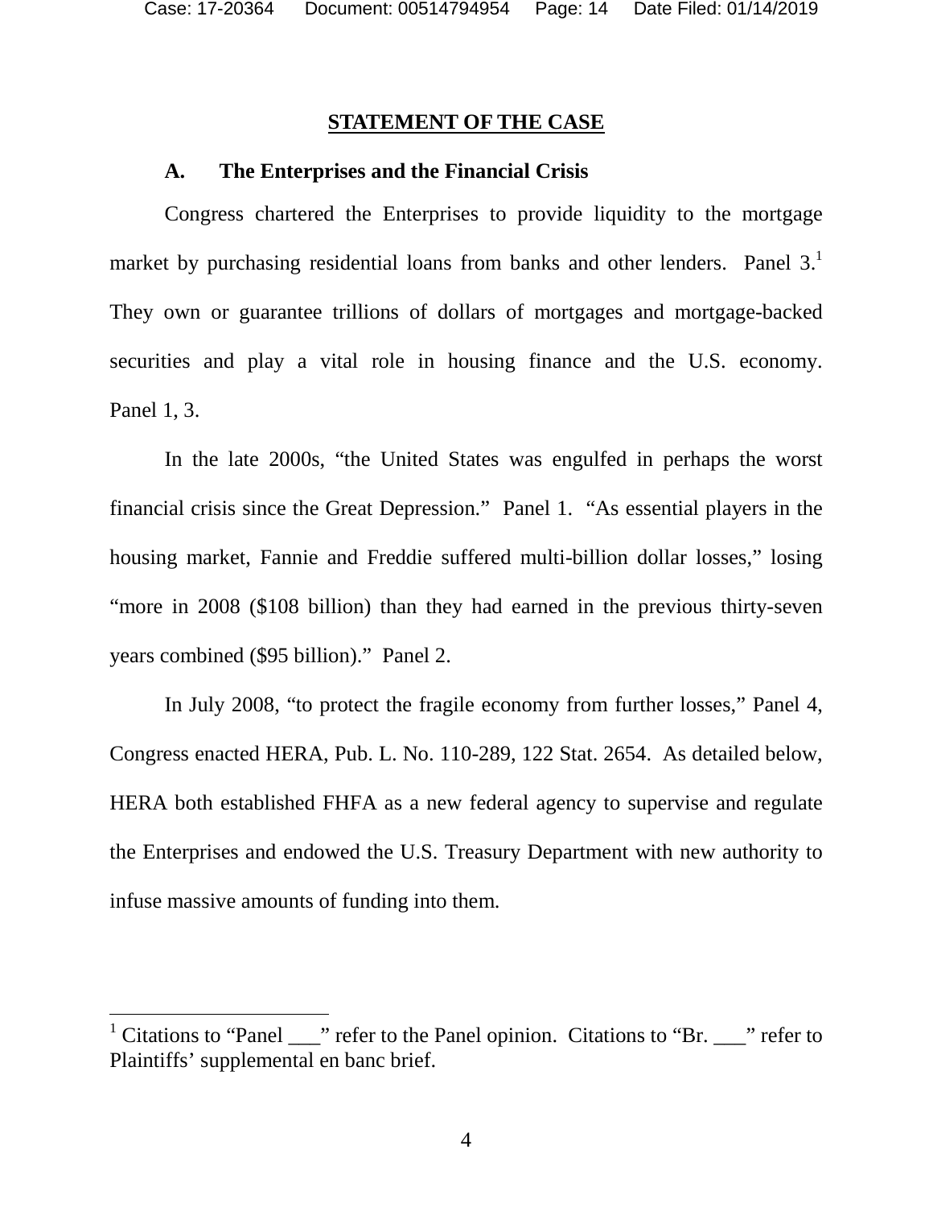## STATEMENT OF THE CASE

### A. The Enterprises and the Financial Crisis

Congress chartered the Enterprises to provide liquidity to the mortgage market by purchasing residential loans from banks and other lenders. Panel 3.[1] They own or guarantee trillions of dollars of mortgages and mortgage-backed securities and play a vital role in housing finance and the U.S. economy. Panel 1, 3.

In the late 2000s, "the United States was engulfed in perhaps the worst financial crisis since the Great Depression." Panel 1. "As essential players in the housing market, Fannie and Freddie suffered multi-billion dollar losses," losing "more in 2008 ($108 billion) than they had earned in the previous thirty-seven years combined ($95 billion)." Panel 2.

In July 2008, "to protect the fragile economy from further losses," Panel 4, Congress enacted HERA, Pub. L. No. 110-289, 122 Stat. 2654. As detailed below, HERA both established FHFA as a new federal agency to supervise and regulate the Enterprises and endowed the U.S. Treasury Department with new authority to infuse massive amounts of funding into them.

---

[1] Citations to "Panel ___" refer to the Panel opinion. Citations to "Br. ___" refer to Plaintiffs' supplemental en banc brief.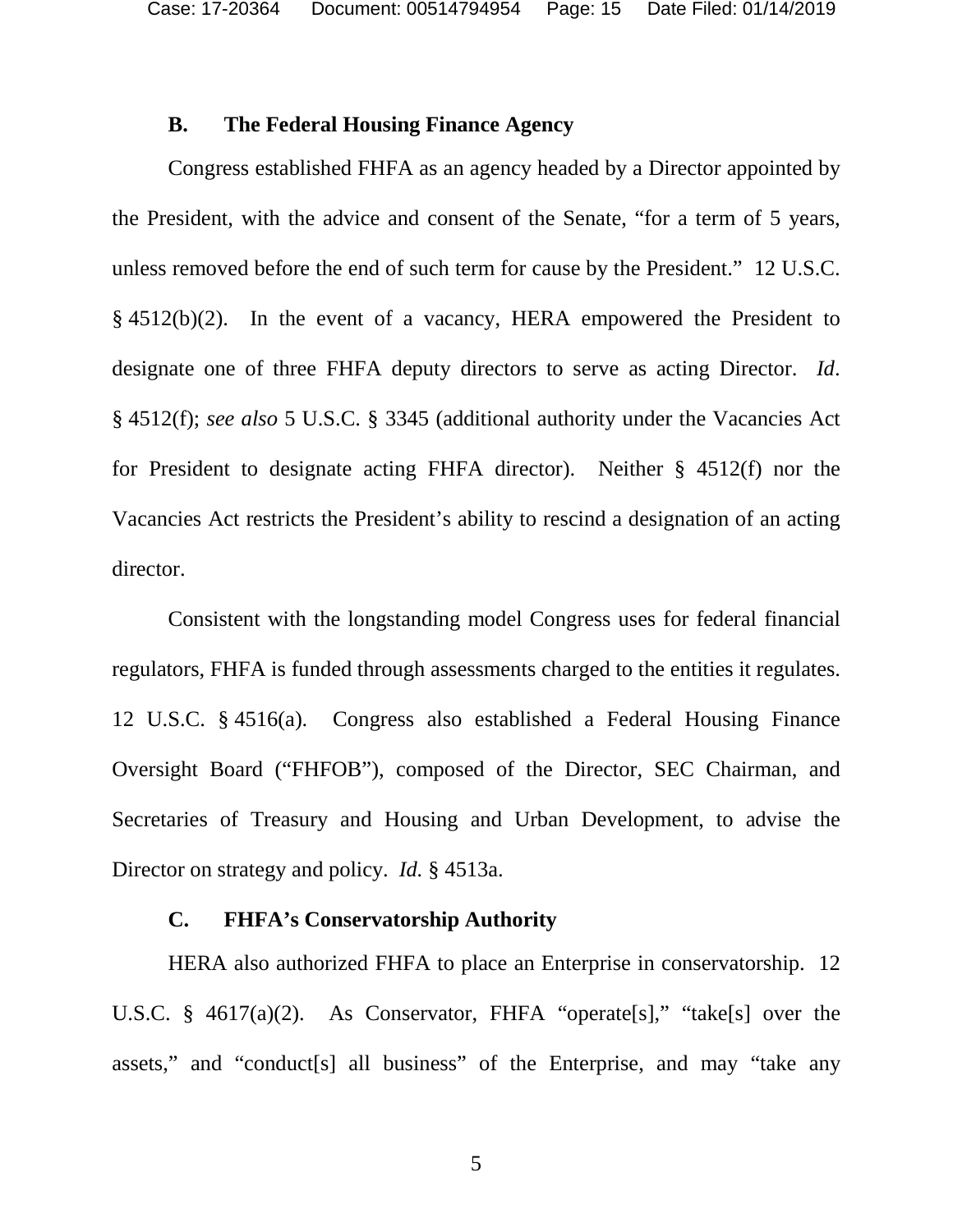### B. The Federal Housing Finance Agency

Congress established FHFA as an agency headed by a Director appointed by the President, with the advice and consent of the Senate, "for a term of 5 years, unless removed before the end of such term for cause by the President." 12 U.S.C. § 4512(b)(2). In the event of a vacancy, HERA empowered the President to designate one of three FHFA deputy directors to serve as acting Director. *Id*. § 4512(f); *see also* 5 U.S.C. § 3345 (additional authority under the Vacancies Act for President to designate acting FHFA director). Neither § 4512(f) nor the Vacancies Act restricts the President's ability to rescind a designation of an acting director.

Consistent with the longstanding model Congress uses for federal financial regulators, FHFA is funded through assessments charged to the entities it regulates. 12 U.S.C. § 4516(a). Congress also established a Federal Housing Finance Oversight Board ("FHFOB"), composed of the Director, SEC Chairman, and Secretaries of Treasury and Housing and Urban Development, to advise the Director on strategy and policy. *Id.* § 4513a.

### C. FHFA's Conservatorship Authority

HERA also authorized FHFA to place an Enterprise in conservatorship. 12 U.S.C. § 4617(a)(2). As Conservator, FHFA "operate[s]," "take[s] over the assets," and "conduct[s] all business" of the Enterprise, and may "take any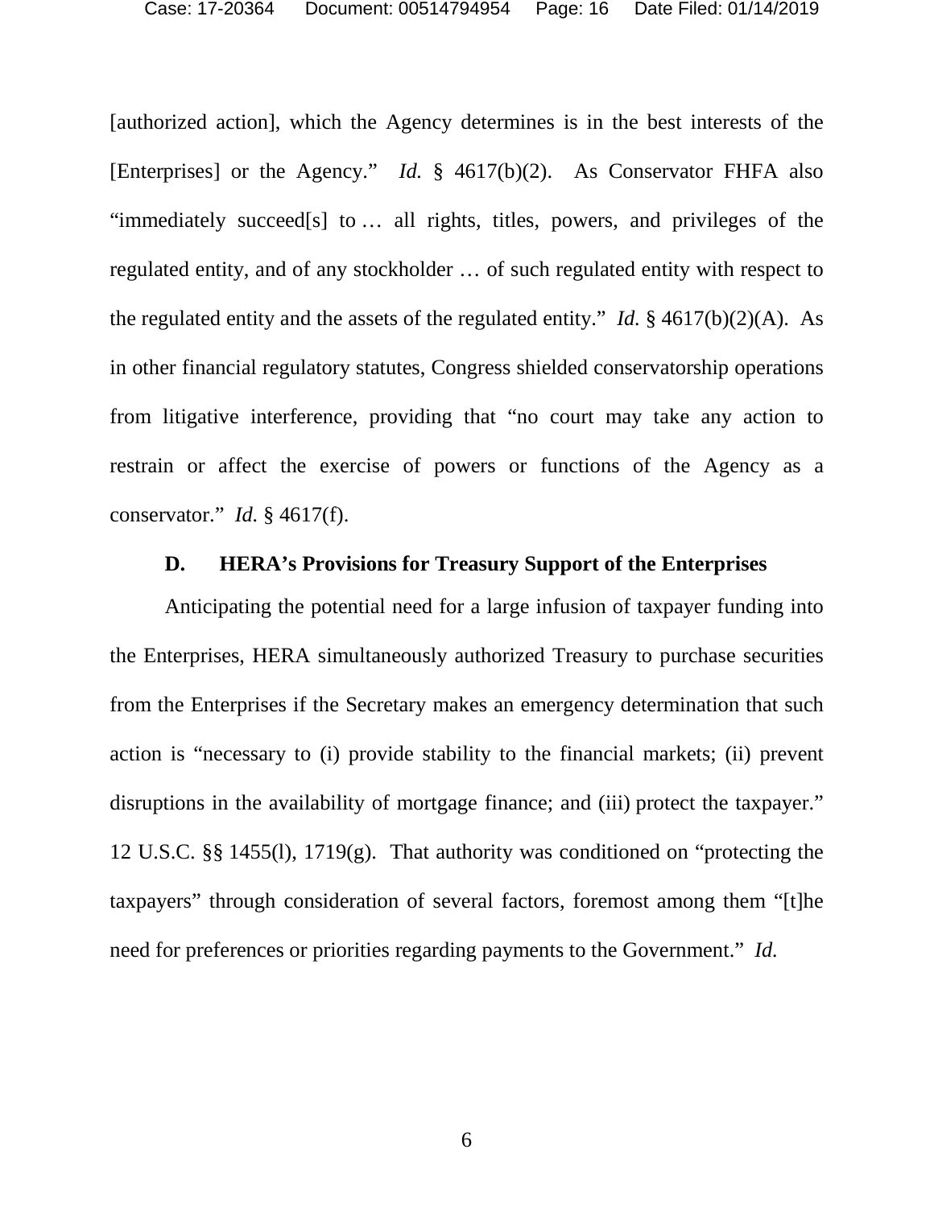[authorized action], which the Agency determines is in the best interests of the [Enterprises] or the Agency." *Id.* § 4617(b)(2). As Conservator FHFA also "immediately succeed[s] to … all rights, titles, powers, and privileges of the regulated entity, and of any stockholder … of such regulated entity with respect to the regulated entity and the assets of the regulated entity." *Id.* § 4617(b)(2)(A). As in other financial regulatory statutes, Congress shielded conservatorship operations from litigative interference, providing that "no court may take any action to restrain or affect the exercise of powers or functions of the Agency as a conservator." *Id.* § 4617(f).

### D. HERA's Provisions for Treasury Support of the Enterprises

Anticipating the potential need for a large infusion of taxpayer funding into the Enterprises, HERA simultaneously authorized Treasury to purchase securities from the Enterprises if the Secretary makes an emergency determination that such action is "necessary to (i) provide stability to the financial markets; (ii) prevent disruptions in the availability of mortgage finance; and (iii) protect the taxpayer." 12 U.S.C. §§ 1455(l), 1719(g). That authority was conditioned on "protecting the taxpayers" through consideration of several factors, foremost among them "[t]he need for preferences or priorities regarding payments to the Government." *Id.*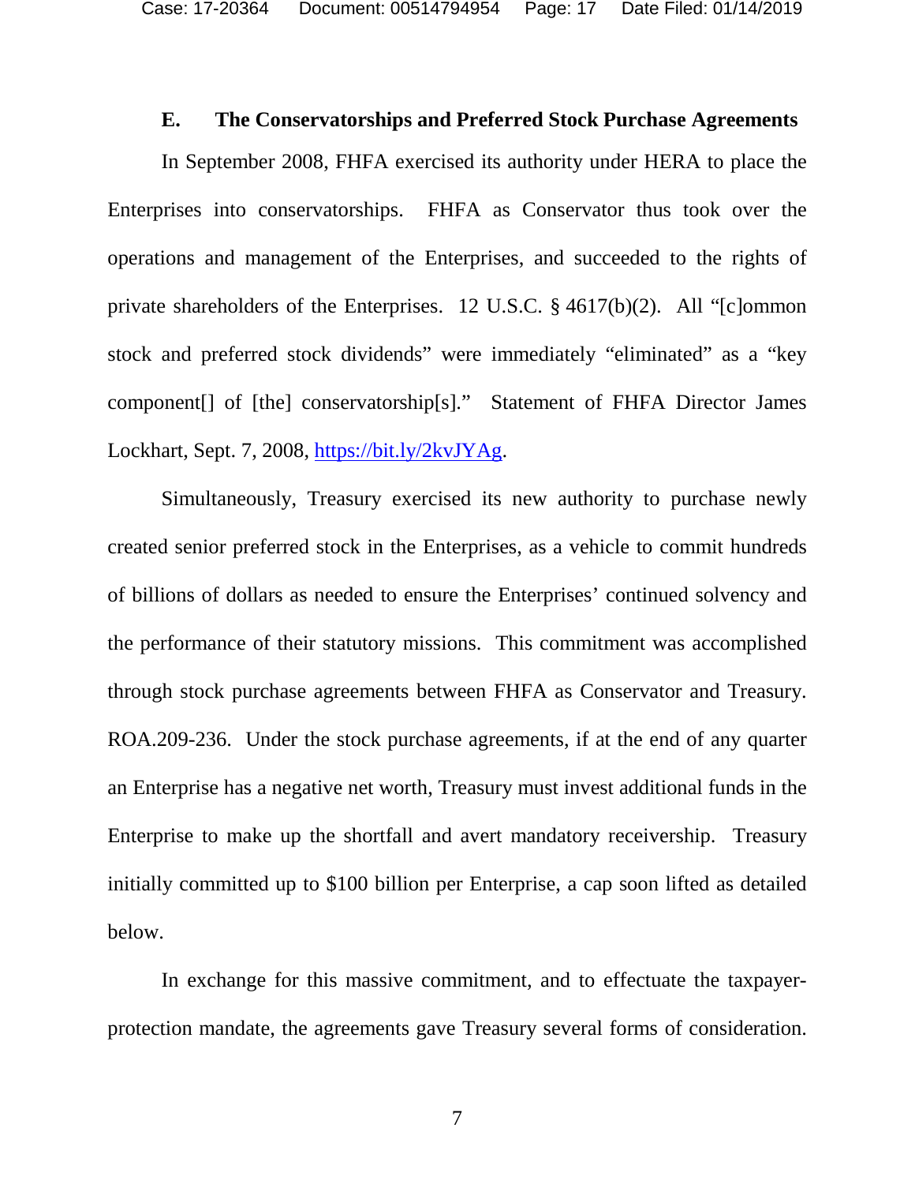### E. The Conservatorships and Preferred Stock Purchase Agreements

In September 2008, FHFA exercised its authority under HERA to place the Enterprises into conservatorships. FHFA as Conservator thus took over the operations and management of the Enterprises, and succeeded to the rights of private shareholders of the Enterprises. 12 U.S.C. § 4617(b)(2). All "[c]ommon stock and preferred stock dividends" were immediately "eliminated" as a "key component[] of [the] conservatorship[s]." Statement of FHFA Director James Lockhart, Sept. 7, 2008, [https://bit.ly/2kvJYAg](https://bit.ly/2kvJYAg).

Simultaneously, Treasury exercised its new authority to purchase newly created senior preferred stock in the Enterprises, as a vehicle to commit hundreds of billions of dollars as needed to ensure the Enterprises' continued solvency and the performance of their statutory missions. This commitment was accomplished through stock purchase agreements between FHFA as Conservator and Treasury. ROA.209-236. Under the stock purchase agreements, if at the end of any quarter an Enterprise has a negative net worth, Treasury must invest additional funds in the Enterprise to make up the shortfall and avert mandatory receivership. Treasury initially committed up to $100 billion per Enterprise, a cap soon lifted as detailed below.

In exchange for this massive commitment, and to effectuate the taxpayer-protection mandate, the agreements gave Treasury several forms of consideration.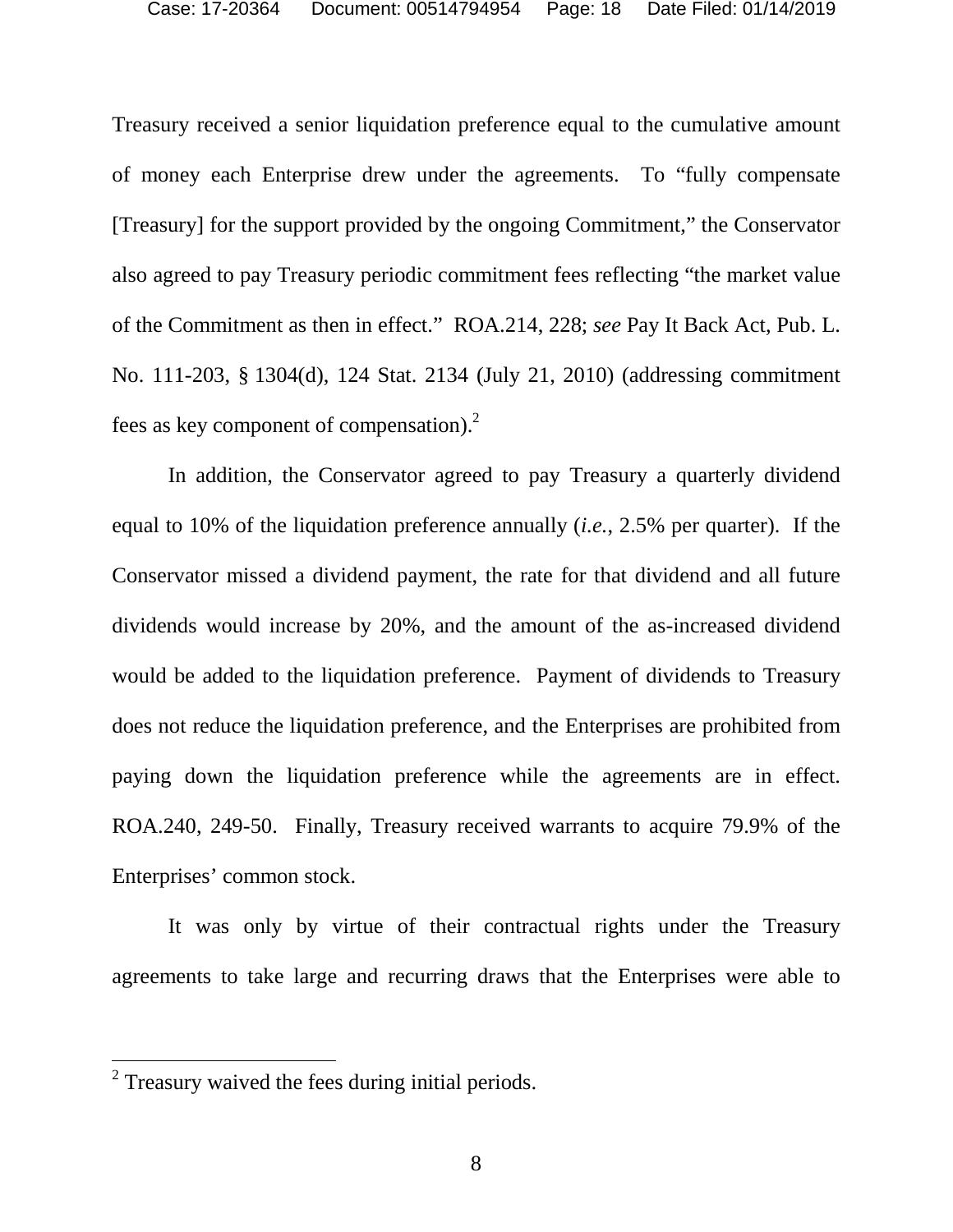Treasury received a senior liquidation preference equal to the cumulative amount of money each Enterprise drew under the agreements. To "fully compensate [Treasury] for the support provided by the ongoing Commitment," the Conservator also agreed to pay Treasury periodic commitment fees reflecting "the market value of the Commitment as then in effect." ROA.214, 228; *see* Pay It Back Act, Pub. L. No. 111-203, § 1304(d), 124 Stat. 2134 (July 21, 2010) (addressing commitment fees as key component of compensation).[2]

In addition, the Conservator agreed to pay Treasury a quarterly dividend equal to 10% of the liquidation preference annually (*i.e.*, 2.5% per quarter). If the Conservator missed a dividend payment, the rate for that dividend and all future dividends would increase by 20%, and the amount of the as-increased dividend would be added to the liquidation preference. Payment of dividends to Treasury does not reduce the liquidation preference, and the Enterprises are prohibited from paying down the liquidation preference while the agreements are in effect. ROA.240, 249-50. Finally, Treasury received warrants to acquire 79.9% of the Enterprises' common stock.

It was only by virtue of their contractual rights under the Treasury agreements to take large and recurring draws that the Enterprises were able to

---

[2] Treasury waived the fees during initial periods.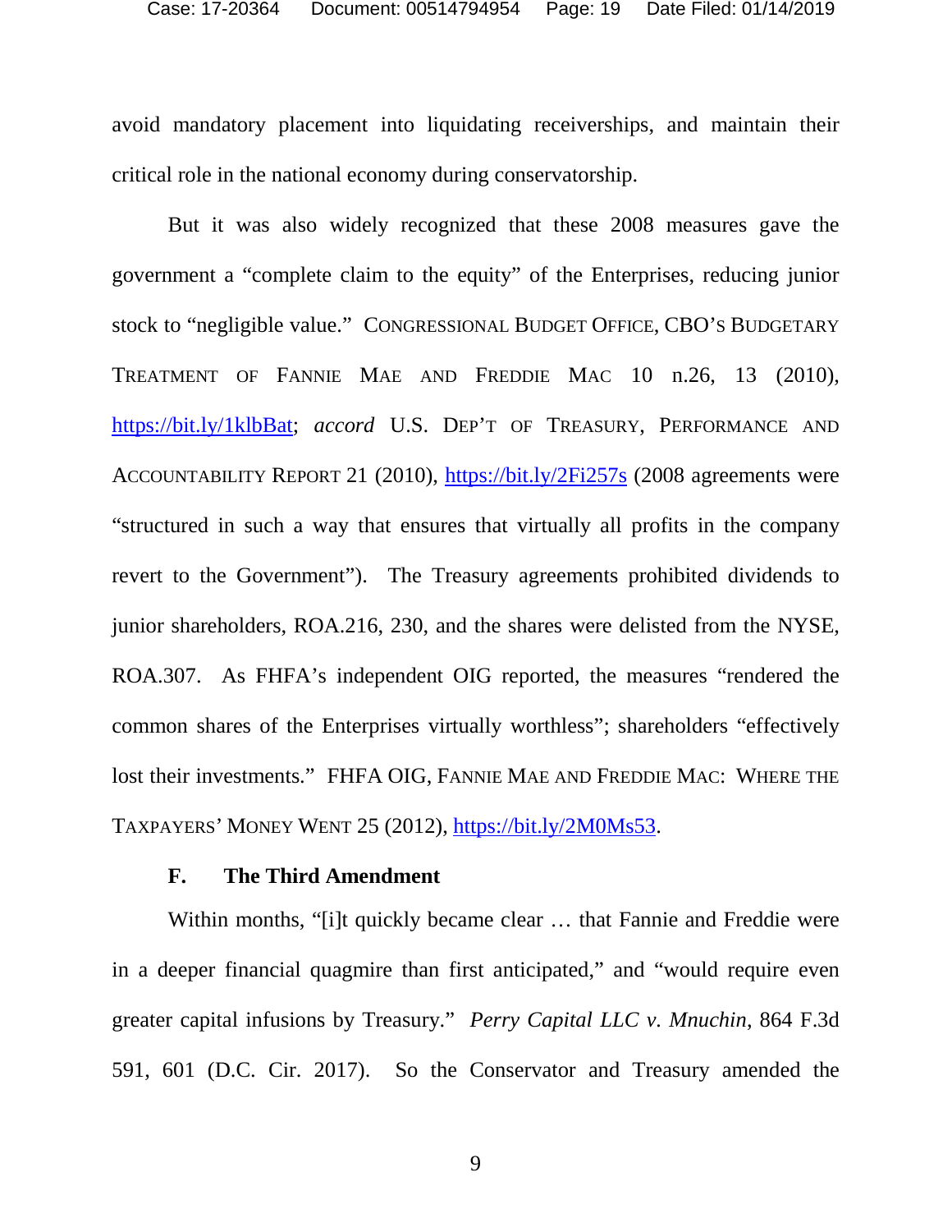avoid mandatory placement into liquidating receiverships, and maintain their critical role in the national economy during conservatorship.

But it was also widely recognized that these 2008 measures gave the government a "complete claim to the equity" of the Enterprises, reducing junior stock to "negligible value." CONGRESSIONAL BUDGET OFFICE, CBO'S BUDGETARY TREATMENT OF FANNIE MAE AND FREDDIE MAC 10 n.26, 13 (2010), https://bit.ly/1klbBat; *accord* U.S. DEP'T OF TREASURY, PERFORMANCE AND ACCOUNTABILITY REPORT 21 (2010), https://bit.ly/2Fi257s (2008 agreements were "structured in such a way that ensures that virtually all profits in the company revert to the Government"). The Treasury agreements prohibited dividends to junior shareholders, ROA.216, 230, and the shares were delisted from the NYSE, ROA.307. As FHFA's independent OIG reported, the measures "rendered the common shares of the Enterprises virtually worthless"; shareholders "effectively lost their investments." FHFA OIG, FANNIE MAE AND FREDDIE MAC: WHERE THE TAXPAYERS' MONEY WENT 25 (2012), https://bit.ly/2M0Ms53.

### F. The Third Amendment

Within months, "[i]t quickly became clear … that Fannie and Freddie were in a deeper financial quagmire than first anticipated," and "would require even greater capital infusions by Treasury." *Perry Capital LLC v. Mnuchin*, 864 F.3d 591, 601 (D.C. Cir. 2017). So the Conservator and Treasury amended the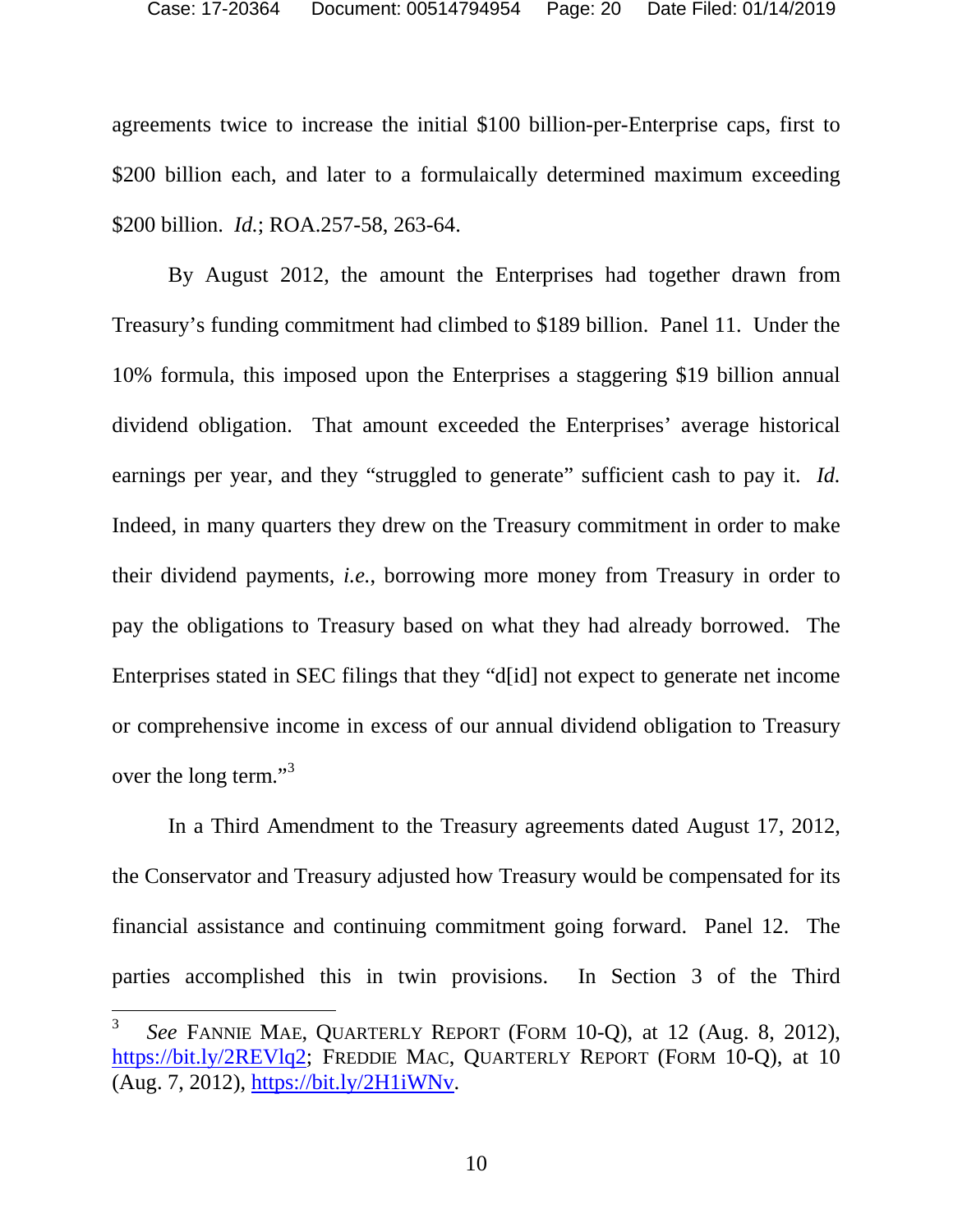agreements twice to increase the initial $100 billion-per-Enterprise caps, first to $200 billion each, and later to a formulaically determined maximum exceeding $200 billion. *Id.*; ROA.257-58, 263-64.

By August 2012, the amount the Enterprises had together drawn from Treasury's funding commitment had climbed to $189 billion. Panel 11. Under the 10% formula, this imposed upon the Enterprises a staggering $19 billion annual dividend obligation. That amount exceeded the Enterprises' average historical earnings per year, and they "struggled to generate" sufficient cash to pay it. *Id.* Indeed, in many quarters they drew on the Treasury commitment in order to make their dividend payments, *i.e.*, borrowing more money from Treasury in order to pay the obligations to Treasury based on what they had already borrowed. The Enterprises stated in SEC filings that they "d[id] not expect to generate net income or comprehensive income in excess of our annual dividend obligation to Treasury over the long term."[3]

In a Third Amendment to the Treasury agreements dated August 17, 2012, the Conservator and Treasury adjusted how Treasury would be compensated for its financial assistance and continuing commitment going forward. Panel 12. The parties accomplished this in twin provisions. In Section 3 of the Third

---

[3] *See* FANNIE MAE, QUARTERLY REPORT (FORM 10-Q), at 12 (Aug. 8, 2012), https://bit.ly/2REVlq2; FREDDIE MAC, QUARTERLY REPORT (FORM 10-Q), at 10 (Aug. 7, 2012), https://bit.ly/2H1iWNv.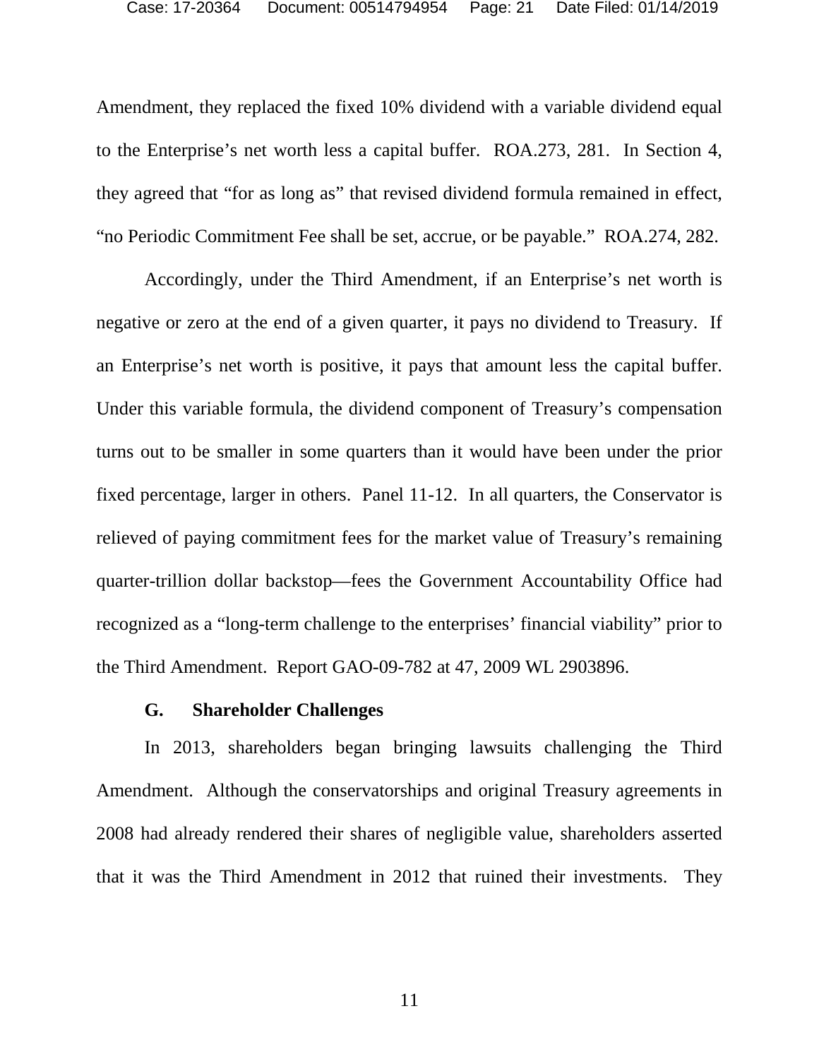Amendment, they replaced the fixed 10% dividend with a variable dividend equal to the Enterprise's net worth less a capital buffer. ROA.273, 281. In Section 4, they agreed that "for as long as" that revised dividend formula remained in effect, "no Periodic Commitment Fee shall be set, accrue, or be payable." ROA.274, 282.

Accordingly, under the Third Amendment, if an Enterprise's net worth is negative or zero at the end of a given quarter, it pays no dividend to Treasury. If an Enterprise's net worth is positive, it pays that amount less the capital buffer. Under this variable formula, the dividend component of Treasury's compensation turns out to be smaller in some quarters than it would have been under the prior fixed percentage, larger in others. Panel 11-12. In all quarters, the Conservator is relieved of paying commitment fees for the market value of Treasury's remaining quarter-trillion dollar backstop—fees the Government Accountability Office had recognized as a "long-term challenge to the enterprises' financial viability" prior to the Third Amendment. Report GAO-09-782 at 47, 2009 WL 2903896.

### G. Shareholder Challenges

In 2013, shareholders began bringing lawsuits challenging the Third Amendment. Although the conservatorships and original Treasury agreements in 2008 had already rendered their shares of negligible value, shareholders asserted that it was the Third Amendment in 2012 that ruined their investments. They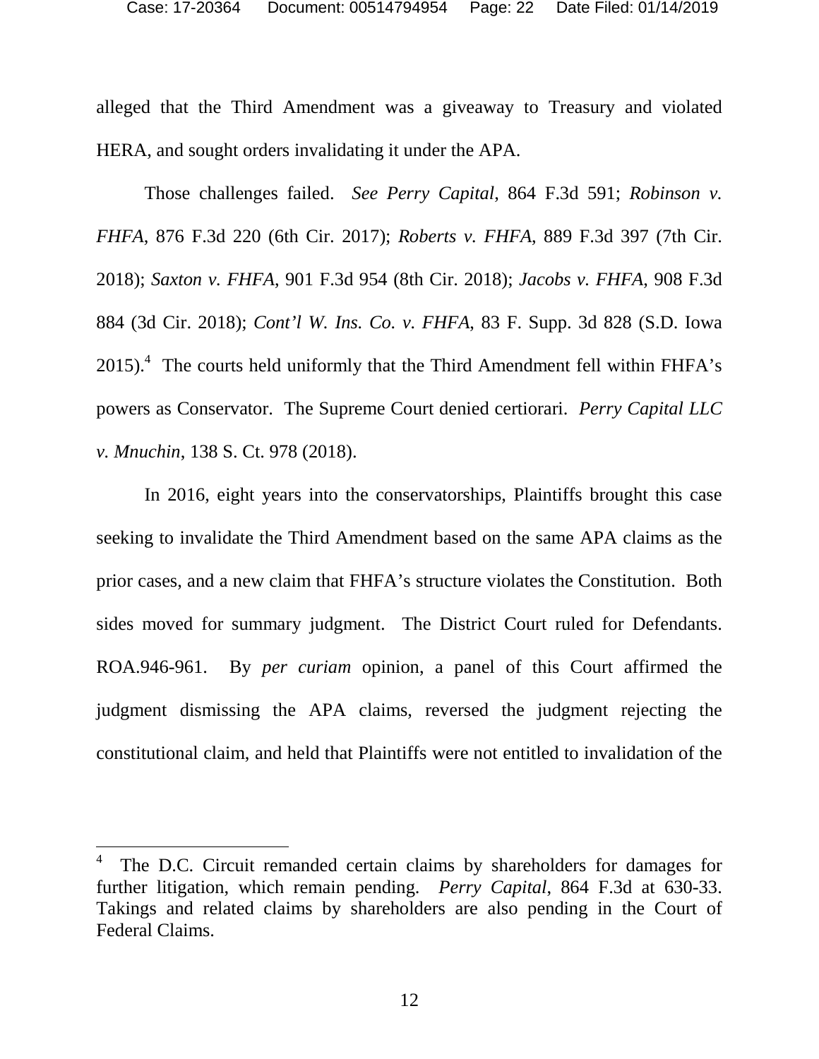alleged that the Third Amendment was a giveaway to Treasury and violated HERA, and sought orders invalidating it under the APA.

Those challenges failed. *See Perry Capital*, 864 F.3d 591; *Robinson v. FHFA*, 876 F.3d 220 (6th Cir. 2017); *Roberts v. FHFA*, 889 F.3d 397 (7th Cir. 2018); *Saxton v. FHFA*, 901 F.3d 954 (8th Cir. 2018); *Jacobs v. FHFA*, 908 F.3d 884 (3d Cir. 2018); *Cont'l W. Ins. Co. v. FHFA*, 83 F. Supp. 3d 828 (S.D. Iowa 2015).[4] The courts held uniformly that the Third Amendment fell within FHFA's powers as Conservator. The Supreme Court denied certiorari. *Perry Capital LLC v. Mnuchin*, 138 S. Ct. 978 (2018).

In 2016, eight years into the conservatorships, Plaintiffs brought this case seeking to invalidate the Third Amendment based on the same APA claims as the prior cases, and a new claim that FHFA's structure violates the Constitution. Both sides moved for summary judgment. The District Court ruled for Defendants. ROA.946-961. By *per curiam* opinion, a panel of this Court affirmed the judgment dismissing the APA claims, reversed the judgment rejecting the constitutional claim, and held that Plaintiffs were not entitled to invalidation of the

---

[4] The D.C. Circuit remanded certain claims by shareholders for damages for further litigation, which remain pending. *Perry Capital*, 864 F.3d at 630-33. Takings and related claims by shareholders are also pending in the Court of Federal Claims.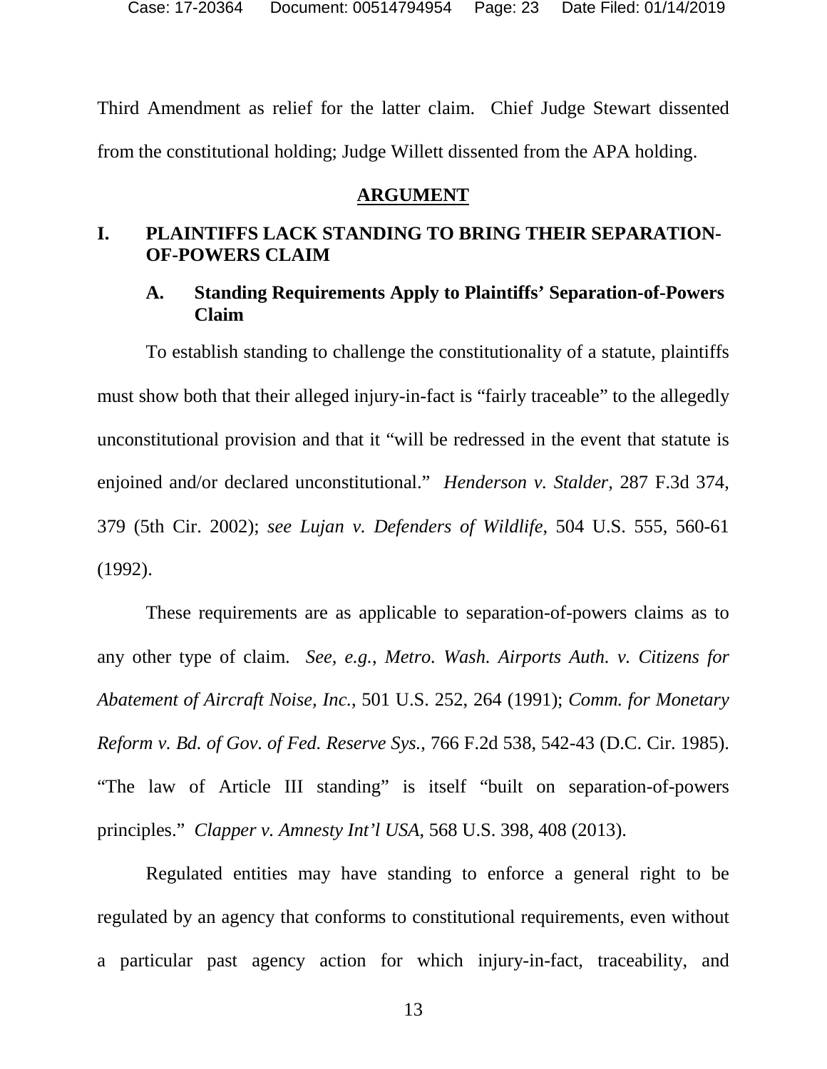Third Amendment as relief for the latter claim. Chief Judge Stewart dissented from the constitutional holding; Judge Willett dissented from the APA holding.

## ARGUMENT

### I. PLAINTIFFS LACK STANDING TO BRING THEIR SEPARATION-OF-POWERS CLAIM

#### A. Standing Requirements Apply to Plaintiffs' Separation-of-Powers Claim

To establish standing to challenge the constitutionality of a statute, plaintiffs must show both that their alleged injury-in-fact is "fairly traceable" to the allegedly unconstitutional provision and that it "will be redressed in the event that statute is enjoined and/or declared unconstitutional." *Henderson v. Stalder*, 287 F.3d 374, 379 (5th Cir. 2002); *see Lujan v. Defenders of Wildlife*, 504 U.S. 555, 560-61 (1992).

These requirements are as applicable to separation-of-powers claims as to any other type of claim. *See, e.g.*, *Metro. Wash. Airports Auth. v. Citizens for Abatement of Aircraft Noise, Inc.*, 501 U.S. 252, 264 (1991); *Comm. for Monetary Reform v. Bd. of Gov. of Fed. Reserve Sys.*, 766 F.2d 538, 542-43 (D.C. Cir. 1985). "The law of Article III standing" is itself "built on separation-of-powers principles." *Clapper v. Amnesty Int'l USA*, 568 U.S. 398, 408 (2013).

Regulated entities may have standing to enforce a general right to be regulated by an agency that conforms to constitutional requirements, even without a particular past agency action for which injury-in-fact, traceability, and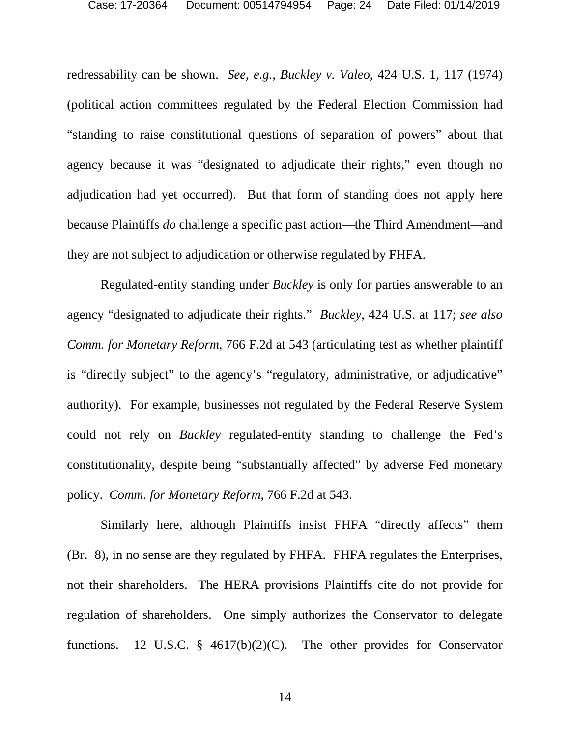redressability can be shown. *See, e.g.*, *Buckley v. Valeo*, 424 U.S. 1, 117 (1974) (political action committees regulated by the Federal Election Commission had "standing to raise constitutional questions of separation of powers" about that agency because it was "designated to adjudicate their rights," even though no adjudication had yet occurred). But that form of standing does not apply here because Plaintiffs *do* challenge a specific past action—the Third Amendment—and they are not subject to adjudication or otherwise regulated by FHFA.

Regulated-entity standing under *Buckley* is only for parties answerable to an agency "designated to adjudicate their rights." *Buckley*, 424 U.S. at 117; *see also Comm. for Monetary Reform*, 766 F.2d at 543 (articulating test as whether plaintiff is "directly subject" to the agency's "regulatory, administrative, or adjudicative" authority). For example, businesses not regulated by the Federal Reserve System could not rely on *Buckley* regulated-entity standing to challenge the Fed's constitutionality, despite being "substantially affected" by adverse Fed monetary policy. *Comm. for Monetary Reform*, 766 F.2d at 543.

Similarly here, although Plaintiffs insist FHFA "directly affects" them (Br. 8), in no sense are they regulated by FHFA. FHFA regulates the Enterprises, not their shareholders. The HERA provisions Plaintiffs cite do not provide for regulation of shareholders. One simply authorizes the Conservator to delegate functions. 12 U.S.C. § 4617(b)(2)(C). The other provides for Conservator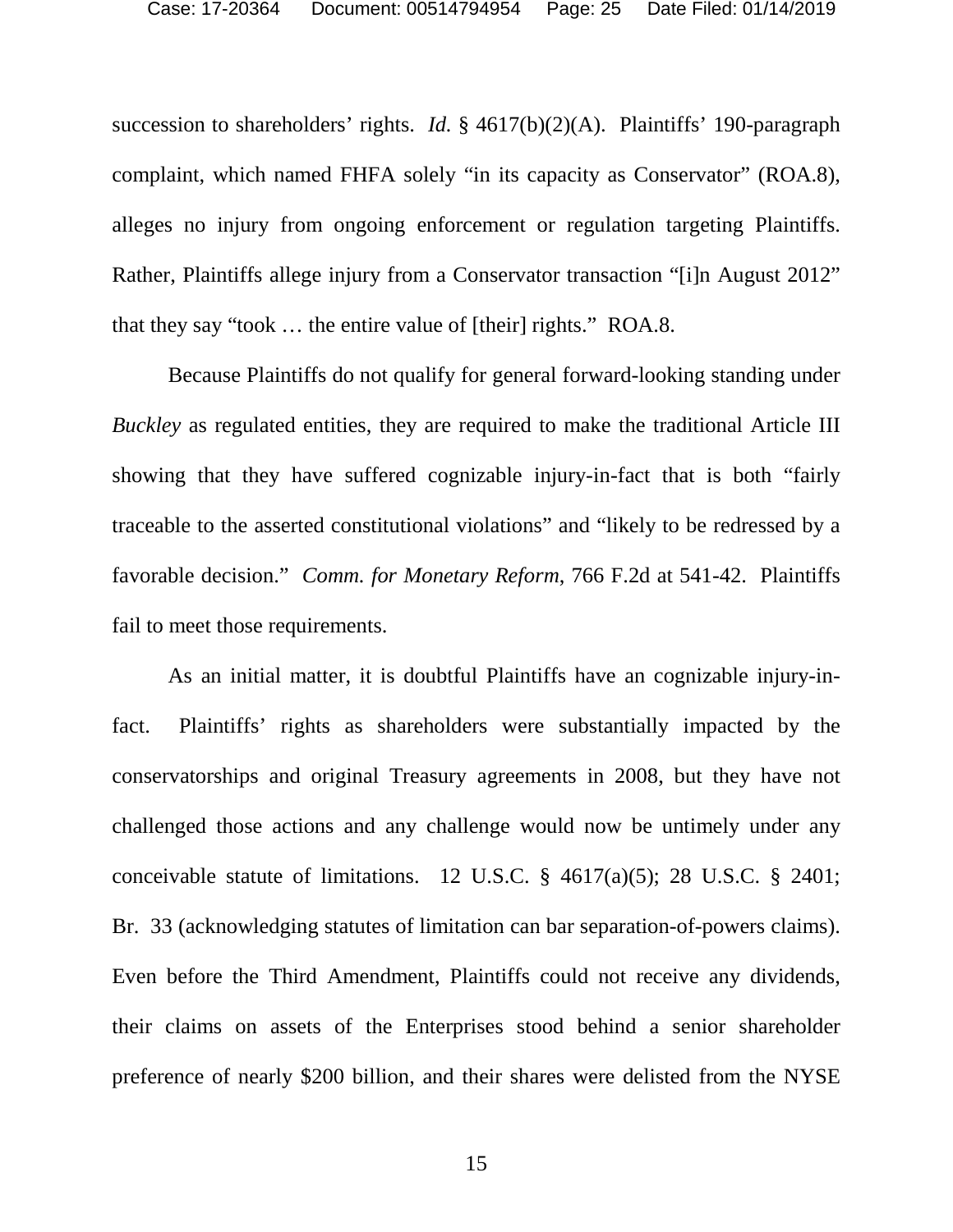succession to shareholders' rights. *Id.* § 4617(b)(2)(A). Plaintiffs' 190-paragraph complaint, which named FHFA solely "in its capacity as Conservator" (ROA.8), alleges no injury from ongoing enforcement or regulation targeting Plaintiffs. Rather, Plaintiffs allege injury from a Conservator transaction "[i]n August 2012" that they say "took … the entire value of [their] rights." ROA.8.

Because Plaintiffs do not qualify for general forward-looking standing under *Buckley* as regulated entities, they are required to make the traditional Article III showing that they have suffered cognizable injury-in-fact that is both "fairly traceable to the asserted constitutional violations" and "likely to be redressed by a favorable decision." *Comm. for Monetary Reform*, 766 F.2d at 541-42. Plaintiffs fail to meet those requirements.

As an initial matter, it is doubtful Plaintiffs have an cognizable injury-in-fact. Plaintiffs' rights as shareholders were substantially impacted by the conservatorships and original Treasury agreements in 2008, but they have not challenged those actions and any challenge would now be untimely under any conceivable statute of limitations. 12 U.S.C. § 4617(a)(5); 28 U.S.C. § 2401; Br. 33 (acknowledging statutes of limitation can bar separation-of-powers claims). Even before the Third Amendment, Plaintiffs could not receive any dividends, their claims on assets of the Enterprises stood behind a senior shareholder preference of nearly $200 billion, and their shares were delisted from the NYSE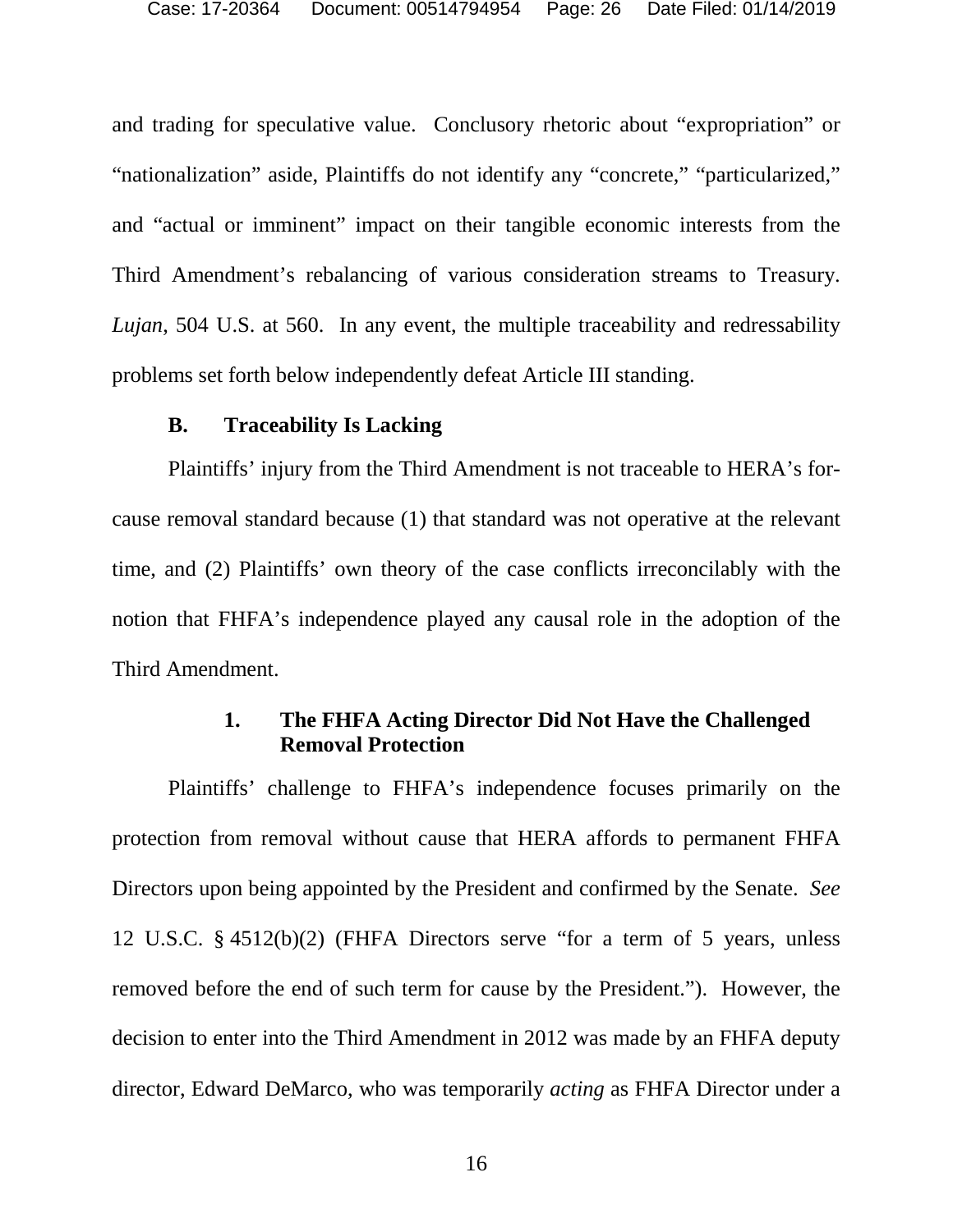and trading for speculative value. Conclusory rhetoric about "expropriation" or "nationalization" aside, Plaintiffs do not identify any "concrete," "particularized," and "actual or imminent" impact on their tangible economic interests from the Third Amendment's rebalancing of various consideration streams to Treasury. *Lujan*, 504 U.S. at 560. In any event, the multiple traceability and redressability problems set forth below independently defeat Article III standing.

### B. Traceability Is Lacking

Plaintiffs' injury from the Third Amendment is not traceable to HERA's for-cause removal standard because (1) that standard was not operative at the relevant time, and (2) Plaintiffs' own theory of the case conflicts irreconcilably with the notion that FHFA's independence played any causal role in the adoption of the Third Amendment.

#### 1. The FHFA Acting Director Did Not Have the Challenged Removal Protection

Plaintiffs' challenge to FHFA's independence focuses primarily on the protection from removal without cause that HERA affords to permanent FHFA Directors upon being appointed by the President and confirmed by the Senate. *See* 12 U.S.C. § 4512(b)(2) (FHFA Directors serve "for a term of 5 years, unless removed before the end of such term for cause by the President."). However, the decision to enter into the Third Amendment in 2012 was made by an FHFA deputy director, Edward DeMarco, who was temporarily *acting* as FHFA Director under a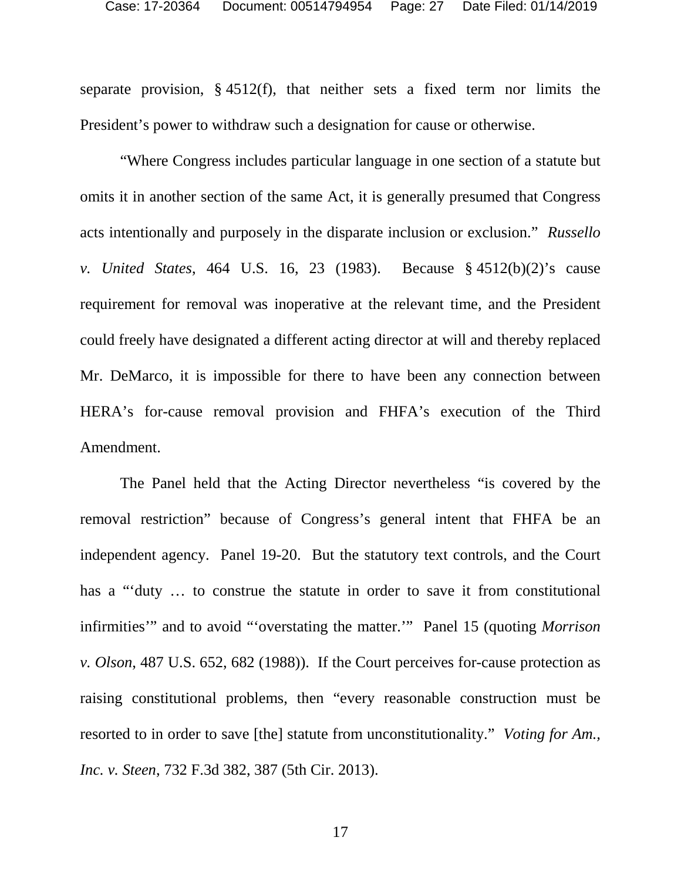separate provision, § 4512(f), that neither sets a fixed term nor limits the President's power to withdraw such a designation for cause or otherwise.

"Where Congress includes particular language in one section of a statute but omits it in another section of the same Act, it is generally presumed that Congress acts intentionally and purposely in the disparate inclusion or exclusion." *Russello v. United States*, 464 U.S. 16, 23 (1983). Because § 4512(b)(2)'s cause requirement for removal was inoperative at the relevant time, and the President could freely have designated a different acting director at will and thereby replaced Mr. DeMarco, it is impossible for there to have been any connection between HERA's for-cause removal provision and FHFA's execution of the Third Amendment.

The Panel held that the Acting Director nevertheless "is covered by the removal restriction" because of Congress's general intent that FHFA be an independent agency. Panel 19-20. But the statutory text controls, and the Court has a "'duty … to construe the statute in order to save it from constitutional infirmities'" and to avoid "'overstating the matter.'" Panel 15 (quoting *Morrison v. Olson*, 487 U.S. 652, 682 (1988)). If the Court perceives for-cause protection as raising constitutional problems, then "every reasonable construction must be resorted to in order to save [the] statute from unconstitutionality." *Voting for Am., Inc. v. Steen*, 732 F.3d 382, 387 (5th Cir. 2013).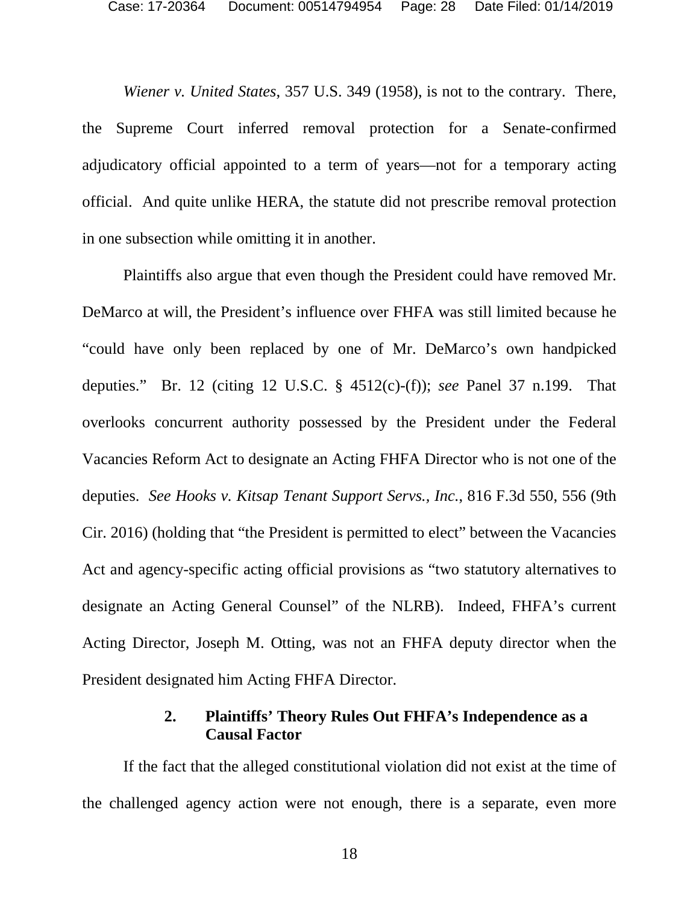*Wiener v. United States*, 357 U.S. 349 (1958), is not to the contrary. There, the Supreme Court inferred removal protection for a Senate-confirmed adjudicatory official appointed to a term of years—not for a temporary acting official. And quite unlike HERA, the statute did not prescribe removal protection in one subsection while omitting it in another.

Plaintiffs also argue that even though the President could have removed Mr. DeMarco at will, the President's influence over FHFA was still limited because he "could have only been replaced by one of Mr. DeMarco's own handpicked deputies." Br. 12 (citing 12 U.S.C. § 4512(c)-(f)); *see* Panel 37 n.199. That overlooks concurrent authority possessed by the President under the Federal Vacancies Reform Act to designate an Acting FHFA Director who is not one of the deputies. *See Hooks v. Kitsap Tenant Support Servs., Inc.*, 816 F.3d 550, 556 (9th Cir. 2016) (holding that "the President is permitted to elect" between the Vacancies Act and agency-specific acting official provisions as "two statutory alternatives to designate an Acting General Counsel" of the NLRB). Indeed, FHFA's current Acting Director, Joseph M. Otting, was not an FHFA deputy director when the President designated him Acting FHFA Director.

### 2. Plaintiffs' Theory Rules Out FHFA's Independence as a Causal Factor

If the fact that the alleged constitutional violation did not exist at the time of the challenged agency action were not enough, there is a separate, even more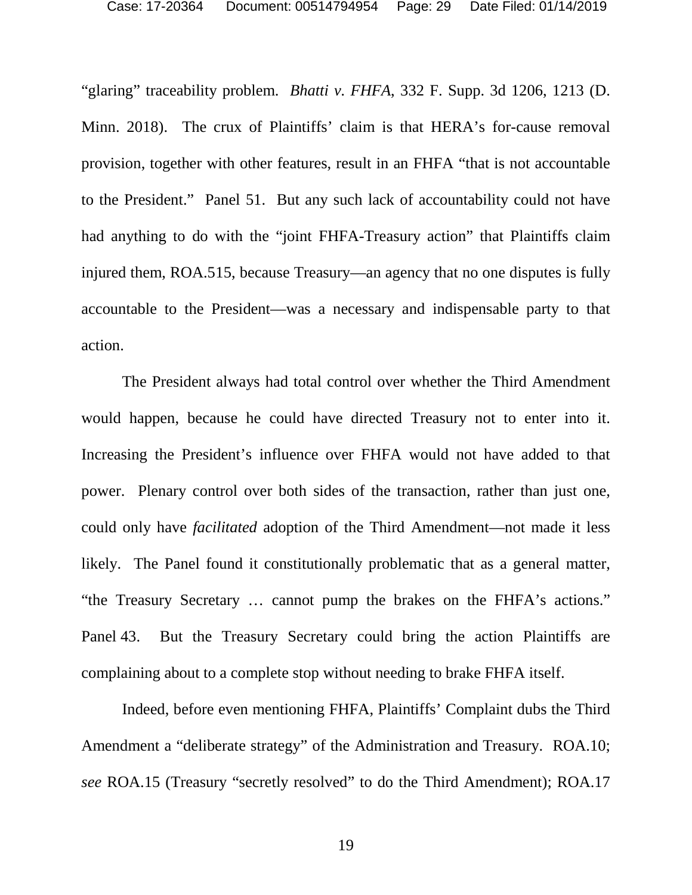"glaring" traceability problem. *Bhatti v. FHFA*, 332 F. Supp. 3d 1206, 1213 (D. Minn. 2018). The crux of Plaintiffs' claim is that HERA's for-cause removal provision, together with other features, result in an FHFA "that is not accountable to the President." Panel 51. But any such lack of accountability could not have had anything to do with the "joint FHFA-Treasury action" that Plaintiffs claim injured them, ROA.515, because Treasury—an agency that no one disputes is fully accountable to the President—was a necessary and indispensable party to that action.

The President always had total control over whether the Third Amendment would happen, because he could have directed Treasury not to enter into it. Increasing the President's influence over FHFA would not have added to that power. Plenary control over both sides of the transaction, rather than just one, could only have *facilitated* adoption of the Third Amendment—not made it less likely. The Panel found it constitutionally problematic that as a general matter, "the Treasury Secretary … cannot pump the brakes on the FHFA's actions." Panel 43. But the Treasury Secretary could bring the action Plaintiffs are complaining about to a complete stop without needing to brake FHFA itself.

Indeed, before even mentioning FHFA, Plaintiffs' Complaint dubs the Third Amendment a "deliberate strategy" of the Administration and Treasury. ROA.10; *see* ROA.15 (Treasury "secretly resolved" to do the Third Amendment); ROA.17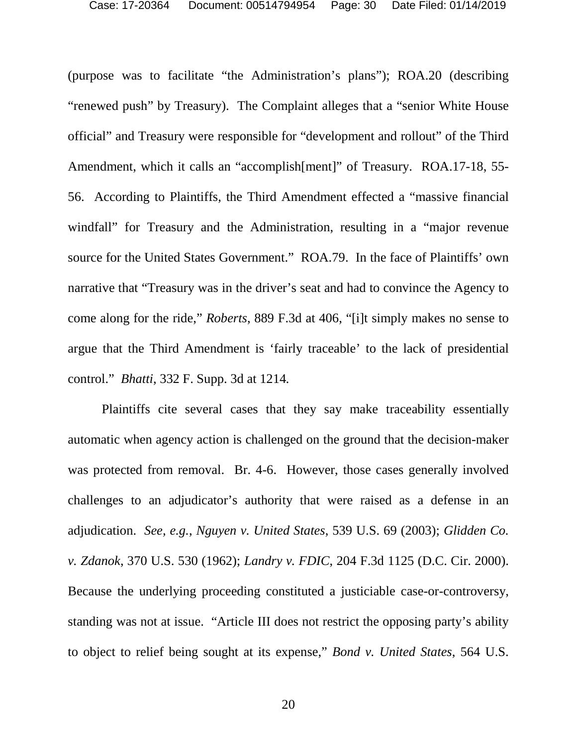(purpose was to facilitate "the Administration's plans"); ROA.20 (describing "renewed push" by Treasury). The Complaint alleges that a "senior White House official" and Treasury were responsible for "development and rollout" of the Third Amendment, which it calls an "accomplish[ment]" of Treasury. ROA.17-18, 55-56. According to Plaintiffs, the Third Amendment effected a "massive financial windfall" for Treasury and the Administration, resulting in a "major revenue source for the United States Government." ROA.79. In the face of Plaintiffs' own narrative that "Treasury was in the driver's seat and had to convince the Agency to come along for the ride," *Roberts*, 889 F.3d at 406, "[i]t simply makes no sense to argue that the Third Amendment is 'fairly traceable' to the lack of presidential control." *Bhatti*, 332 F. Supp. 3d at 1214.

Plaintiffs cite several cases that they say make traceability essentially automatic when agency action is challenged on the ground that the decision-maker was protected from removal. Br. 4-6. However, those cases generally involved challenges to an adjudicator's authority that were raised as a defense in an adjudication. *See*, *e.g.*, *Nguyen v. United States*, 539 U.S. 69 (2003); *Glidden Co. v. Zdanok*, 370 U.S. 530 (1962); *Landry v. FDIC*, 204 F.3d 1125 (D.C. Cir. 2000). Because the underlying proceeding constituted a justiciable case-or-controversy, standing was not at issue. "Article III does not restrict the opposing party's ability to object to relief being sought at its expense," *Bond v. United States*, 564 U.S.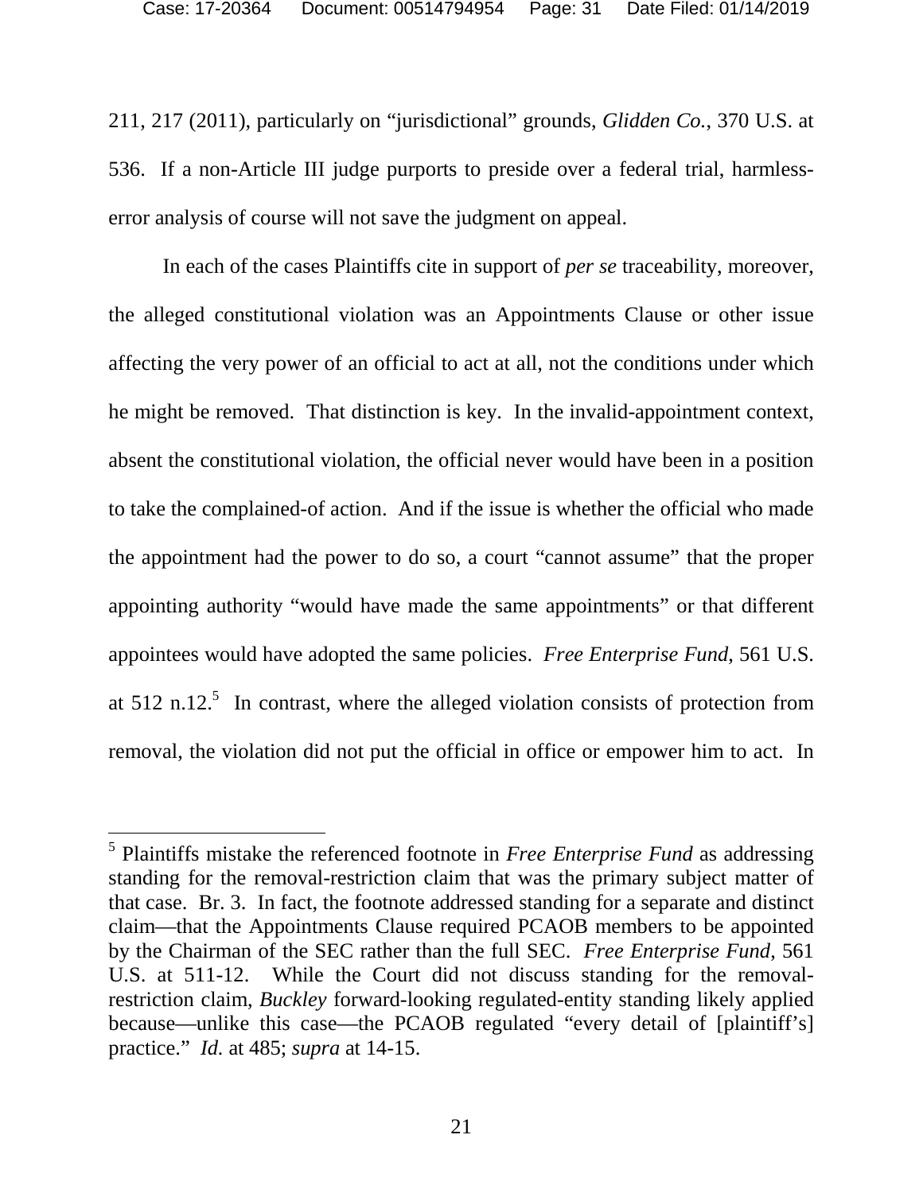211, 217 (2011), particularly on "jurisdictional" grounds, *Glidden Co.*, 370 U.S. at 536. If a non-Article III judge purports to preside over a federal trial, harmless-error analysis of course will not save the judgment on appeal.

In each of the cases Plaintiffs cite in support of *per se* traceability, moreover, the alleged constitutional violation was an Appointments Clause or other issue affecting the very power of an official to act at all, not the conditions under which he might be removed. That distinction is key. In the invalid-appointment context, absent the constitutional violation, the official never would have been in a position to take the complained-of action. And if the issue is whether the official who made the appointment had the power to do so, a court "cannot assume" that the proper appointing authority "would have made the same appointments" or that different appointees would have adopted the same policies. *Free Enterprise Fund*, 561 U.S. at 512 n.12.[5] In contrast, where the alleged violation consists of protection from removal, the violation did not put the official in office or empower him to act. In

[5] Plaintiffs mistake the referenced footnote in *Free Enterprise Fund* as addressing standing for the removal-restriction claim that was the primary subject matter of that case. Br. 3. In fact, the footnote addressed standing for a separate and distinct claim—that the Appointments Clause required PCAOB members to be appointed by the Chairman of the SEC rather than the full SEC. *Free Enterprise Fund*, 561 U.S. at 511-12. While the Court did not discuss standing for the removal-restriction claim, *Buckley* forward-looking regulated-entity standing likely applied because—unlike this case—the PCAOB regulated "every detail of [plaintiff's] practice." *Id.* at 485; *supra* at 14-15.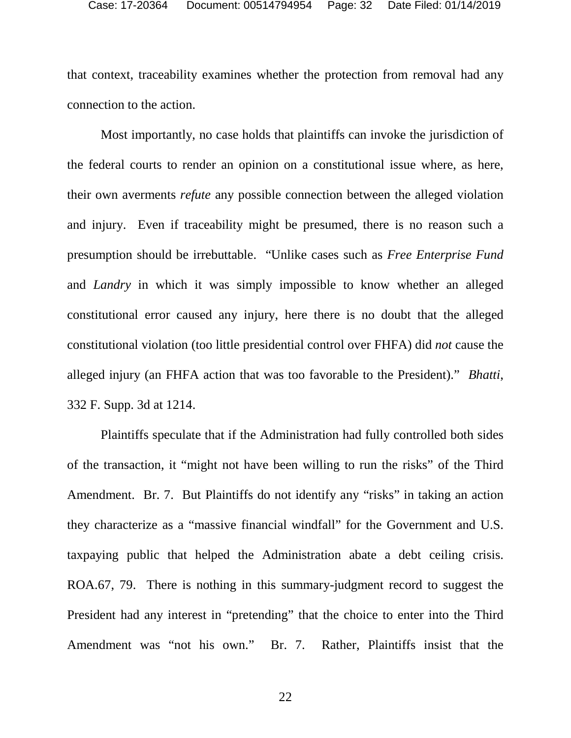that context, traceability examines whether the protection from removal had any connection to the action.

Most importantly, no case holds that plaintiffs can invoke the jurisdiction of the federal courts to render an opinion on a constitutional issue where, as here, their own averments *refute* any possible connection between the alleged violation and injury. Even if traceability might be presumed, there is no reason such a presumption should be irrebuttable. "Unlike cases such as *Free Enterprise Fund* and *Landry* in which it was simply impossible to know whether an alleged constitutional error caused any injury, here there is no doubt that the alleged constitutional violation (too little presidential control over FHFA) did *not* cause the alleged injury (an FHFA action that was too favorable to the President)." *Bhatti*, 332 F. Supp. 3d at 1214.

Plaintiffs speculate that if the Administration had fully controlled both sides of the transaction, it "might not have been willing to run the risks" of the Third Amendment. Br. 7. But Plaintiffs do not identify any "risks" in taking an action they characterize as a "massive financial windfall" for the Government and U.S. taxpaying public that helped the Administration abate a debt ceiling crisis. ROA.67, 79. There is nothing in this summary-judgment record to suggest the President had any interest in "pretending" that the choice to enter into the Third Amendment was "not his own." Br. 7. Rather, Plaintiffs insist that the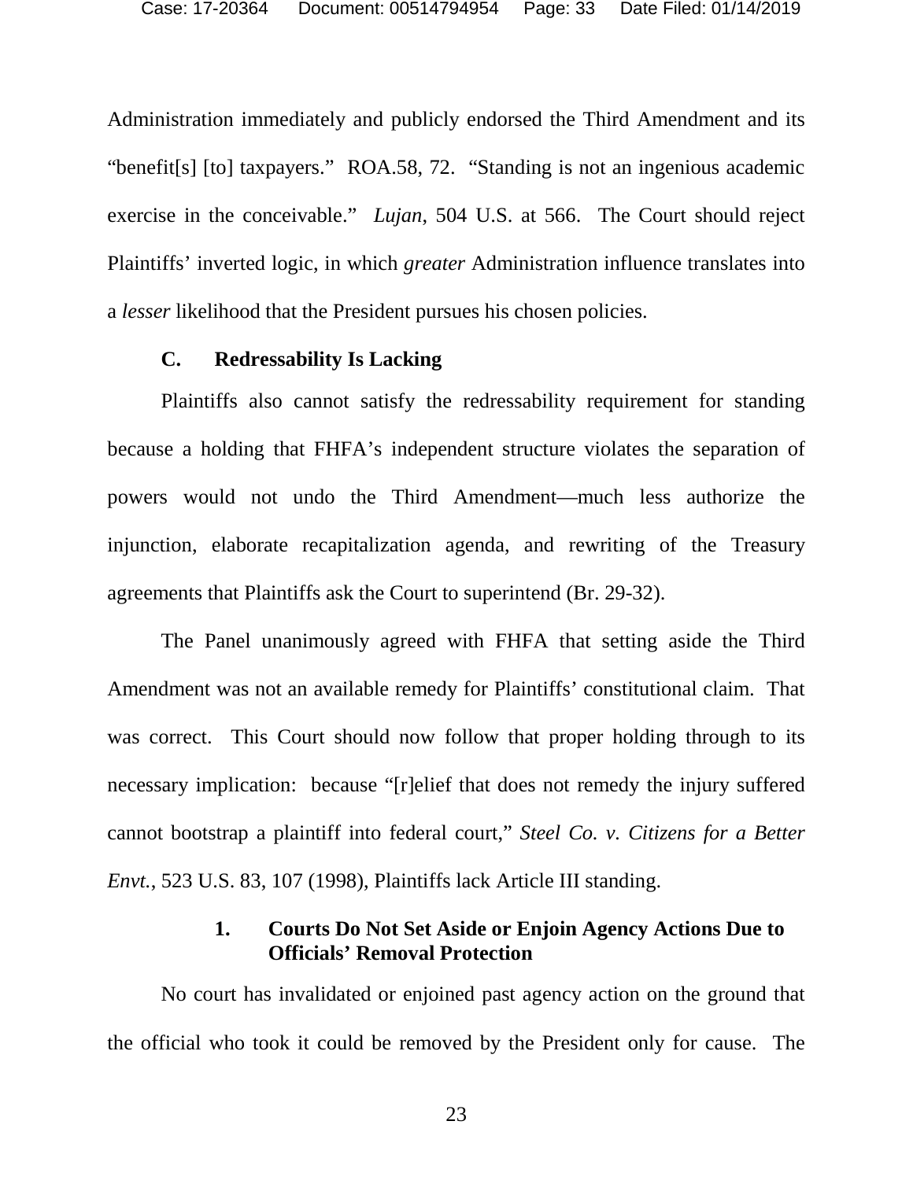Administration immediately and publicly endorsed the Third Amendment and its "benefit[s] [to] taxpayers." ROA.58, 72. "Standing is not an ingenious academic exercise in the conceivable." *Lujan*, 504 U.S. at 566. The Court should reject Plaintiffs' inverted logic, in which *greater* Administration influence translates into a *lesser* likelihood that the President pursues his chosen policies.

### C. Redressability Is Lacking

Plaintiffs also cannot satisfy the redressability requirement for standing because a holding that FHFA's independent structure violates the separation of powers would not undo the Third Amendment—much less authorize the injunction, elaborate recapitalization agenda, and rewriting of the Treasury agreements that Plaintiffs ask the Court to superintend (Br. 29-32).

The Panel unanimously agreed with FHFA that setting aside the Third Amendment was not an available remedy for Plaintiffs' constitutional claim. That was correct. This Court should now follow that proper holding through to its necessary implication: because "[r]elief that does not remedy the injury suffered cannot bootstrap a plaintiff into federal court," *Steel Co. v. Citizens for a Better Envt.*, 523 U.S. 83, 107 (1998), Plaintiffs lack Article III standing.

#### 1. Courts Do Not Set Aside or Enjoin Agency Actions Due to Officials' Removal Protection

No court has invalidated or enjoined past agency action on the ground that the official who took it could be removed by the President only for cause. The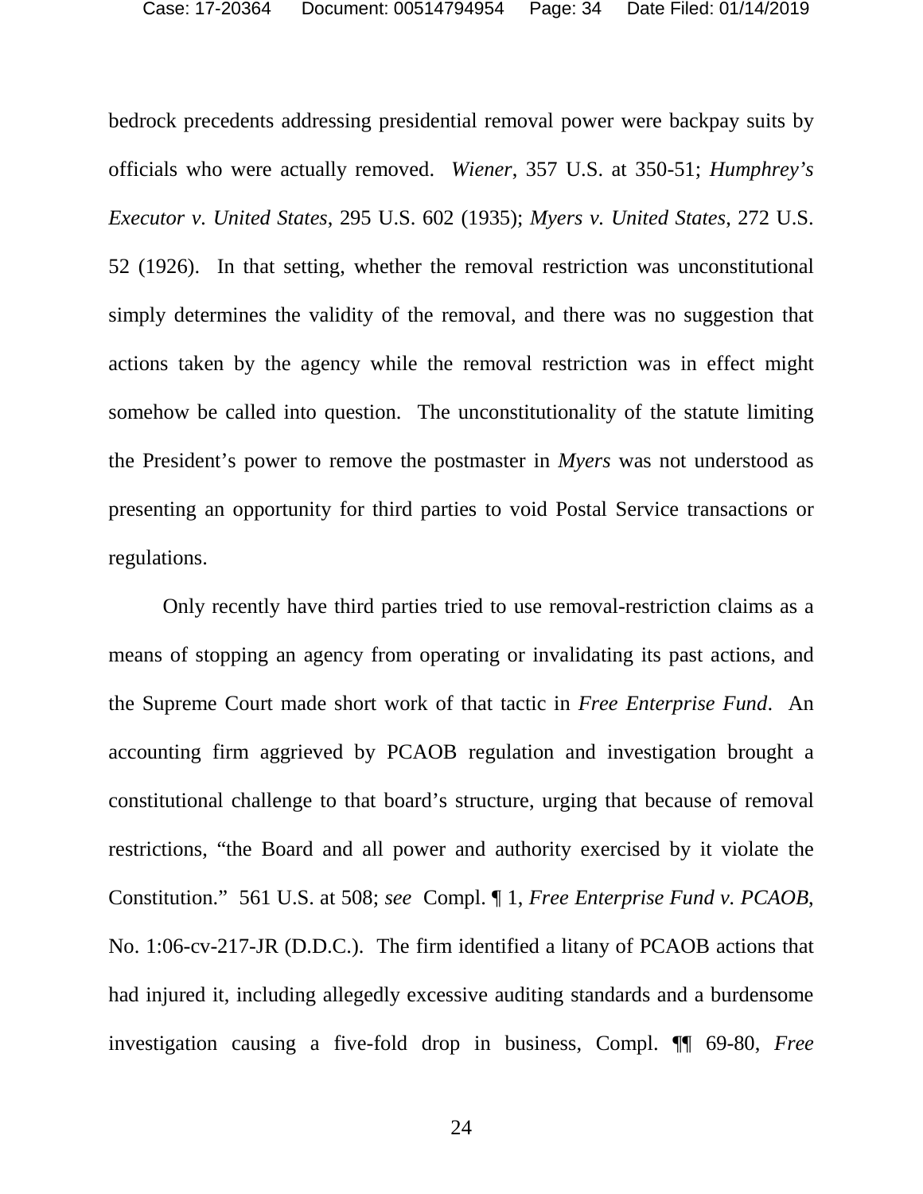bedrock precedents addressing presidential removal power were backpay suits by officials who were actually removed. *Wiener*, 357 U.S. at 350-51; *Humphrey's Executor v. United States*, 295 U.S. 602 (1935); *Myers v. United States*, 272 U.S. 52 (1926). In that setting, whether the removal restriction was unconstitutional simply determines the validity of the removal, and there was no suggestion that actions taken by the agency while the removal restriction was in effect might somehow be called into question. The unconstitutionality of the statute limiting the President's power to remove the postmaster in *Myers* was not understood as presenting an opportunity for third parties to void Postal Service transactions or regulations.

Only recently have third parties tried to use removal-restriction claims as a means of stopping an agency from operating or invalidating its past actions, and the Supreme Court made short work of that tactic in *Free Enterprise Fund*. An accounting firm aggrieved by PCAOB regulation and investigation brought a constitutional challenge to that board's structure, urging that because of removal restrictions, "the Board and all power and authority exercised by it violate the Constitution." 561 U.S. at 508; *see* Compl. ¶ 1, *Free Enterprise Fund v. PCAOB*, No. 1:06-cv-217-JR (D.D.C.). The firm identified a litany of PCAOB actions that had injured it, including allegedly excessive auditing standards and a burdensome investigation causing a five-fold drop in business, Compl. ¶¶ 69-80, *Free*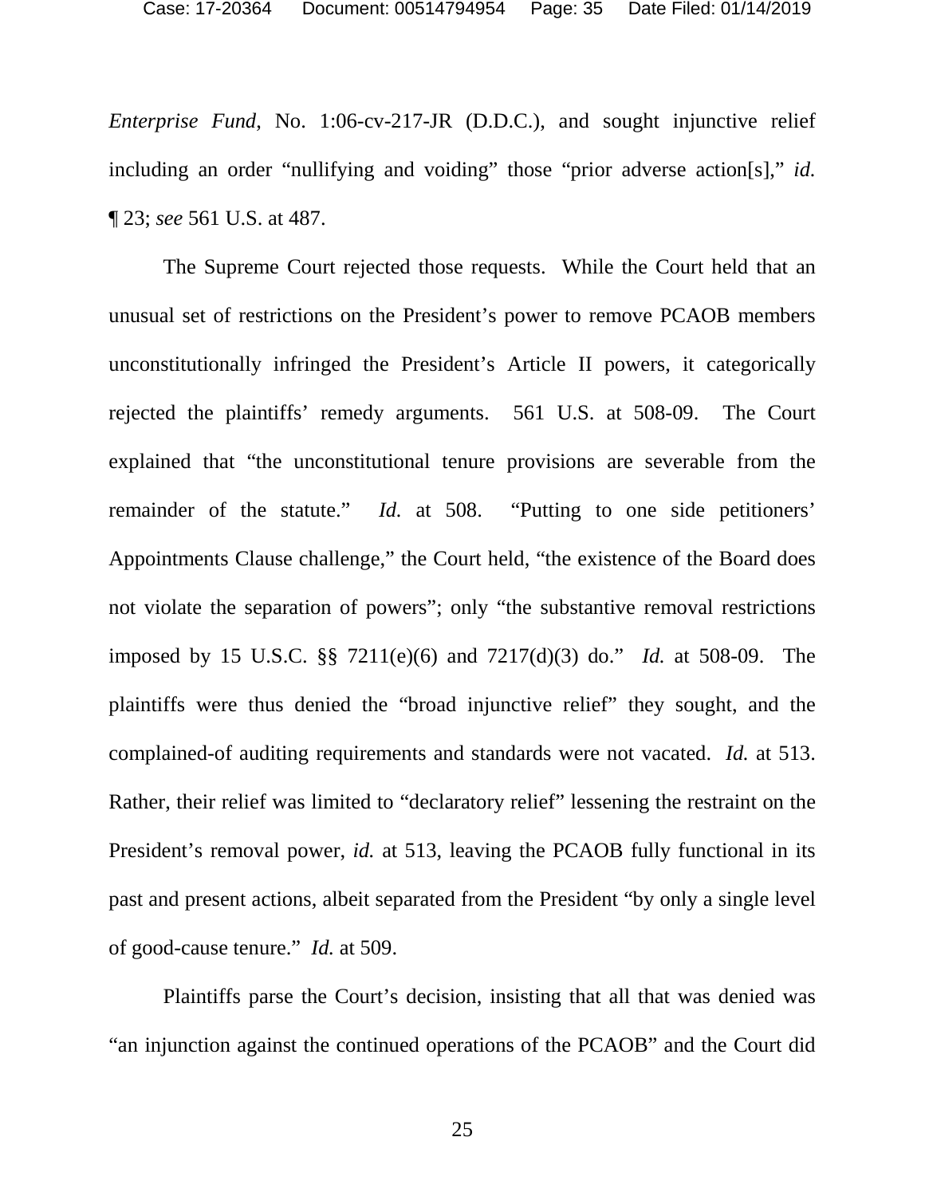*Enterprise Fund*, No. 1:06-cv-217-JR (D.D.C.), and sought injunctive relief including an order "nullifying and voiding" those "prior adverse action[s]," *id.* ¶ 23; *see* 561 U.S. at 487.

The Supreme Court rejected those requests. While the Court held that an unusual set of restrictions on the President's power to remove PCAOB members unconstitutionally infringed the President's Article II powers, it categorically rejected the plaintiffs' remedy arguments. 561 U.S. at 508-09. The Court explained that "the unconstitutional tenure provisions are severable from the remainder of the statute." *Id.* at 508. "Putting to one side petitioners' Appointments Clause challenge," the Court held, "the existence of the Board does not violate the separation of powers"; only "the substantive removal restrictions imposed by 15 U.S.C. §§ 7211(e)(6) and 7217(d)(3) do." *Id.* at 508-09. The plaintiffs were thus denied the "broad injunctive relief" they sought, and the complained-of auditing requirements and standards were not vacated. *Id.* at 513. Rather, their relief was limited to "declaratory relief" lessening the restraint on the President's removal power, *id.* at 513, leaving the PCAOB fully functional in its past and present actions, albeit separated from the President "by only a single level of good-cause tenure." *Id.* at 509.

Plaintiffs parse the Court's decision, insisting that all that was denied was "an injunction against the continued operations of the PCAOB" and the Court did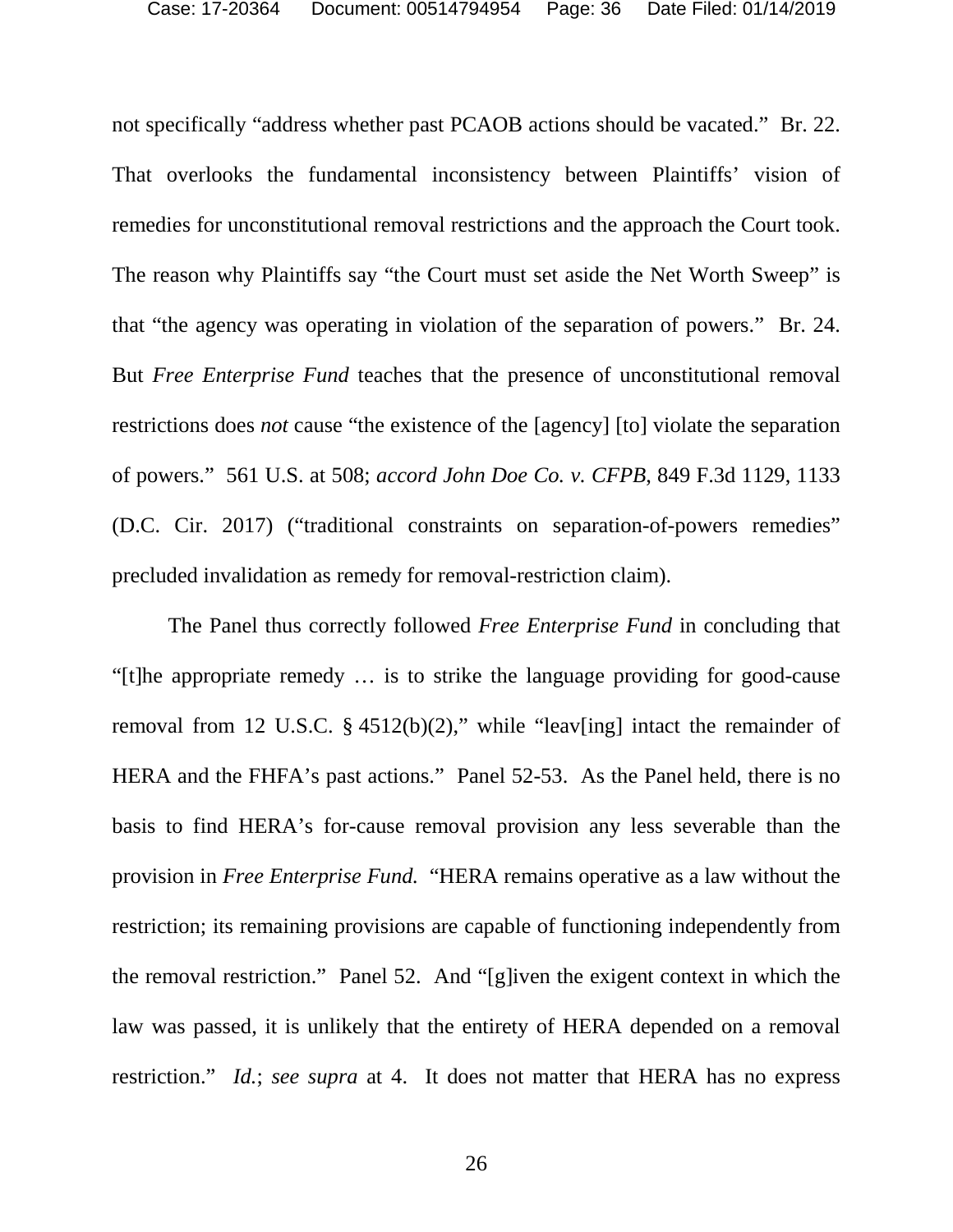not specifically "address whether past PCAOB actions should be vacated." Br. 22. That overlooks the fundamental inconsistency between Plaintiffs' vision of remedies for unconstitutional removal restrictions and the approach the Court took. The reason why Plaintiffs say "the Court must set aside the Net Worth Sweep" is that "the agency was operating in violation of the separation of powers." Br. 24. But *Free Enterprise Fund* teaches that the presence of unconstitutional removal restrictions does *not* cause "the existence of the [agency] [to] violate the separation of powers." 561 U.S. at 508; *accord John Doe Co. v. CFPB*, 849 F.3d 1129, 1133 (D.C. Cir. 2017) ("traditional constraints on separation-of-powers remedies" precluded invalidation as remedy for removal-restriction claim).

The Panel thus correctly followed *Free Enterprise Fund* in concluding that "[t]he appropriate remedy … is to strike the language providing for good-cause removal from 12 U.S.C. § 4512(b)(2)," while "leav[ing] intact the remainder of HERA and the FHFA's past actions." Panel 52-53. As the Panel held, there is no basis to find HERA's for-cause removal provision any less severable than the provision in *Free Enterprise Fund.* "HERA remains operative as a law without the restriction; its remaining provisions are capable of functioning independently from the removal restriction." Panel 52. And "[g]iven the exigent context in which the law was passed, it is unlikely that the entirety of HERA depended on a removal restriction." *Id.*; *see supra* at 4. It does not matter that HERA has no express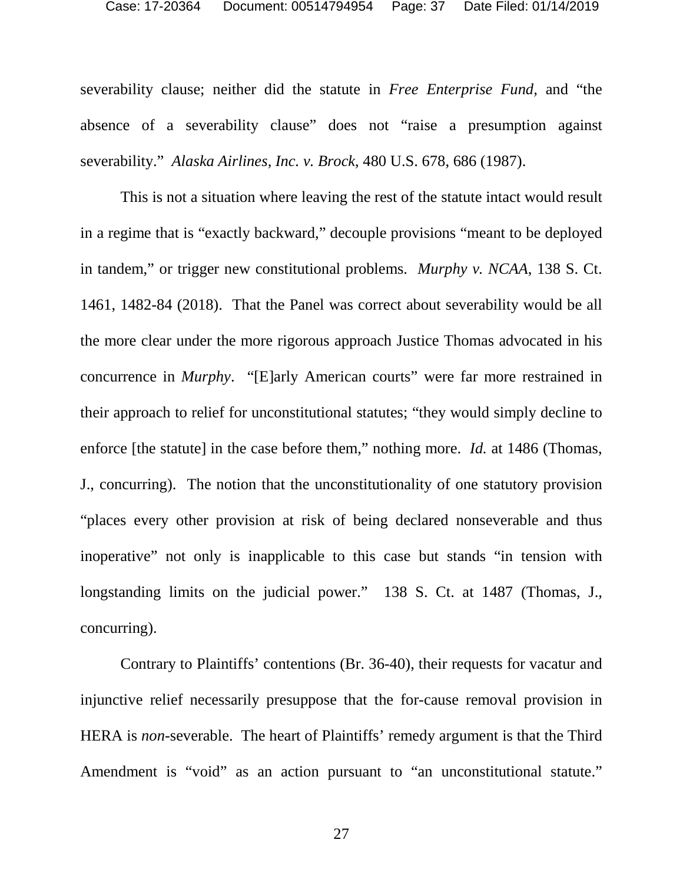severability clause; neither did the statute in *Free Enterprise Fund*, and "the absence of a severability clause" does not "raise a presumption against severability." *Alaska Airlines, Inc. v. Brock*, 480 U.S. 678, 686 (1987).

This is not a situation where leaving the rest of the statute intact would result in a regime that is "exactly backward," decouple provisions "meant to be deployed in tandem," or trigger new constitutional problems. *Murphy v. NCAA*, 138 S. Ct. 1461, 1482-84 (2018). That the Panel was correct about severability would be all the more clear under the more rigorous approach Justice Thomas advocated in his concurrence in *Murphy*. "[E]arly American courts" were far more restrained in their approach to relief for unconstitutional statutes; "they would simply decline to enforce [the statute] in the case before them," nothing more. *Id.* at 1486 (Thomas, J., concurring). The notion that the unconstitutionality of one statutory provision "places every other provision at risk of being declared nonseverable and thus inoperative" not only is inapplicable to this case but stands "in tension with longstanding limits on the judicial power." 138 S. Ct. at 1487 (Thomas, J., concurring).

Contrary to Plaintiffs' contentions (Br. 36-40), their requests for vacatur and injunctive relief necessarily presuppose that the for-cause removal provision in HERA is *non*-severable. The heart of Plaintiffs' remedy argument is that the Third Amendment is "void" as an action pursuant to "an unconstitutional statute."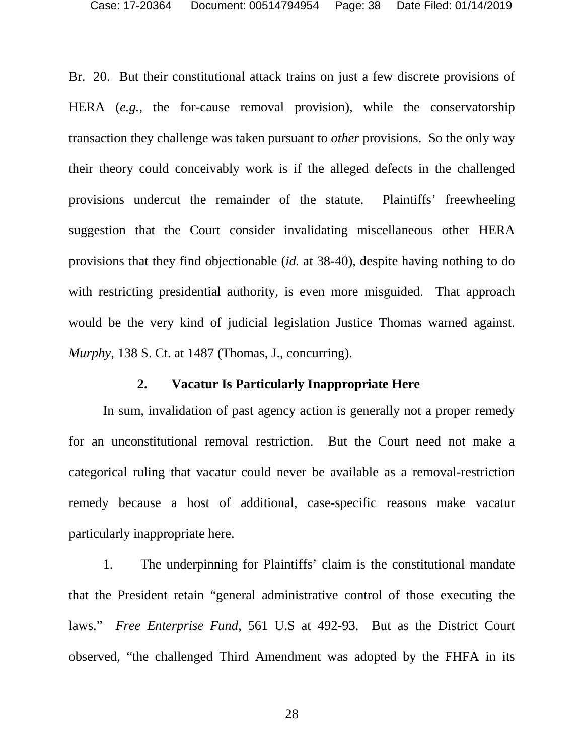Br. 20. But their constitutional attack trains on just a few discrete provisions of HERA (*e.g.*, the for-cause removal provision), while the conservatorship transaction they challenge was taken pursuant to *other* provisions. So the only way their theory could conceivably work is if the alleged defects in the challenged provisions undercut the remainder of the statute. Plaintiffs' freewheeling suggestion that the Court consider invalidating miscellaneous other HERA provisions that they find objectionable (*id.* at 38-40), despite having nothing to do with restricting presidential authority, is even more misguided. That approach would be the very kind of judicial legislation Justice Thomas warned against. *Murphy*, 138 S. Ct. at 1487 (Thomas, J., concurring).

### 2. Vacatur Is Particularly Inappropriate Here

In sum, invalidation of past agency action is generally not a proper remedy for an unconstitutional removal restriction. But the Court need not make a categorical ruling that vacatur could never be available as a removal-restriction remedy because a host of additional, case-specific reasons make vacatur particularly inappropriate here.

1. The underpinning for Plaintiffs' claim is the constitutional mandate that the President retain "general administrative control of those executing the laws." *Free Enterprise Fund*, 561 U.S at 492-93. But as the District Court observed, "the challenged Third Amendment was adopted by the FHFA in its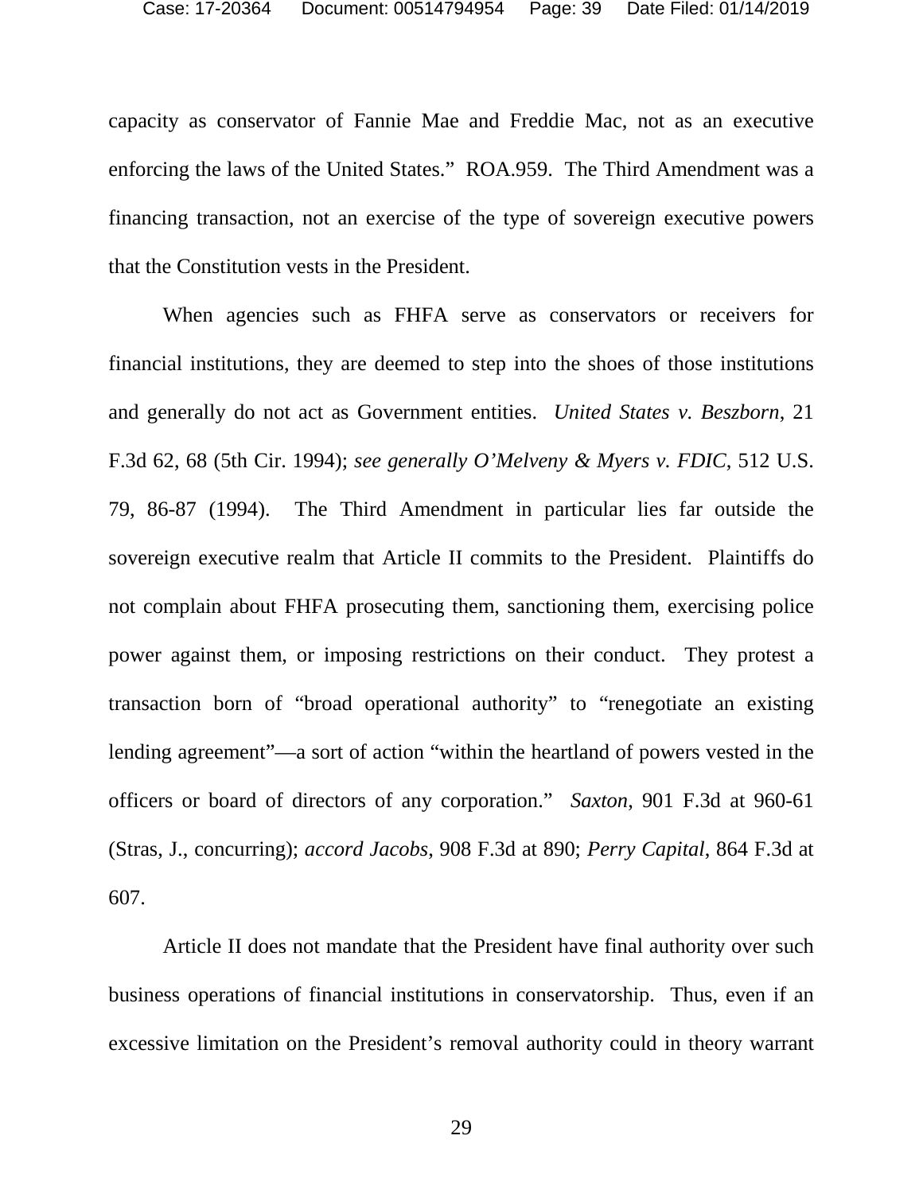capacity as conservator of Fannie Mae and Freddie Mac, not as an executive enforcing the laws of the United States." ROA.959. The Third Amendment was a financing transaction, not an exercise of the type of sovereign executive powers that the Constitution vests in the President.

When agencies such as FHFA serve as conservators or receivers for financial institutions, they are deemed to step into the shoes of those institutions and generally do not act as Government entities. *United States v. Beszborn*, 21 F.3d 62, 68 (5th Cir. 1994); *see generally O'Melveny & Myers v. FDIC*, 512 U.S. 79, 86-87 (1994). The Third Amendment in particular lies far outside the sovereign executive realm that Article II commits to the President. Plaintiffs do not complain about FHFA prosecuting them, sanctioning them, exercising police power against them, or imposing restrictions on their conduct. They protest a transaction born of "broad operational authority" to "renegotiate an existing lending agreement"—a sort of action "within the heartland of powers vested in the officers or board of directors of any corporation." *Saxton*, 901 F.3d at 960-61 (Stras, J., concurring); *accord Jacobs*, 908 F.3d at 890; *Perry Capital*, 864 F.3d at 607.

Article II does not mandate that the President have final authority over such business operations of financial institutions in conservatorship. Thus, even if an excessive limitation on the President's removal authority could in theory warrant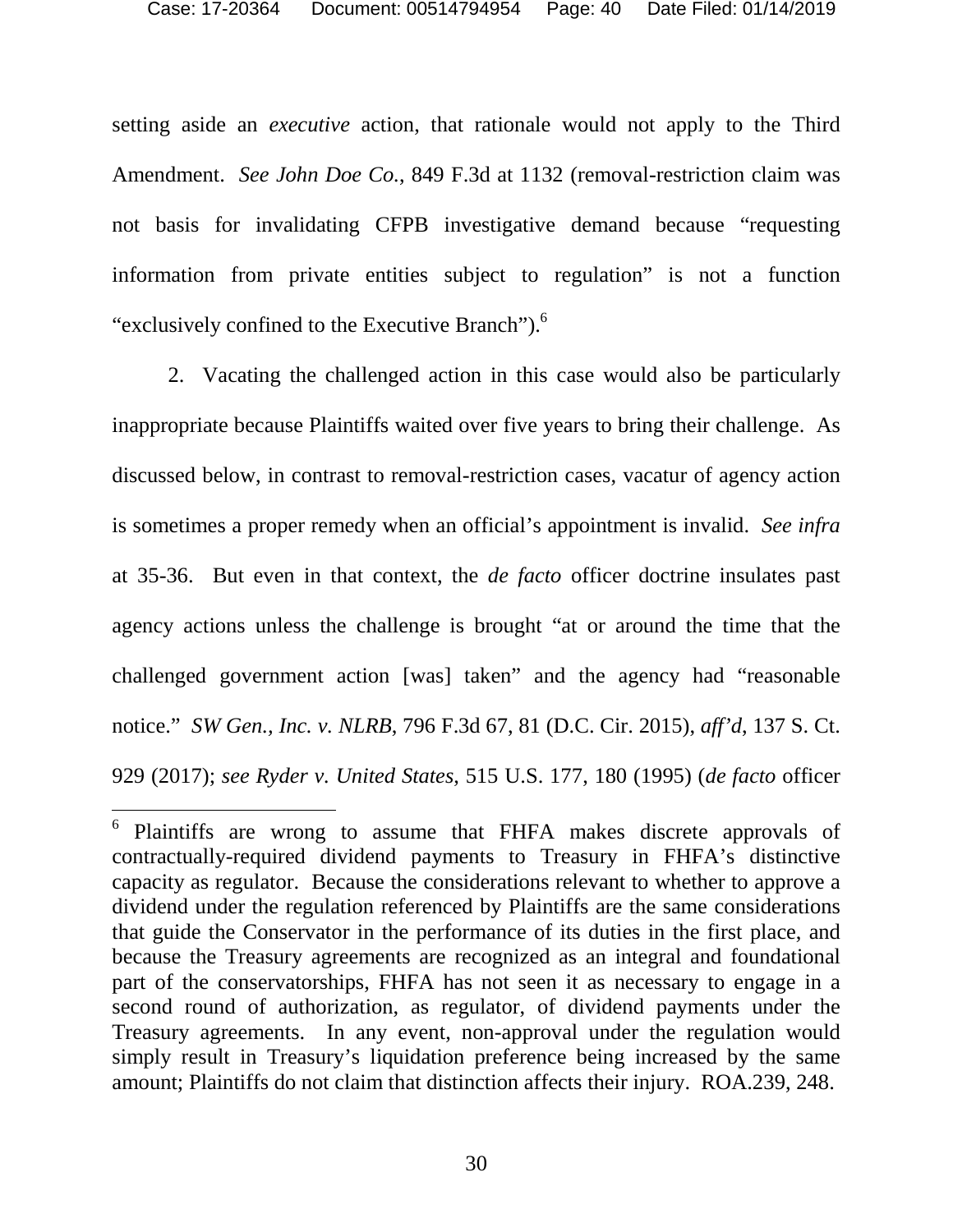setting aside an *executive* action, that rationale would not apply to the Third Amendment. *See John Doe Co.*, 849 F.3d at 1132 (removal-restriction claim was not basis for invalidating CFPB investigative demand because "requesting information from private entities subject to regulation" is not a function "exclusively confined to the Executive Branch").[6]

2. Vacating the challenged action in this case would also be particularly inappropriate because Plaintiffs waited over five years to bring their challenge. As discussed below, in contrast to removal-restriction cases, vacatur of agency action is sometimes a proper remedy when an official's appointment is invalid. *See infra* at 35-36. But even in that context, the *de facto* officer doctrine insulates past agency actions unless the challenge is brought "at or around the time that the challenged government action [was] taken" and the agency had "reasonable notice." *SW Gen., Inc. v. NLRB*, 796 F.3d 67, 81 (D.C. Cir. 2015), *aff'd*, 137 S. Ct. 929 (2017); *see Ryder v. United States*, 515 U.S. 177, 180 (1995) (*de facto* officer

---

[6] Plaintiffs are wrong to assume that FHFA makes discrete approvals of contractually-required dividend payments to Treasury in FHFA's distinctive capacity as regulator. Because the considerations relevant to whether to approve a dividend under the regulation referenced by Plaintiffs are the same considerations that guide the Conservator in the performance of its duties in the first place, and because the Treasury agreements are recognized as an integral and foundational part of the conservatorships, FHFA has not seen it as necessary to engage in a second round of authorization, as regulator, of dividend payments under the Treasury agreements. In any event, non-approval under the regulation would simply result in Treasury's liquidation preference being increased by the same amount; Plaintiffs do not claim that distinction affects their injury. ROA.239, 248.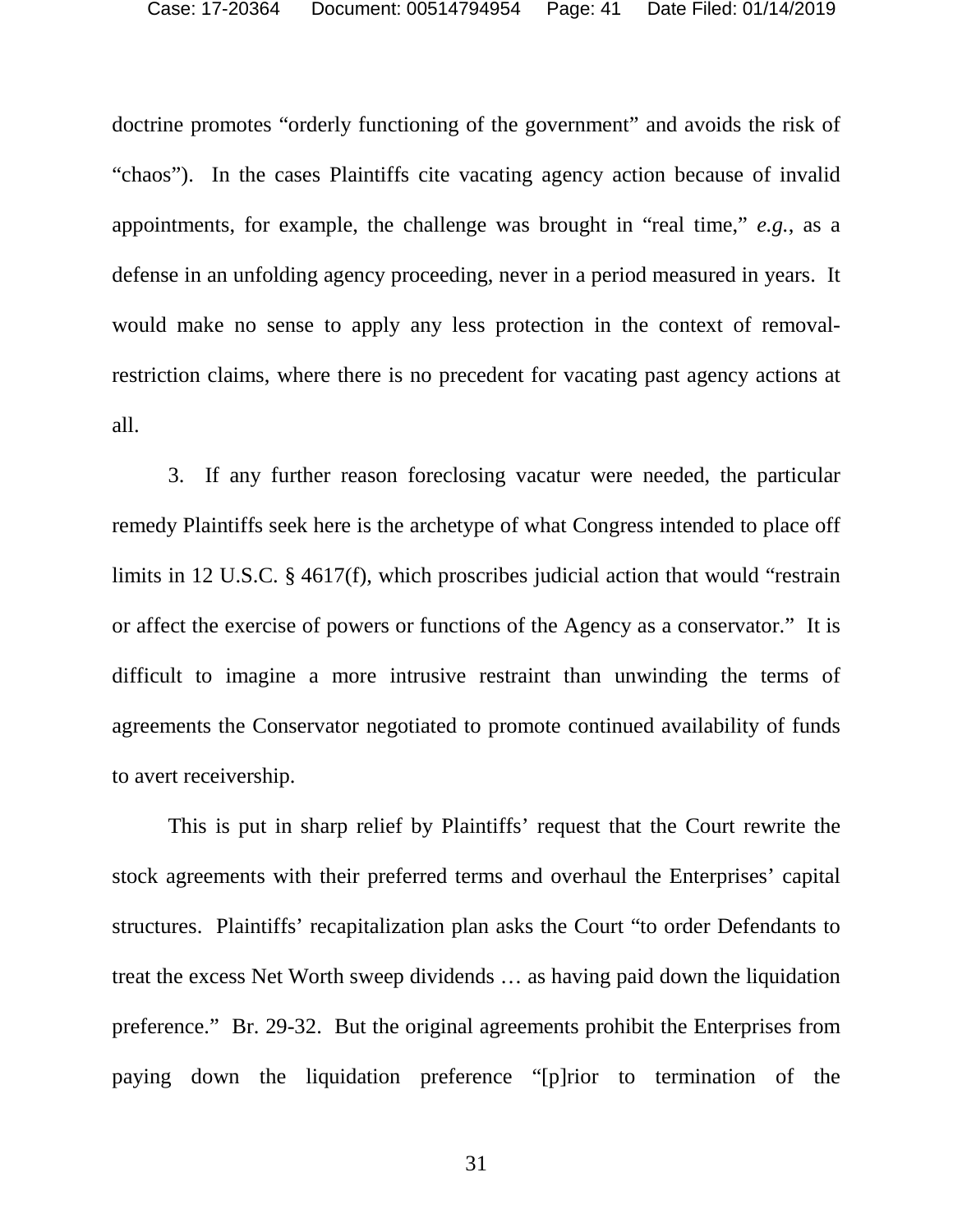doctrine promotes "orderly functioning of the government" and avoids the risk of "chaos"). In the cases Plaintiffs cite vacating agency action because of invalid appointments, for example, the challenge was brought in "real time," *e.g.*, as a defense in an unfolding agency proceeding, never in a period measured in years. It would make no sense to apply any less protection in the context of removal-restriction claims, where there is no precedent for vacating past agency actions at all.

3. If any further reason foreclosing vacatur were needed, the particular remedy Plaintiffs seek here is the archetype of what Congress intended to place off limits in 12 U.S.C. § 4617(f), which proscribes judicial action that would "restrain or affect the exercise of powers or functions of the Agency as a conservator." It is difficult to imagine a more intrusive restraint than unwinding the terms of agreements the Conservator negotiated to promote continued availability of funds to avert receivership.

This is put in sharp relief by Plaintiffs' request that the Court rewrite the stock agreements with their preferred terms and overhaul the Enterprises' capital structures. Plaintiffs' recapitalization plan asks the Court "to order Defendants to treat the excess Net Worth sweep dividends … as having paid down the liquidation preference." Br. 29-32. But the original agreements prohibit the Enterprises from paying down the liquidation preference "[p]rior to termination of the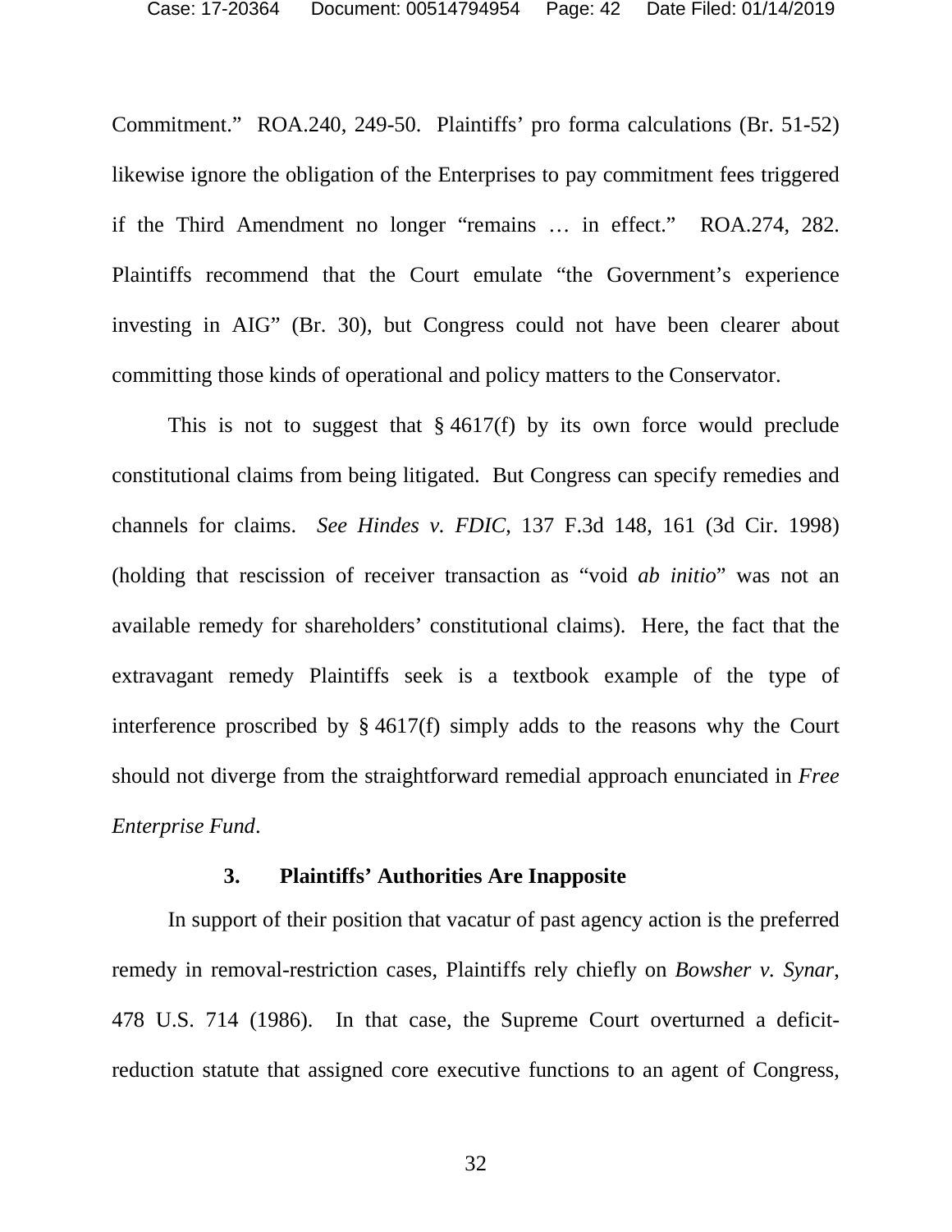Commitment." ROA.240, 249-50. Plaintiffs' pro forma calculations (Br. 51-52) likewise ignore the obligation of the Enterprises to pay commitment fees triggered if the Third Amendment no longer "remains … in effect." ROA.274, 282. Plaintiffs recommend that the Court emulate "the Government's experience investing in AIG" (Br. 30), but Congress could not have been clearer about committing those kinds of operational and policy matters to the Conservator.

This is not to suggest that § 4617(f) by its own force would preclude constitutional claims from being litigated. But Congress can specify remedies and channels for claims. *See Hindes v. FDIC*, 137 F.3d 148, 161 (3d Cir. 1998) (holding that rescission of receiver transaction as "void *ab initio*" was not an available remedy for shareholders' constitutional claims). Here, the fact that the extravagant remedy Plaintiffs seek is a textbook example of the type of interference proscribed by § 4617(f) simply adds to the reasons why the Court should not diverge from the straightforward remedial approach enunciated in *Free Enterprise Fund*.

### 3. Plaintiffs' Authorities Are Inapposite

In support of their position that vacatur of past agency action is the preferred remedy in removal-restriction cases, Plaintiffs rely chiefly on *Bowsher v. Synar*, 478 U.S. 714 (1986). In that case, the Supreme Court overturned a deficit-reduction statute that assigned core executive functions to an agent of Congress,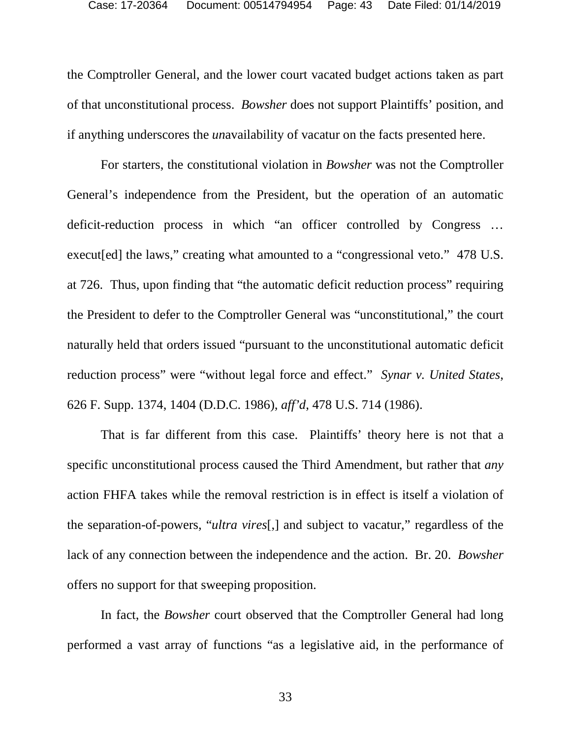the Comptroller General, and the lower court vacated budget actions taken as part of that unconstitutional process. *Bowsher* does not support Plaintiffs' position, and if anything underscores the *un*availability of vacatur on the facts presented here.

For starters, the constitutional violation in *Bowsher* was not the Comptroller General's independence from the President, but the operation of an automatic deficit-reduction process in which "an officer controlled by Congress … execut[ed] the laws," creating what amounted to a "congressional veto." 478 U.S. at 726. Thus, upon finding that "the automatic deficit reduction process" requiring the President to defer to the Comptroller General was "unconstitutional," the court naturally held that orders issued "pursuant to the unconstitutional automatic deficit reduction process" were "without legal force and effect." *Synar v. United States*, 626 F. Supp. 1374, 1404 (D.D.C. 1986), *aff'd*, 478 U.S. 714 (1986).

That is far different from this case. Plaintiffs' theory here is not that a specific unconstitutional process caused the Third Amendment, but rather that *any* action FHFA takes while the removal restriction is in effect is itself a violation of the separation-of-powers, "*ultra vires*[,] and subject to vacatur," regardless of the lack of any connection between the independence and the action. Br. 20. *Bowsher* offers no support for that sweeping proposition.

In fact, the *Bowsher* court observed that the Comptroller General had long performed a vast array of functions "as a legislative aid, in the performance of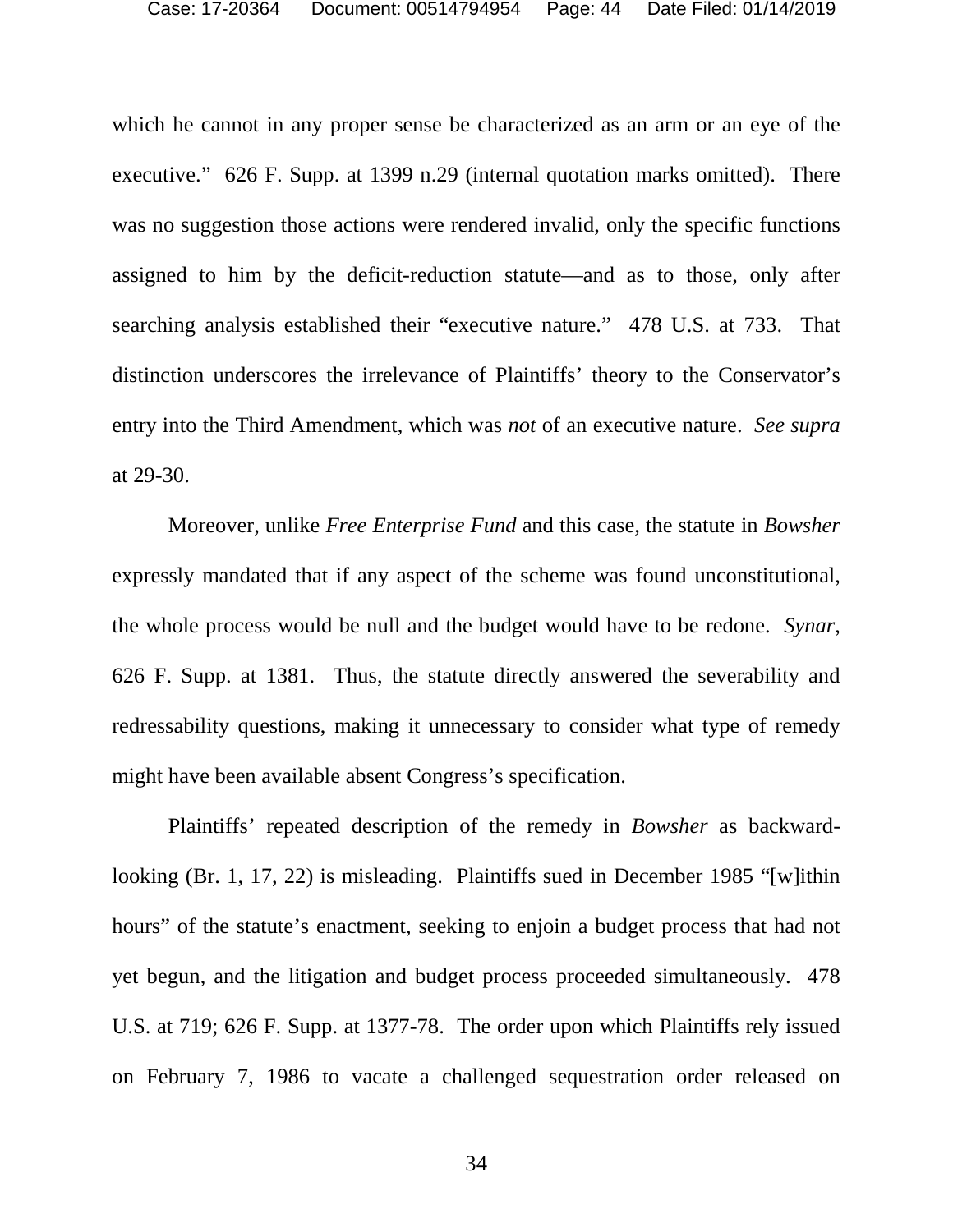which he cannot in any proper sense be characterized as an arm or an eye of the executive." 626 F. Supp. at 1399 n.29 (internal quotation marks omitted). There was no suggestion those actions were rendered invalid, only the specific functions assigned to him by the deficit-reduction statute—and as to those, only after searching analysis established their "executive nature." 478 U.S. at 733. That distinction underscores the irrelevance of Plaintiffs' theory to the Conservator's entry into the Third Amendment, which was *not* of an executive nature. *See supra* at 29-30.

Moreover, unlike *Free Enterprise Fund* and this case, the statute in *Bowsher* expressly mandated that if any aspect of the scheme was found unconstitutional, the whole process would be null and the budget would have to be redone. *Synar*, 626 F. Supp. at 1381. Thus, the statute directly answered the severability and redressability questions, making it unnecessary to consider what type of remedy might have been available absent Congress's specification.

Plaintiffs' repeated description of the remedy in *Bowsher* as backward-looking (Br. 1, 17, 22) is misleading. Plaintiffs sued in December 1985 "[w]ithin hours" of the statute's enactment, seeking to enjoin a budget process that had not yet begun, and the litigation and budget process proceeded simultaneously. 478 U.S. at 719; 626 F. Supp. at 1377-78. The order upon which Plaintiffs rely issued on February 7, 1986 to vacate a challenged sequestration order released on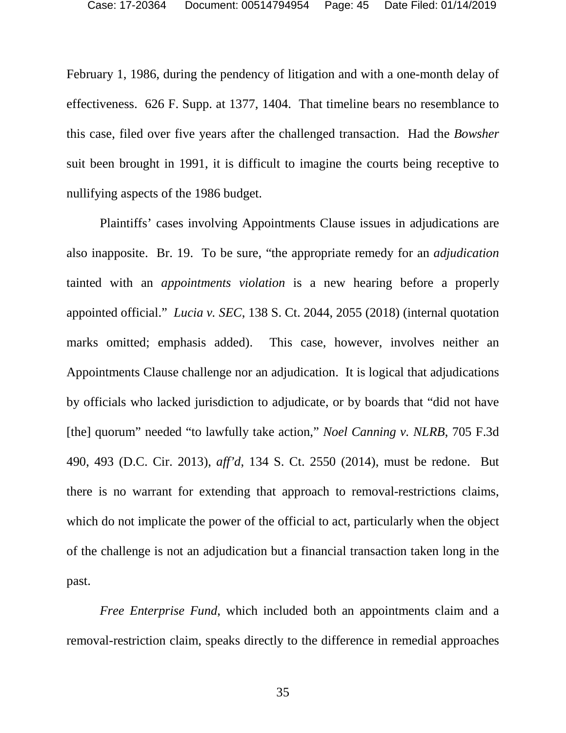February 1, 1986, during the pendency of litigation and with a one-month delay of effectiveness. 626 F. Supp. at 1377, 1404. That timeline bears no resemblance to this case, filed over five years after the challenged transaction. Had the *Bowsher* suit been brought in 1991, it is difficult to imagine the courts being receptive to nullifying aspects of the 1986 budget.

Plaintiffs' cases involving Appointments Clause issues in adjudications are also inapposite. Br. 19. To be sure, "the appropriate remedy for an *adjudication* tainted with an *appointments violation* is a new hearing before a properly appointed official." *Lucia v. SEC*, 138 S. Ct. 2044, 2055 (2018) (internal quotation marks omitted; emphasis added). This case, however, involves neither an Appointments Clause challenge nor an adjudication. It is logical that adjudications by officials who lacked jurisdiction to adjudicate, or by boards that "did not have [the] quorum" needed "to lawfully take action," *Noel Canning v. NLRB*, 705 F.3d 490, 493 (D.C. Cir. 2013), *aff'd*, 134 S. Ct. 2550 (2014), must be redone. But there is no warrant for extending that approach to removal-restrictions claims, which do not implicate the power of the official to act, particularly when the object of the challenge is not an adjudication but a financial transaction taken long in the past.

*Free Enterprise Fund*, which included both an appointments claim and a removal-restriction claim, speaks directly to the difference in remedial approaches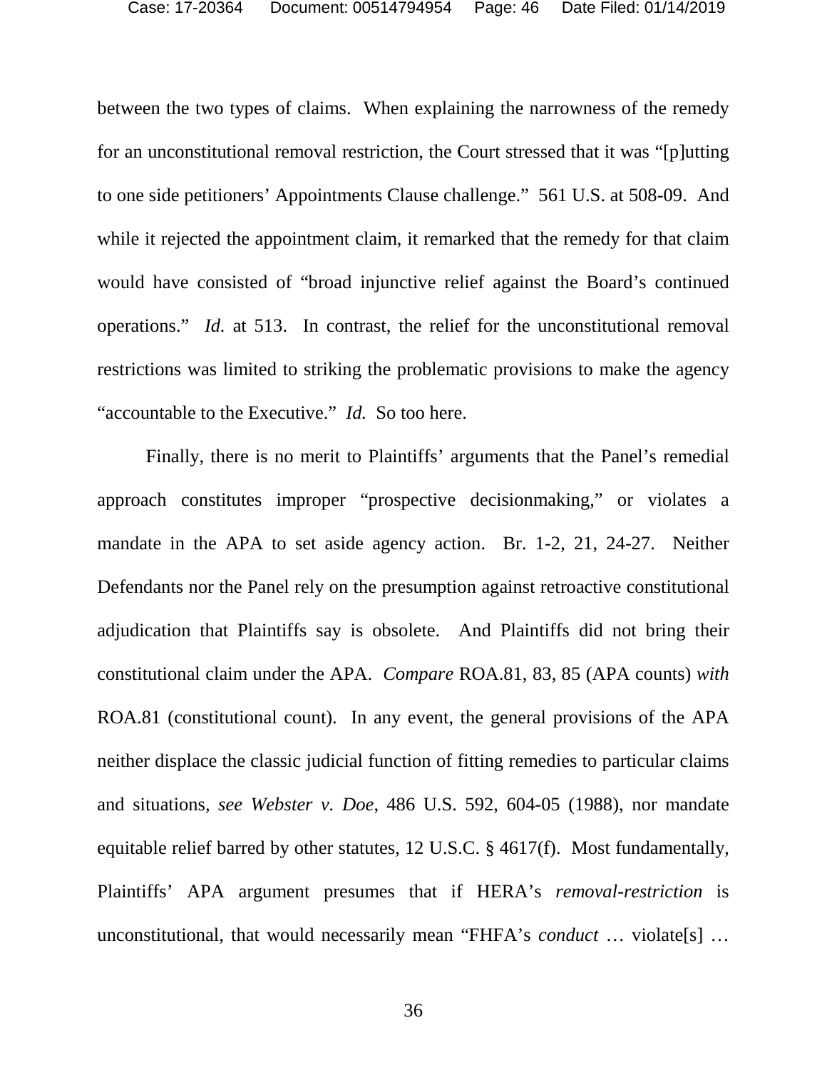between the two types of claims. When explaining the narrowness of the remedy for an unconstitutional removal restriction, the Court stressed that it was "[p]utting to one side petitioners' Appointments Clause challenge." 561 U.S. at 508-09. And while it rejected the appointment claim, it remarked that the remedy for that claim would have consisted of "broad injunctive relief against the Board's continued operations." *Id.* at 513. In contrast, the relief for the unconstitutional removal restrictions was limited to striking the problematic provisions to make the agency "accountable to the Executive." *Id.* So too here.

Finally, there is no merit to Plaintiffs' arguments that the Panel's remedial approach constitutes improper "prospective decisionmaking," or violates a mandate in the APA to set aside agency action. Br. 1-2, 21, 24-27. Neither Defendants nor the Panel rely on the presumption against retroactive constitutional adjudication that Plaintiffs say is obsolete. And Plaintiffs did not bring their constitutional claim under the APA. *Compare* ROA.81, 83, 85 (APA counts) *with* ROA.81 (constitutional count). In any event, the general provisions of the APA neither displace the classic judicial function of fitting remedies to particular claims and situations, *see Webster v. Doe*, 486 U.S. 592, 604-05 (1988), nor mandate equitable relief barred by other statutes, 12 U.S.C. § 4617(f). Most fundamentally, Plaintiffs' APA argument presumes that if HERA's *removal-restriction* is unconstitutional, that would necessarily mean "FHFA's *conduct* … violate[s] …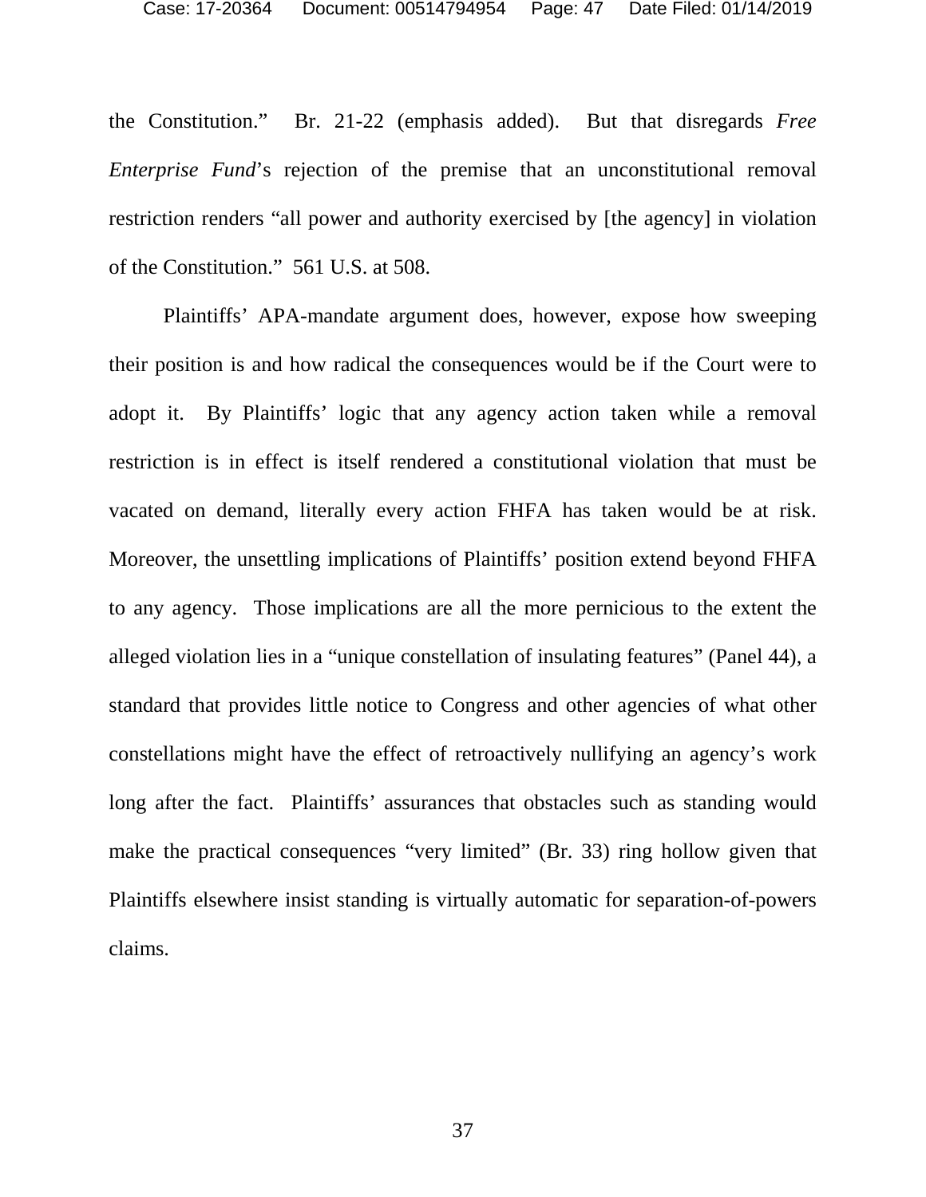the Constitution." Br. 21-22 (emphasis added). But that disregards *Free Enterprise Fund*'s rejection of the premise that an unconstitutional removal restriction renders "all power and authority exercised by [the agency] in violation of the Constitution." 561 U.S. at 508.

Plaintiffs' APA-mandate argument does, however, expose how sweeping their position is and how radical the consequences would be if the Court were to adopt it. By Plaintiffs' logic that any agency action taken while a removal restriction is in effect is itself rendered a constitutional violation that must be vacated on demand, literally every action FHFA has taken would be at risk. Moreover, the unsettling implications of Plaintiffs' position extend beyond FHFA to any agency. Those implications are all the more pernicious to the extent the alleged violation lies in a "unique constellation of insulating features" (Panel 44), a standard that provides little notice to Congress and other agencies of what other constellations might have the effect of retroactively nullifying an agency's work long after the fact. Plaintiffs' assurances that obstacles such as standing would make the practical consequences "very limited" (Br. 33) ring hollow given that Plaintiffs elsewhere insist standing is virtually automatic for separation-of-powers claims.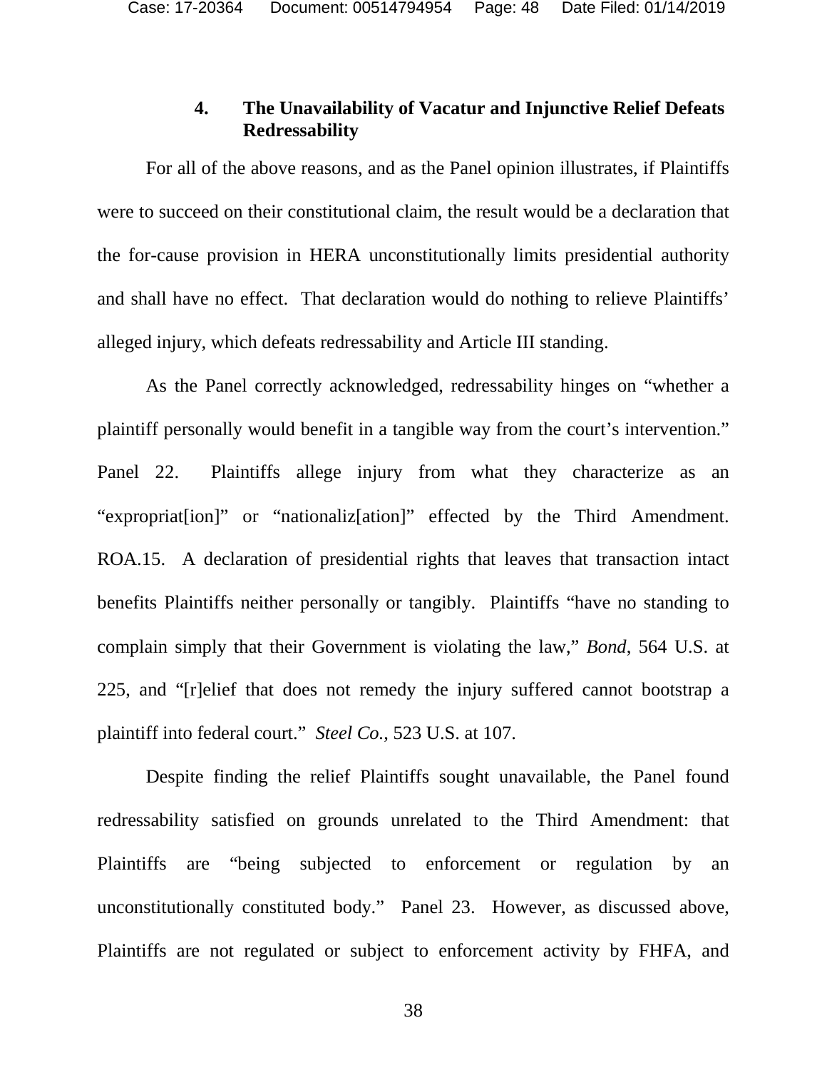#### 4. The Unavailability of Vacatur and Injunctive Relief Defeats Redressability

For all of the above reasons, and as the Panel opinion illustrates, if Plaintiffs were to succeed on their constitutional claim, the result would be a declaration that the for-cause provision in HERA unconstitutionally limits presidential authority and shall have no effect. That declaration would do nothing to relieve Plaintiffs' alleged injury, which defeats redressability and Article III standing.

As the Panel correctly acknowledged, redressability hinges on "whether a plaintiff personally would benefit in a tangible way from the court's intervention." Panel 22. Plaintiffs allege injury from what they characterize as an "expropriat[ion]" or "nationaliz[ation]" effected by the Third Amendment. ROA.15. A declaration of presidential rights that leaves that transaction intact benefits Plaintiffs neither personally or tangibly. Plaintiffs "have no standing to complain simply that their Government is violating the law," *Bond*, 564 U.S. at 225, and "[r]elief that does not remedy the injury suffered cannot bootstrap a plaintiff into federal court." *Steel Co.*, 523 U.S. at 107.

Despite finding the relief Plaintiffs sought unavailable, the Panel found redressability satisfied on grounds unrelated to the Third Amendment: that Plaintiffs are "being subjected to enforcement or regulation by an unconstitutionally constituted body." Panel 23. However, as discussed above, Plaintiffs are not regulated or subject to enforcement activity by FHFA, and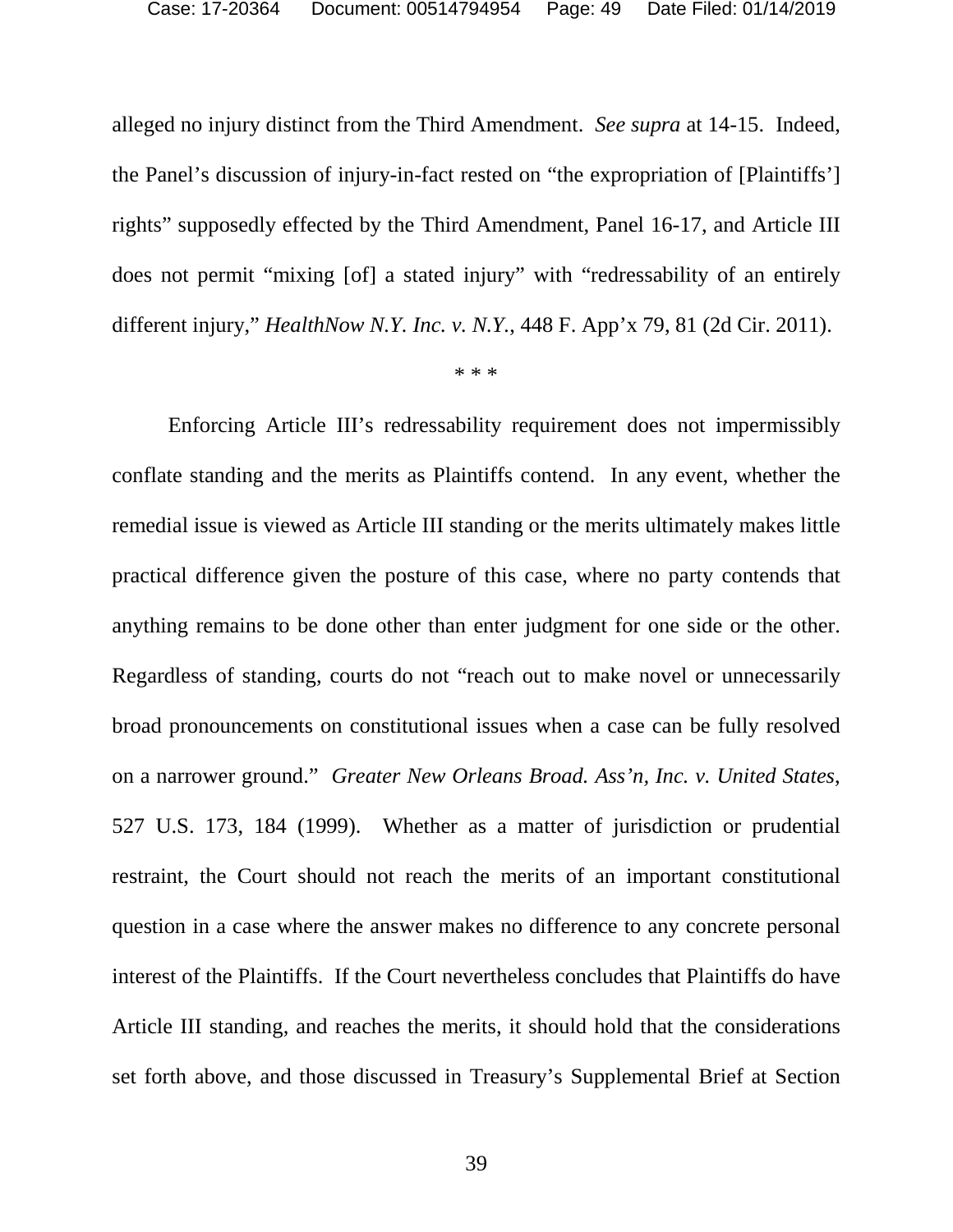alleged no injury distinct from the Third Amendment. *See supra* at 14-15. Indeed, the Panel's discussion of injury-in-fact rested on "the expropriation of [Plaintiffs'] rights" supposedly effected by the Third Amendment, Panel 16-17, and Article III does not permit "mixing [of] a stated injury" with "redressability of an entirely different injury," *HealthNow N.Y. Inc. v. N.Y.*, 448 F. App'x 79, 81 (2d Cir. 2011).

\* \* \*

Enforcing Article III's redressability requirement does not impermissibly conflate standing and the merits as Plaintiffs contend. In any event, whether the remedial issue is viewed as Article III standing or the merits ultimately makes little practical difference given the posture of this case, where no party contends that anything remains to be done other than enter judgment for one side or the other. Regardless of standing, courts do not "reach out to make novel or unnecessarily broad pronouncements on constitutional issues when a case can be fully resolved on a narrower ground." *Greater New Orleans Broad. Ass'n, Inc. v. United States*, 527 U.S. 173, 184 (1999). Whether as a matter of jurisdiction or prudential restraint, the Court should not reach the merits of an important constitutional question in a case where the answer makes no difference to any concrete personal interest of the Plaintiffs. If the Court nevertheless concludes that Plaintiffs do have Article III standing, and reaches the merits, it should hold that the considerations set forth above, and those discussed in Treasury's Supplemental Brief at Section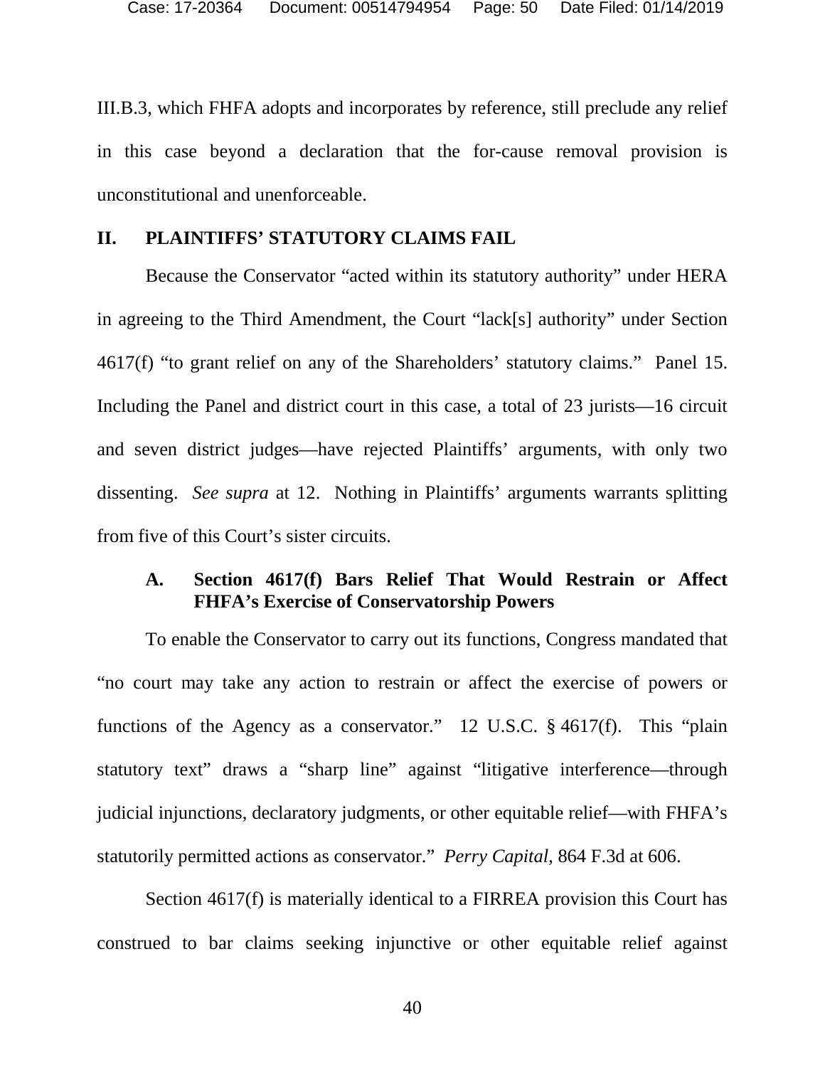III.B.3, which FHFA adopts and incorporates by reference, still preclude any relief in this case beyond a declaration that the for-cause removal provision is unconstitutional and unenforceable.

## II. PLAINTIFFS' STATUTORY CLAIMS FAIL

Because the Conservator "acted within its statutory authority" under HERA in agreeing to the Third Amendment, the Court "lack[s] authority" under Section 4617(f) "to grant relief on any of the Shareholders' statutory claims." Panel 15. Including the Panel and district court in this case, a total of 23 jurists—16 circuit and seven district judges—have rejected Plaintiffs' arguments, with only two dissenting. *See supra* at 12. Nothing in Plaintiffs' arguments warrants splitting from five of this Court's sister circuits.

### A. Section 4617(f) Bars Relief That Would Restrain or Affect FHFA's Exercise of Conservatorship Powers

To enable the Conservator to carry out its functions, Congress mandated that "no court may take any action to restrain or affect the exercise of powers or functions of the Agency as a conservator." 12 U.S.C. § 4617(f). This "plain statutory text" draws a "sharp line" against "litigative interference—through judicial injunctions, declaratory judgments, or other equitable relief—with FHFA's statutorily permitted actions as conservator." *Perry Capital*, 864 F.3d at 606.

Section 4617(f) is materially identical to a FIRREA provision this Court has construed to bar claims seeking injunctive or other equitable relief against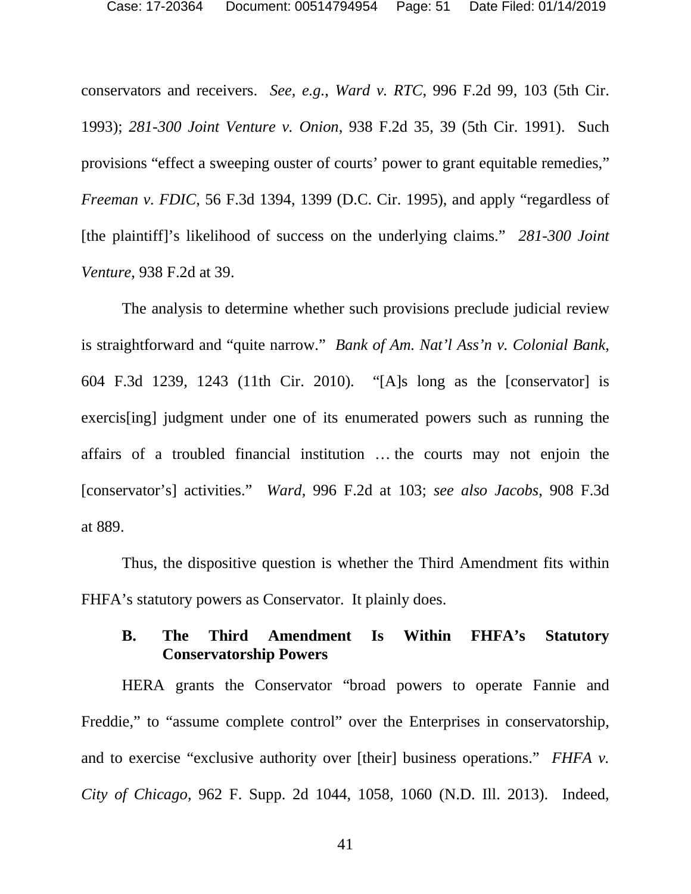conservators and receivers. *See, e.g.*, *Ward v. RTC*, 996 F.2d 99, 103 (5th Cir. 1993); *281-300 Joint Venture v. Onion*, 938 F.2d 35, 39 (5th Cir. 1991). Such provisions "effect a sweeping ouster of courts' power to grant equitable remedies," *Freeman v. FDIC*, 56 F.3d 1394, 1399 (D.C. Cir. 1995), and apply "regardless of [the plaintiff]'s likelihood of success on the underlying claims." *281-300 Joint Venture*, 938 F.2d at 39.

The analysis to determine whether such provisions preclude judicial review is straightforward and "quite narrow." *Bank of Am. Nat'l Ass'n v. Colonial Bank*, 604 F.3d 1239, 1243 (11th Cir. 2010). "[A]s long as the [conservator] is exercis[ing] judgment under one of its enumerated powers such as running the affairs of a troubled financial institution … the courts may not enjoin the [conservator's] activities." *Ward*, 996 F.2d at 103; *see also Jacobs*, 908 F.3d at 889.

Thus, the dispositive question is whether the Third Amendment fits within FHFA's statutory powers as Conservator. It plainly does.

### B. The Third Amendment Is Within FHFA's Statutory Conservatorship Powers

HERA grants the Conservator "broad powers to operate Fannie and Freddie," to "assume complete control" over the Enterprises in conservatorship, and to exercise "exclusive authority over [their] business operations." *FHFA v. City of Chicago*, 962 F. Supp. 2d 1044, 1058, 1060 (N.D. Ill. 2013). Indeed,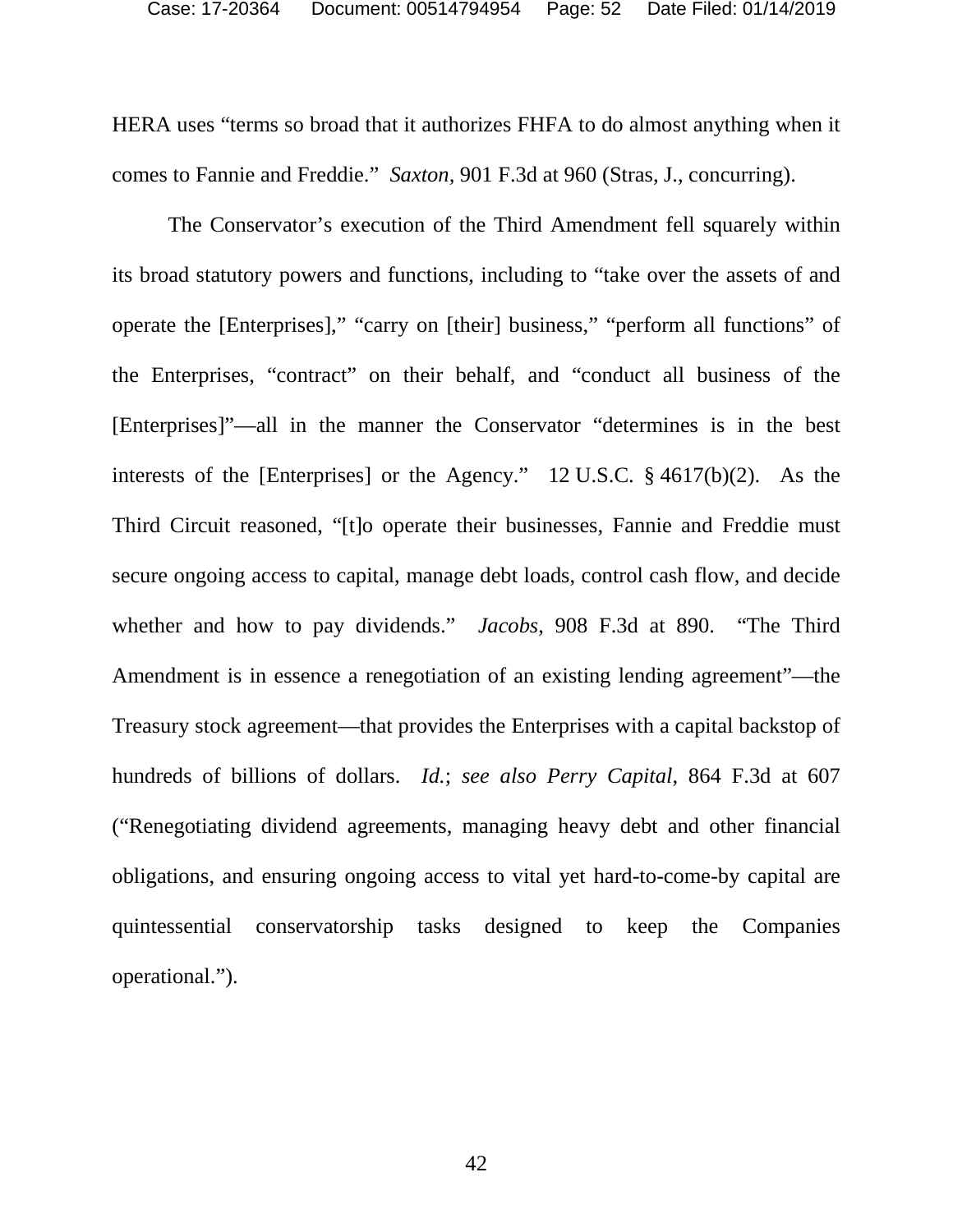HERA uses "terms so broad that it authorizes FHFA to do almost anything when it comes to Fannie and Freddie." *Saxton*, 901 F.3d at 960 (Stras, J., concurring).

The Conservator's execution of the Third Amendment fell squarely within its broad statutory powers and functions, including to "take over the assets of and operate the [Enterprises]," "carry on [their] business," "perform all functions" of the Enterprises, "contract" on their behalf, and "conduct all business of the [Enterprises]"—all in the manner the Conservator "determines is in the best interests of the [Enterprises] or the Agency." 12 U.S.C. § 4617(b)(2). As the Third Circuit reasoned, "[t]o operate their businesses, Fannie and Freddie must secure ongoing access to capital, manage debt loads, control cash flow, and decide whether and how to pay dividends." *Jacobs*, 908 F.3d at 890. "The Third Amendment is in essence a renegotiation of an existing lending agreement"—the Treasury stock agreement—that provides the Enterprises with a capital backstop of hundreds of billions of dollars. *Id.*; *see also Perry Capital*, 864 F.3d at 607 ("Renegotiating dividend agreements, managing heavy debt and other financial obligations, and ensuring ongoing access to vital yet hard-to-come-by capital are quintessential conservatorship tasks designed to keep the Companies operational.").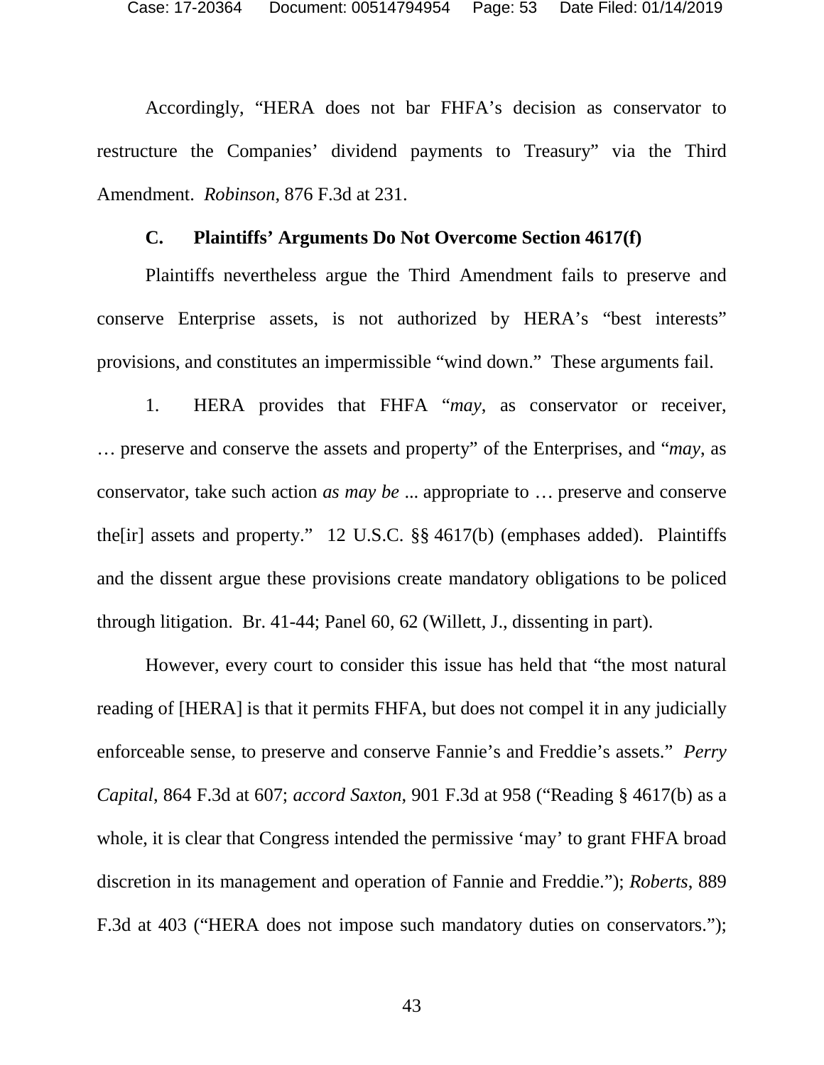Accordingly, "HERA does not bar FHFA's decision as conservator to restructure the Companies' dividend payments to Treasury" via the Third Amendment. *Robinson*, 876 F.3d at 231.

### C. Plaintiffs' Arguments Do Not Overcome Section 4617(f)

Plaintiffs nevertheless argue the Third Amendment fails to preserve and conserve Enterprise assets, is not authorized by HERA's "best interests" provisions, and constitutes an impermissible "wind down." These arguments fail.

1. HERA provides that FHFA "*may*, as conservator or receiver, … preserve and conserve the assets and property" of the Enterprises, and "*may*, as conservator, take such action *as may be* ... appropriate to … preserve and conserve the[ir] assets and property." 12 U.S.C. §§ 4617(b) (emphases added). Plaintiffs and the dissent argue these provisions create mandatory obligations to be policed through litigation. Br. 41-44; Panel 60, 62 (Willett, J., dissenting in part).

However, every court to consider this issue has held that "the most natural reading of [HERA] is that it permits FHFA, but does not compel it in any judicially enforceable sense, to preserve and conserve Fannie's and Freddie's assets." *Perry Capital*, 864 F.3d at 607; *accord Saxton*, 901 F.3d at 958 ("Reading § 4617(b) as a whole, it is clear that Congress intended the permissive 'may' to grant FHFA broad discretion in its management and operation of Fannie and Freddie."); *Roberts*, 889 F.3d at 403 ("HERA does not impose such mandatory duties on conservators.");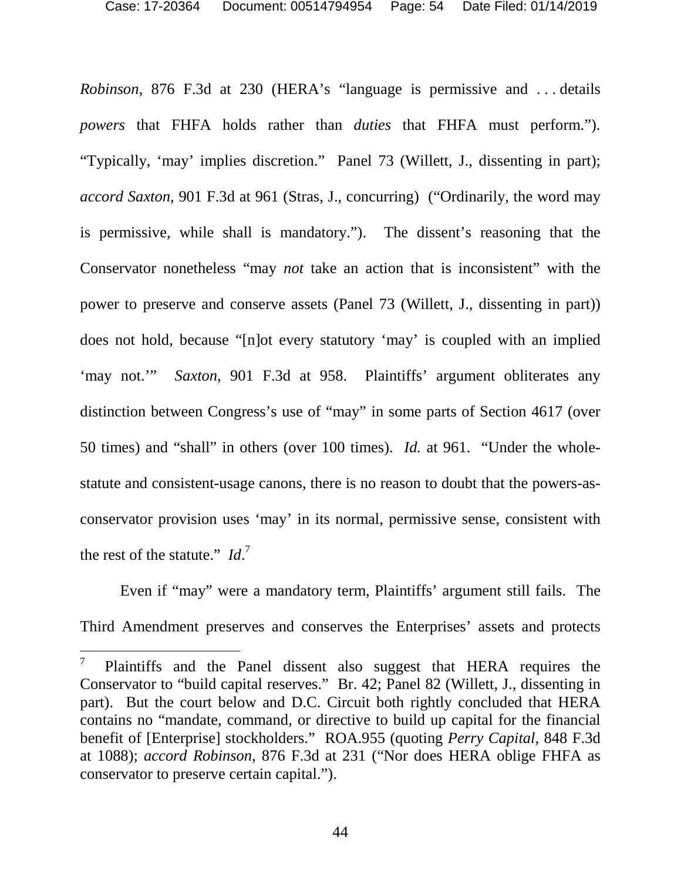*Robinson*, 876 F.3d at 230 (HERA's "language is permissive and . . . details *powers* that FHFA holds rather than *duties* that FHFA must perform."). "Typically, 'may' implies discretion." Panel 73 (Willett, J., dissenting in part); *accord Saxton*, 901 F.3d at 961 (Stras, J., concurring) ("Ordinarily, the word may is permissive, while shall is mandatory."). The dissent's reasoning that the Conservator nonetheless "may *not* take an action that is inconsistent" with the power to preserve and conserve assets (Panel 73 (Willett, J., dissenting in part)) does not hold, because "[n]ot every statutory 'may' is coupled with an implied 'may not.'" *Saxton*, 901 F.3d at 958. Plaintiffs' argument obliterates any distinction between Congress's use of "may" in some parts of Section 4617 (over 50 times) and "shall" in others (over 100 times). *Id.* at 961. "Under the whole-statute and consistent-usage canons, there is no reason to doubt that the powers-as-conservator provision uses 'may' in its normal, permissive sense, consistent with the rest of the statute." *Id*.[7]

Even if "may" were a mandatory term, Plaintiffs' argument still fails. The Third Amendment preserves and conserves the Enterprises' assets and protects

---

[7] Plaintiffs and the Panel dissent also suggest that HERA requires the Conservator to "build capital reserves." Br. 42; Panel 82 (Willett, J., dissenting in part). But the court below and D.C. Circuit both rightly concluded that HERA contains no "mandate, command, or directive to build up capital for the financial benefit of [Enterprise] stockholders." ROA.955 (quoting *Perry Capital*, 848 F.3d at 1088); *accord Robinson*, 876 F.3d at 231 ("Nor does HERA oblige FHFA as conservator to preserve certain capital.").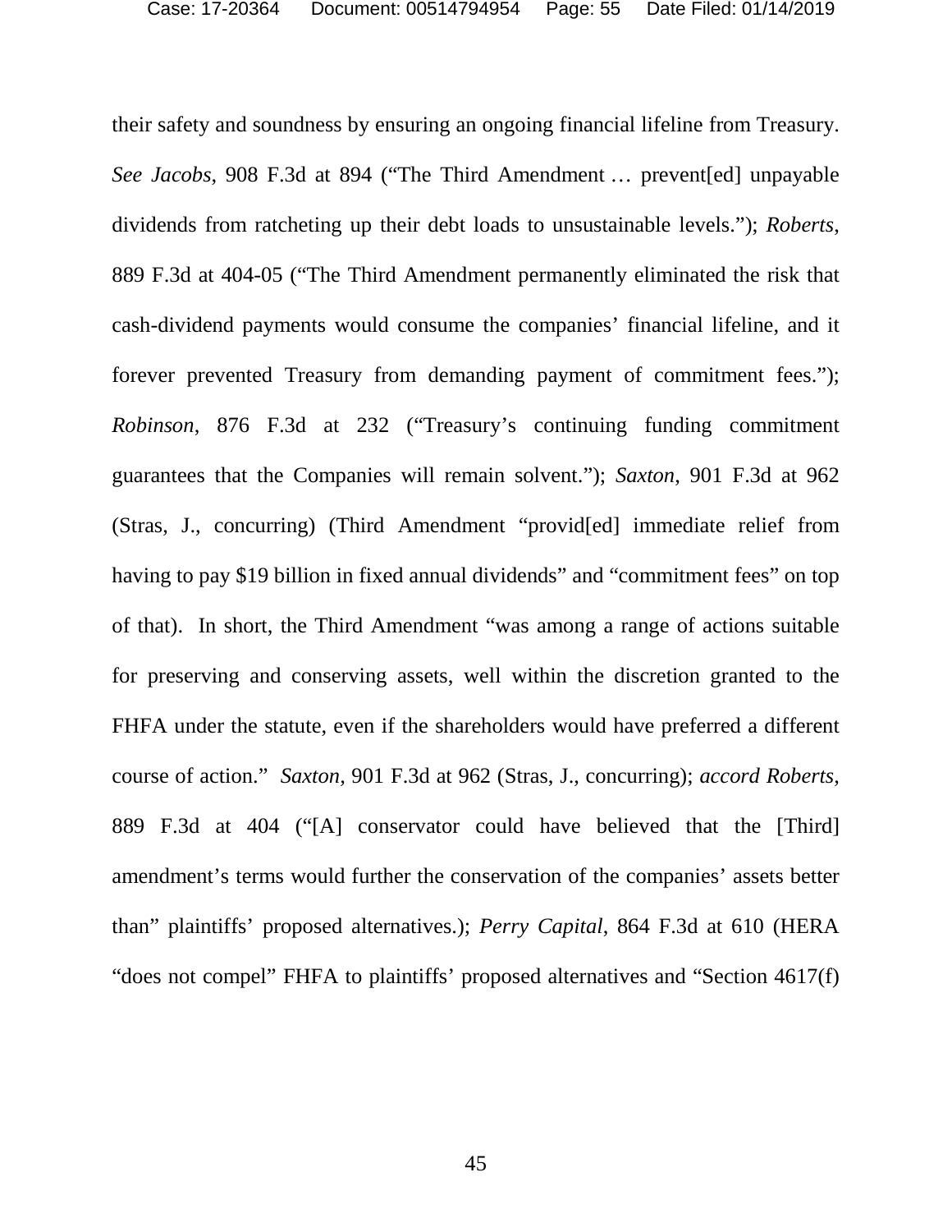their safety and soundness by ensuring an ongoing financial lifeline from Treasury. *See Jacobs*, 908 F.3d at 894 ("The Third Amendment … prevent[ed] unpayable dividends from ratcheting up their debt loads to unsustainable levels."); *Roberts*, 889 F.3d at 404-05 ("The Third Amendment permanently eliminated the risk that cash-dividend payments would consume the companies' financial lifeline, and it forever prevented Treasury from demanding payment of commitment fees."); *Robinson*, 876 F.3d at 232 ("Treasury's continuing funding commitment guarantees that the Companies will remain solvent."); *Saxton*, 901 F.3d at 962 (Stras, J., concurring) (Third Amendment "provid[ed] immediate relief from having to pay $19 billion in fixed annual dividends" and "commitment fees" on top of that). In short, the Third Amendment "was among a range of actions suitable for preserving and conserving assets, well within the discretion granted to the FHFA under the statute, even if the shareholders would have preferred a different course of action." *Saxton*, 901 F.3d at 962 (Stras, J., concurring); *accord Roberts*, 889 F.3d at 404 ("[A] conservator could have believed that the [Third] amendment's terms would further the conservation of the companies' assets better than" plaintiffs' proposed alternatives.); *Perry Capital*, 864 F.3d at 610 (HERA "does not compel" FHFA to plaintiffs' proposed alternatives and "Section 4617(f)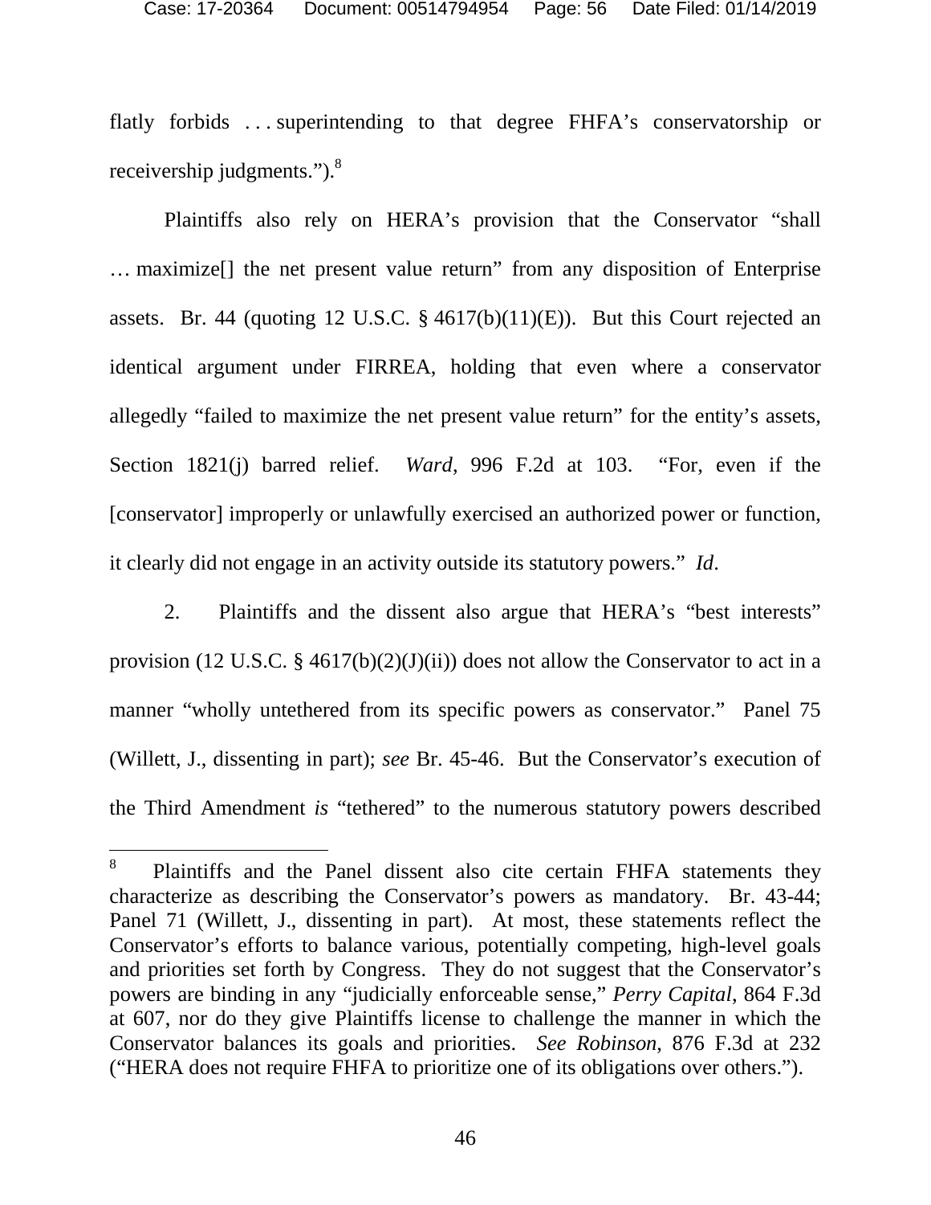flatly forbids . . . superintending to that degree FHFA's conservatorship or receivership judgments.").[8]

Plaintiffs also rely on HERA's provision that the Conservator "shall … maximize[] the net present value return" from any disposition of Enterprise assets. Br. 44 (quoting 12 U.S.C. § 4617(b)(11)(E)). But this Court rejected an identical argument under FIRREA, holding that even where a conservator allegedly "failed to maximize the net present value return" for the entity's assets, Section 1821(j) barred relief. *Ward*, 996 F.2d at 103. "For, even if the [conservator] improperly or unlawfully exercised an authorized power or function, it clearly did not engage in an activity outside its statutory powers." *Id*.

2. Plaintiffs and the dissent also argue that HERA's "best interests" provision (12 U.S.C. § 4617(b)(2)(J)(ii)) does not allow the Conservator to act in a manner "wholly untethered from its specific powers as conservator." Panel 75 (Willett, J., dissenting in part); *see* Br. 45-46. But the Conservator's execution of the Third Amendment *is* "tethered" to the numerous statutory powers described

---

[8] Plaintiffs and the Panel dissent also cite certain FHFA statements they characterize as describing the Conservator's powers as mandatory. Br. 43-44; Panel 71 (Willett, J., dissenting in part). At most, these statements reflect the Conservator's efforts to balance various, potentially competing, high-level goals and priorities set forth by Congress. They do not suggest that the Conservator's powers are binding in any "judicially enforceable sense," *Perry Capital*, 864 F.3d at 607, nor do they give Plaintiffs license to challenge the manner in which the Conservator balances its goals and priorities. *See Robinson*, 876 F.3d at 232 ("HERA does not require FHFA to prioritize one of its obligations over others.").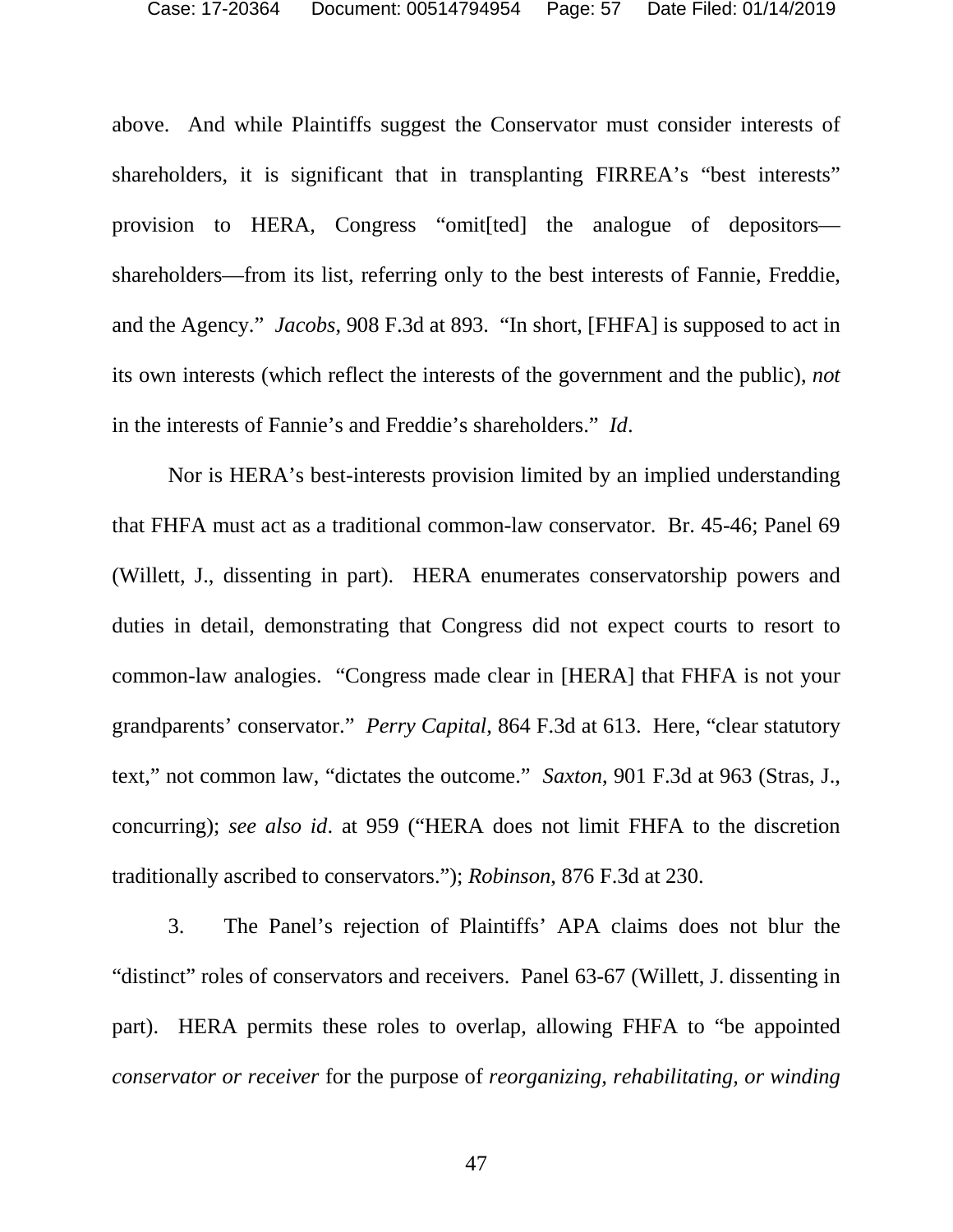above. And while Plaintiffs suggest the Conservator must consider interests of shareholders, it is significant that in transplanting FIRREA's "best interests" provision to HERA, Congress "omit[ted] the analogue of depositors—shareholders—from its list, referring only to the best interests of Fannie, Freddie, and the Agency." *Jacobs*, 908 F.3d at 893. "In short, [FHFA] is supposed to act in its own interests (which reflect the interests of the government and the public), *not* in the interests of Fannie's and Freddie's shareholders." *Id*.

Nor is HERA's best-interests provision limited by an implied understanding that FHFA must act as a traditional common-law conservator. Br. 45-46; Panel 69 (Willett, J., dissenting in part). HERA enumerates conservatorship powers and duties in detail, demonstrating that Congress did not expect courts to resort to common-law analogies. "Congress made clear in [HERA] that FHFA is not your grandparents' conservator." *Perry Capital*, 864 F.3d at 613. Here, "clear statutory text," not common law, "dictates the outcome." *Saxton*, 901 F.3d at 963 (Stras, J., concurring); *see also id*. at 959 ("HERA does not limit FHFA to the discretion traditionally ascribed to conservators."); *Robinson*, 876 F.3d at 230.

3. The Panel's rejection of Plaintiffs' APA claims does not blur the "distinct" roles of conservators and receivers. Panel 63-67 (Willett, J. dissenting in part). HERA permits these roles to overlap, allowing FHFA to "be appointed *conservator or receiver* for the purpose of *reorganizing, rehabilitating, or winding*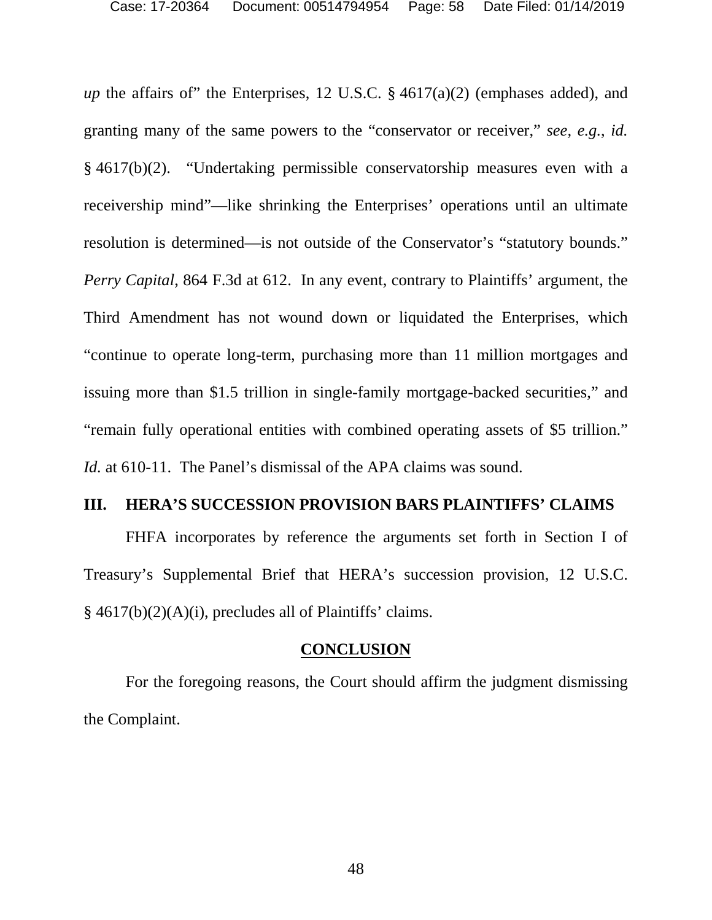*up* the affairs of" the Enterprises, 12 U.S.C. § 4617(a)(2) (emphases added), and granting many of the same powers to the "conservator or receiver," *see, e.g.*, *id.* § 4617(b)(2). "Undertaking permissible conservatorship measures even with a receivership mind"—like shrinking the Enterprises' operations until an ultimate resolution is determined—is not outside of the Conservator's "statutory bounds." *Perry Capital*, 864 F.3d at 612. In any event, contrary to Plaintiffs' argument, the Third Amendment has not wound down or liquidated the Enterprises, which "continue to operate long-term, purchasing more than 11 million mortgages and issuing more than $1.5 trillion in single-family mortgage-backed securities," and "remain fully operational entities with combined operating assets of $5 trillion." *Id.* at 610-11. The Panel's dismissal of the APA claims was sound.

## III. HERA'S SUCCESSION PROVISION BARS PLAINTIFFS' CLAIMS

FHFA incorporates by reference the arguments set forth in Section I of Treasury's Supplemental Brief that HERA's succession provision, 12 U.S.C. § 4617(b)(2)(A)(i), precludes all of Plaintiffs' claims.

## CONCLUSION

For the foregoing reasons, the Court should affirm the judgment dismissing the Complaint.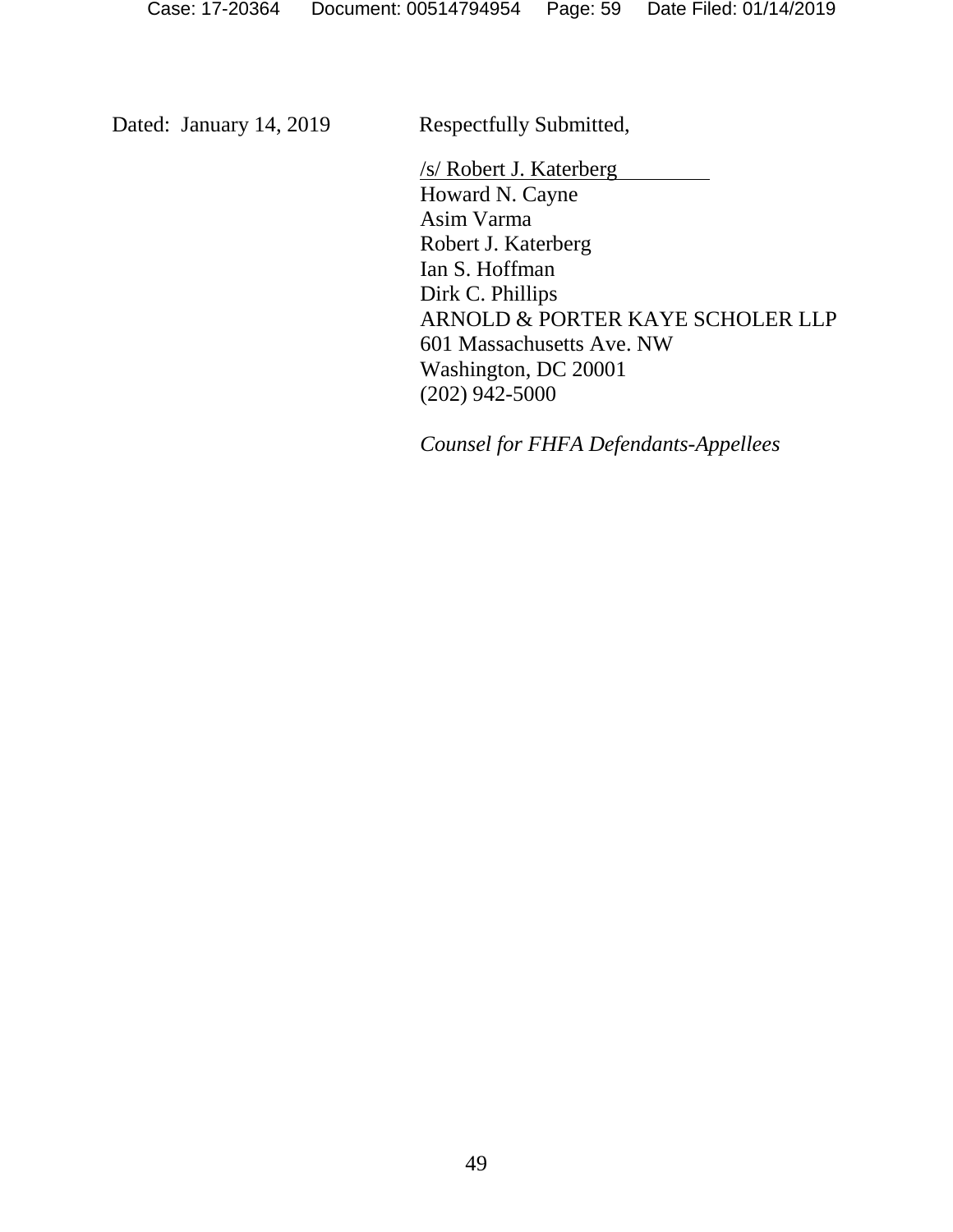Dated: January 14, 2019

Respectfully Submitted,

/s/ Robert J. Katerberg
Howard N. Cayne
Asim Varma
Robert J. Katerberg
Ian S. Hoffman
Dirk C. Phillips
ARNOLD & PORTER KAYE SCHOLER LLP
601 Massachusetts Ave. NW
Washington, DC 20001
(202) 942-5000

*Counsel for FHFA Defendants-Appellees*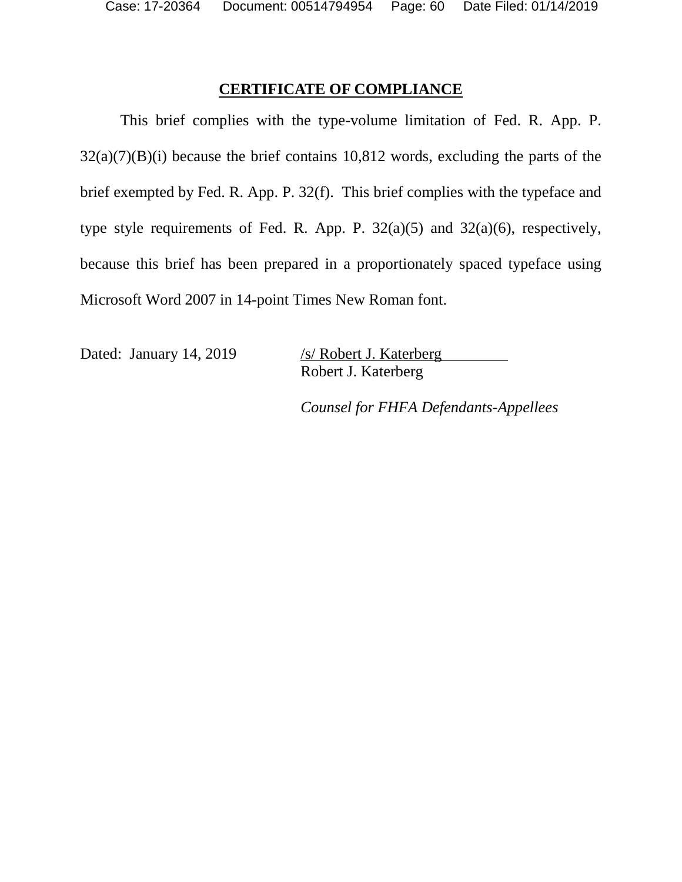## CERTIFICATE OF COMPLIANCE

This brief complies with the type-volume limitation of Fed. R. App. P. 32(a)(7)(B)(i) because the brief contains 10,812 words, excluding the parts of the brief exempted by Fed. R. App. P. 32(f). This brief complies with the typeface and type style requirements of Fed. R. App. P. 32(a)(5) and 32(a)(6), respectively, because this brief has been prepared in a proportionately spaced typeface using Microsoft Word 2007 in 14-point Times New Roman font.

Dated: January 14, 2019

/s/ Robert J. Katerberg
Robert J. Katerberg

*Counsel for FHFA Defendants-Appellees*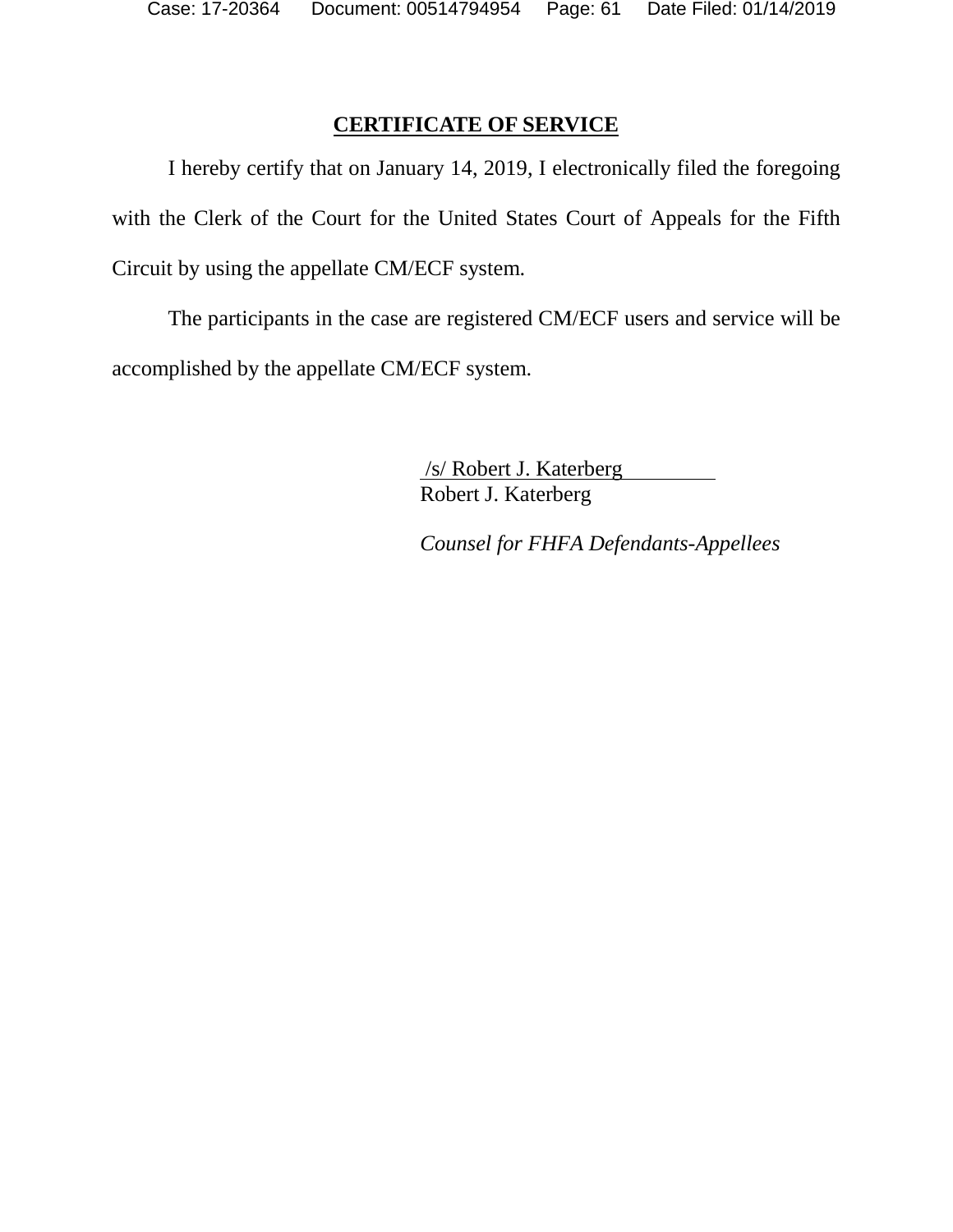**CERTIFICATE OF SERVICE**

I hereby certify that on January 14, 2019, I electronically filed the foregoing with the Clerk of the Court for the United States Court of Appeals for the Fifth Circuit by using the appellate CM/ECF system.

The participants in the case are registered CM/ECF users and service will be accomplished by the appellate CM/ECF system.

/s/ Robert J. Katerberg
Robert J. Katerberg

*Counsel for FHFA Defendants-Appellees*